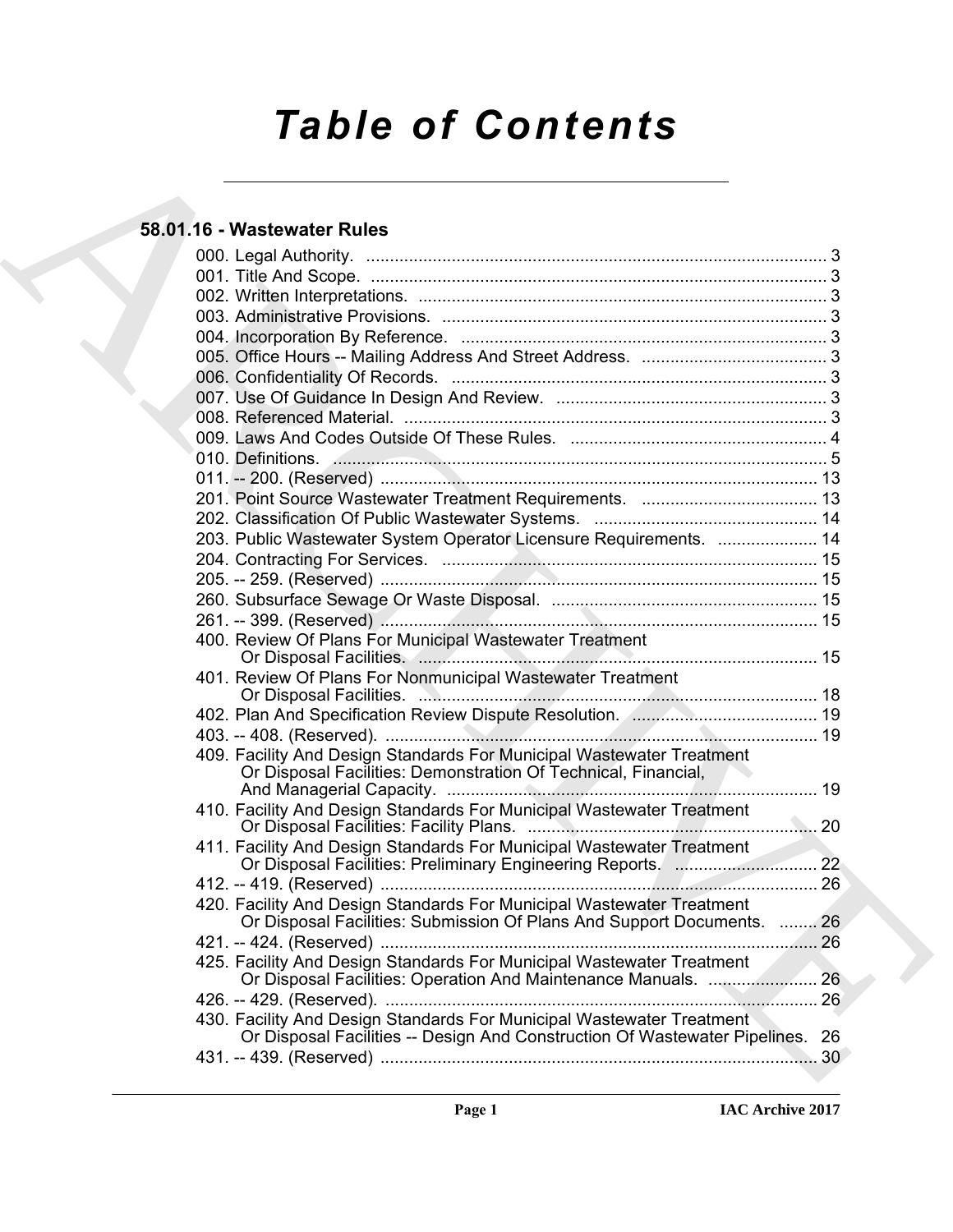# Table of Contents

## 58.01.16 - Wastewater Rules

000. Legal Authority. ... 3
001. Title And Scope. ... 3
002. Written Interpretations. ... 3
003. Administrative Provisions. ... 3
004. Incorporation By Reference. ... 3
005. Office Hours -- Mailing Address And Street Address. ... 3
006. Confidentiality Of Records. ... 3
007. Use Of Guidance In Design And Review. ... 3
008. Referenced Material. ... 3
009. Laws And Codes Outside Of These Rules. ... 4
010. Definitions. ... 5
011. -- 200. (Reserved) ... 13
201. Point Source Wastewater Treatment Requirements. ... 13
202. Classification Of Public Wastewater Systems. ... 14
203. Public Wastewater System Operator Licensure Requirements. ... 14
204. Contracting For Services. ... 15
205. -- 259. (Reserved) ... 15
260. Subsurface Sewage Or Waste Disposal. ... 15
261. -- 399. (Reserved) ... 15
400. Review Of Plans For Municipal Wastewater Treatment Or Disposal Facilities. ... 15
401. Review Of Plans For Nonmunicipal Wastewater Treatment Or Disposal Facilities. ... 18
402. Plan And Specification Review Dispute Resolution. ... 19
403. -- 408. (Reserved). ... 19
409. Facility And Design Standards For Municipal Wastewater Treatment Or Disposal Facilities: Demonstration Of Technical, Financial, And Managerial Capacity. ... 19
410. Facility And Design Standards For Municipal Wastewater Treatment Or Disposal Facilities: Facility Plans. ... 20
411. Facility And Design Standards For Municipal Wastewater Treatment Or Disposal Facilities: Preliminary Engineering Reports. ... 22
412. -- 419. (Reserved) ... 26
420. Facility And Design Standards For Municipal Wastewater Treatment Or Disposal Facilities: Submission Of Plans And Support Documents. ... 26
421. -- 424. (Reserved) ... 26
425. Facility And Design Standards For Municipal Wastewater Treatment Or Disposal Facilities: Operation And Maintenance Manuals. ... 26
426. -- 429. (Reserved). ... 26
430. Facility And Design Standards For Municipal Wastewater Treatment Or Disposal Facilities -- Design And Construction Of Wastewater Pipelines. ... 26
431. -- 439. (Reserved) ... 30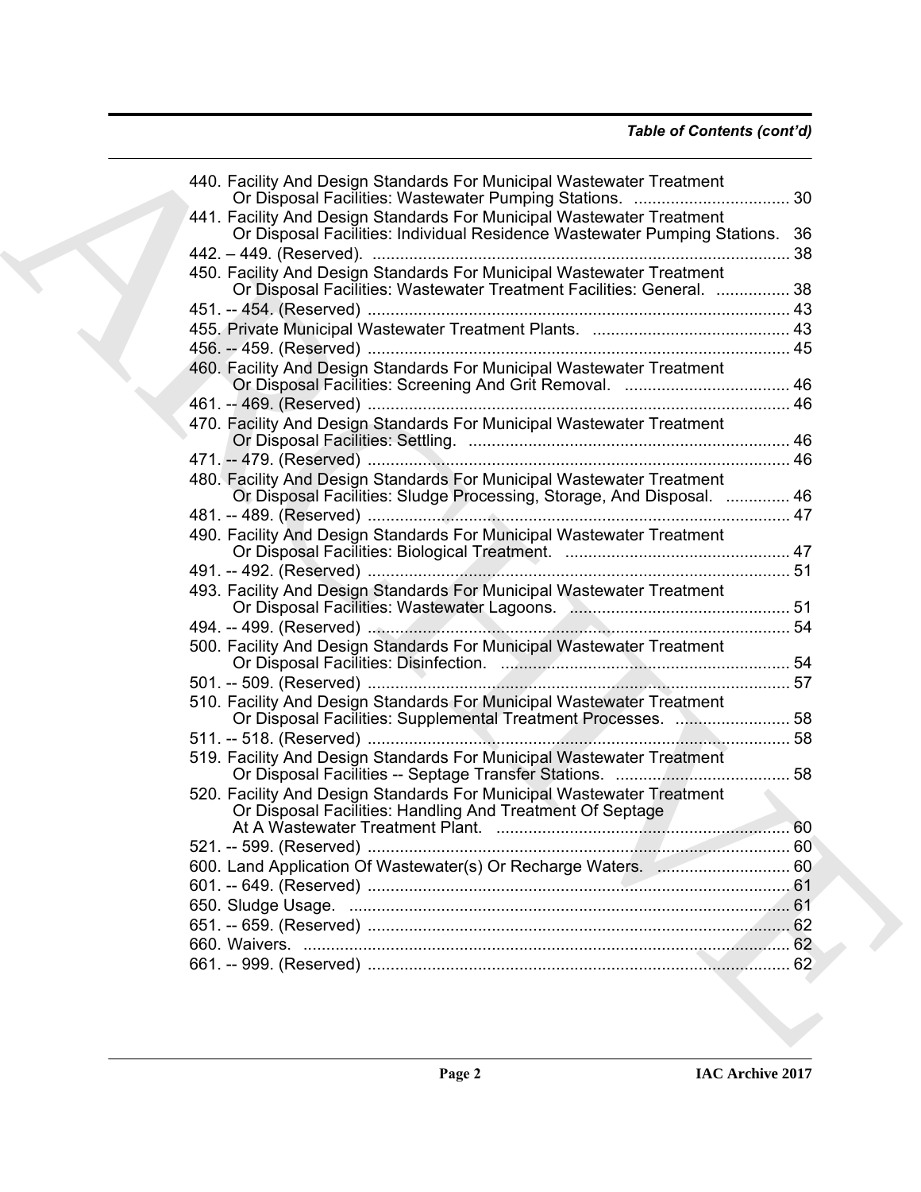*Table of Contents (cont'd)*

440. Facility And Design Standards For Municipal Wastewater Treatment Or Disposal Facilities: Wastewater Pumping Stations. .................................. 30
441. Facility And Design Standards For Municipal Wastewater Treatment Or Disposal Facilities: Individual Residence Wastewater Pumping Stations. 36
442. – 449. (Reserved). ........................................................................................... 38
450. Facility And Design Standards For Municipal Wastewater Treatment Or Disposal Facilities: Wastewater Treatment Facilities: General. ................ 38
451. -- 454. (Reserved) ............................................................................................ 43
455. Private Municipal Wastewater Treatment Plants. ........................................... 43
456. -- 459. (Reserved) ............................................................................................ 45
460. Facility And Design Standards For Municipal Wastewater Treatment Or Disposal Facilities: Screening And Grit Removal. .................................... 46
461. -- 469. (Reserved) ............................................................................................ 46
470. Facility And Design Standards For Municipal Wastewater Treatment Or Disposal Facilities: Settling. ...................................................................... 46
471. -- 479. (Reserved) ............................................................................................ 46
480. Facility And Design Standards For Municipal Wastewater Treatment Or Disposal Facilities: Sludge Processing, Storage, And Disposal. .............. 46
481. -- 489. (Reserved) ............................................................................................ 47
490. Facility And Design Standards For Municipal Wastewater Treatment Or Disposal Facilities: Biological Treatment. ................................................. 47
491. -- 492. (Reserved) ............................................................................................ 51
493. Facility And Design Standards For Municipal Wastewater Treatment Or Disposal Facilities: Wastewater Lagoons. ................................................ 51
494. -- 499. (Reserved) ............................................................................................ 54
500. Facility And Design Standards For Municipal Wastewater Treatment Or Disposal Facilities: Disinfection. ............................................................... 54
501. -- 509. (Reserved) ............................................................................................ 57
510. Facility And Design Standards For Municipal Wastewater Treatment Or Disposal Facilities: Supplemental Treatment Processes. ......................... 58
511. -- 518. (Reserved) ............................................................................................ 58
519. Facility And Design Standards For Municipal Wastewater Treatment Or Disposal Facilities -- Septage Transfer Stations. ...................................... 58
520. Facility And Design Standards For Municipal Wastewater Treatment Or Disposal Facilities: Handling And Treatment Of Septage At A Wastewater Treatment Plant. ................................................................ 60
521. -- 599. (Reserved) ............................................................................................ 60
600. Land Application Of Wastewater(s) Or Recharge Waters. ............................. 60
601. -- 649. (Reserved) ............................................................................................ 61
650. Sludge Usage. ................................................................................................ 61
651. -- 659. (Reserved) ............................................................................................ 62
660. Waivers. .......................................................................................................... 62
661. -- 999. (Reserved) ............................................................................................ 62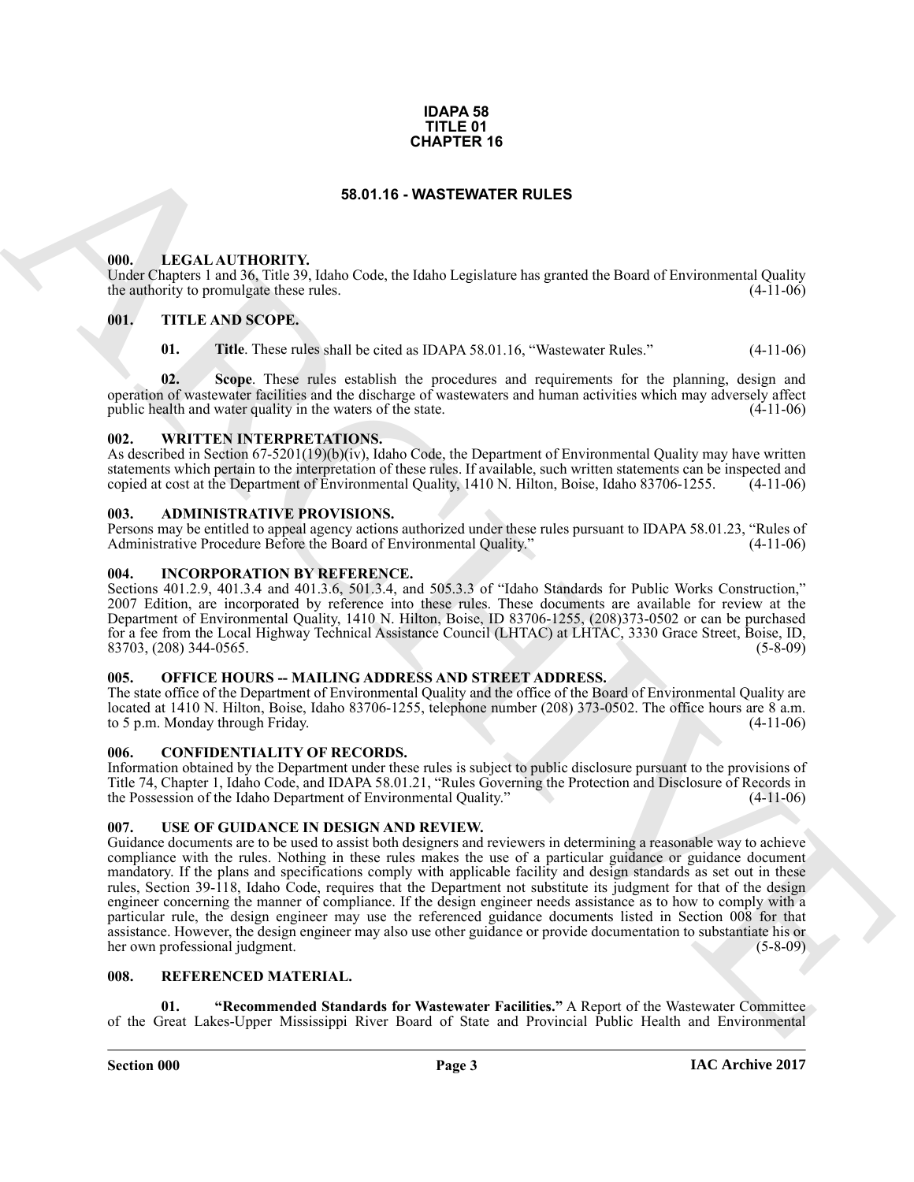**IDAPA 58**
**TITLE 01**
**CHAPTER 16**

# 58.01.16 - WASTEWATER RULES

## 000. LEGAL AUTHORITY.

Under Chapters 1 and 36, Title 39, Idaho Code, the Idaho Legislature has granted the Board of Environmental Quality the authority to promulgate these rules. (4-11-06)

## 001. TITLE AND SCOPE.

**01. Title**. These rules shall be cited as IDAPA 58.01.16, "Wastewater Rules." (4-11-06)

**02. Scope**. These rules establish the procedures and requirements for the planning, design and operation of wastewater facilities and the discharge of wastewaters and human activities which may adversely affect public health and water quality in the waters of the state. (4-11-06)

## 002. WRITTEN INTERPRETATIONS.

As described in Section 67-5201(19)(b)(iv), Idaho Code, the Department of Environmental Quality may have written statements which pertain to the interpretation of these rules. If available, such written statements can be inspected and copied at cost at the Department of Environmental Quality, 1410 N. Hilton, Boise, Idaho 83706-1255. (4-11-06)

## 003. ADMINISTRATIVE PROVISIONS.

Persons may be entitled to appeal agency actions authorized under these rules pursuant to IDAPA 58.01.23, "Rules of Administrative Procedure Before the Board of Environmental Quality." (4-11-06)

## 004. INCORPORATION BY REFERENCE.

Sections 401.2.9, 401.3.4 and 401.3.6, 501.3.4, and 505.3.3 of "Idaho Standards for Public Works Construction," 2007 Edition, are incorporated by reference into these rules. These documents are available for review at the Department of Environmental Quality, 1410 N. Hilton, Boise, ID 83706-1255, (208)373-0502 or can be purchased for a fee from the Local Highway Technical Assistance Council (LHTAC) at LHTAC, 3330 Grace Street, Boise, ID, 83703, (208) 344-0565. (5-8-09)

## 005. OFFICE HOURS -- MAILING ADDRESS AND STREET ADDRESS.

The state office of the Department of Environmental Quality and the office of the Board of Environmental Quality are located at 1410 N. Hilton, Boise, Idaho 83706-1255, telephone number (208) 373-0502. The office hours are 8 a.m. to 5 p.m. Monday through Friday. (4-11-06)

## 006. CONFIDENTIALITY OF RECORDS.

Information obtained by the Department under these rules is subject to public disclosure pursuant to the provisions of Title 74, Chapter 1, Idaho Code, and IDAPA 58.01.21, "Rules Governing the Protection and Disclosure of Records in the Possession of the Idaho Department of Environmental Quality." (4-11-06)

## 007. USE OF GUIDANCE IN DESIGN AND REVIEW.

Guidance documents are to be used to assist both designers and reviewers in determining a reasonable way to achieve compliance with the rules. Nothing in these rules makes the use of a particular guidance or guidance document mandatory. If the plans and specifications comply with applicable facility and design standards as set out in these rules, Section 39-118, Idaho Code, requires that the Department not substitute its judgment for that of the design engineer concerning the manner of compliance. If the design engineer needs assistance as to how to comply with a particular rule, the design engineer may use the referenced guidance documents listed in Section 008 for that assistance. However, the design engineer may also use other guidance or provide documentation to substantiate his or her own professional judgment. (5-8-09)

## 008. REFERENCED MATERIAL.

**01. "Recommended Standards for Wastewater Facilities."** A Report of the Wastewater Committee of the Great Lakes-Upper Mississippi River Board of State and Provincial Public Health and Environmental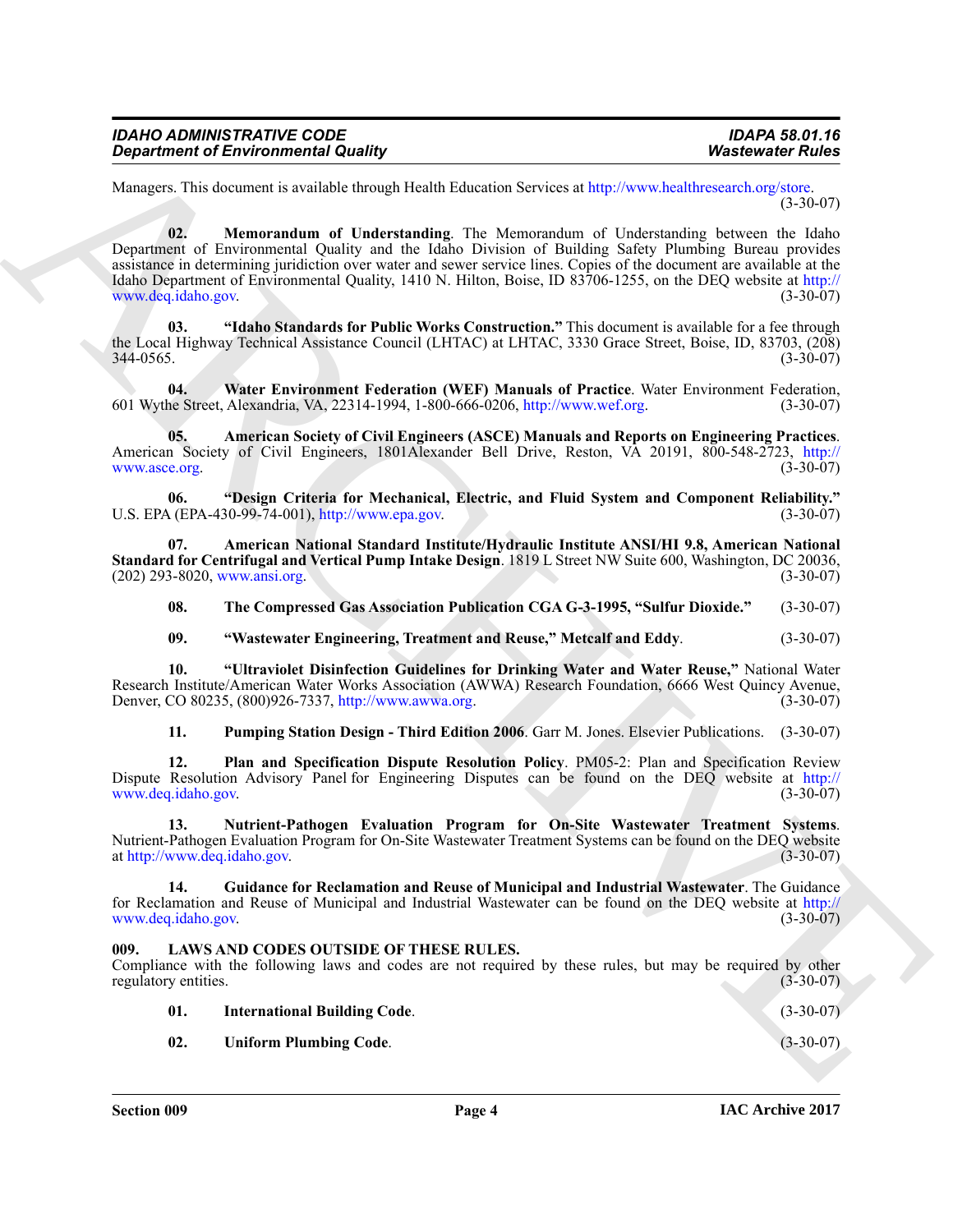Managers. This document is available through Health Education Services at http://www.healthresearch.org/store. (3-30-07)

**02. Memorandum of Understanding**. The Memorandum of Understanding between the Idaho Department of Environmental Quality and the Idaho Division of Building Safety Plumbing Bureau provides assistance in determining juridiction over water and sewer service lines. Copies of the document are available at the Idaho Department of Environmental Quality, 1410 N. Hilton, Boise, ID 83706-1255, on the DEQ website at http://www.deq.idaho.gov. (3-30-07)

**03. "Idaho Standards for Public Works Construction."** This document is available for a fee through the Local Highway Technical Assistance Council (LHTAC) at LHTAC, 3330 Grace Street, Boise, ID, 83703, (208) 344-0565. (3-30-07)

**04. Water Environment Federation (WEF) Manuals of Practice**. Water Environment Federation, 601 Wythe Street, Alexandria, VA, 22314-1994, 1-800-666-0206, http://www.wef.org. (3-30-07)

**05. American Society of Civil Engineers (ASCE) Manuals and Reports on Engineering Practices**. American Society of Civil Engineers, 1801Alexander Bell Drive, Reston, VA 20191, 800-548-2723, http://www.asce.org. (3-30-07)

**06. "Design Criteria for Mechanical, Electric, and Fluid System and Component Reliability."** U.S. EPA (EPA-430-99-74-001), http://www.epa.gov. (3-30-07)

**07. American National Standard Institute/Hydraulic Institute ANSI/HI 9.8, American National Standard for Centrifugal and Vertical Pump Intake Design**. 1819 L Street NW Suite 600, Washington, DC 20036, (202) 293-8020, www.ansi.org. (3-30-07)

**08. The Compressed Gas Association Publication CGA G-3-1995, "Sulfur Dioxide."** (3-30-07)

**09. "Wastewater Engineering, Treatment and Reuse," Metcalf and Eddy**. (3-30-07)

**10. "Ultraviolet Disinfection Guidelines for Drinking Water and Water Reuse,"** National Water Research Institute/American Water Works Association (AWWA) Research Foundation, 6666 West Quincy Avenue, Denver, CO 80235, (800)926-7337, http://www.awwa.org. (3-30-07)

**11. Pumping Station Design - Third Edition 2006**. Garr M. Jones. Elsevier Publications. (3-30-07)

**12. Plan and Specification Dispute Resolution Policy**. PM05-2: Plan and Specification Review Dispute Resolution Advisory Panel for Engineering Disputes can be found on the DEQ website at http://www.deq.idaho.gov. (3-30-07)

**13. Nutrient-Pathogen Evaluation Program for On-Site Wastewater Treatment Systems**. Nutrient-Pathogen Evaluation Program for On-Site Wastewater Treatment Systems can be found on the DEQ website at http://www.deq.idaho.gov. (3-30-07)

**14. Guidance for Reclamation and Reuse of Municipal and Industrial Wastewater**. The Guidance for Reclamation and Reuse of Municipal and Industrial Wastewater can be found on the DEQ website at http://www.deq.idaho.gov. (3-30-07)

## 009. LAWS AND CODES OUTSIDE OF THESE RULES.

Compliance with the following laws and codes are not required by these rules, but may be required by other regulatory entities. (3-30-07)

**01. International Building Code**. (3-30-07)

**02. Uniform Plumbing Code**. (3-30-07)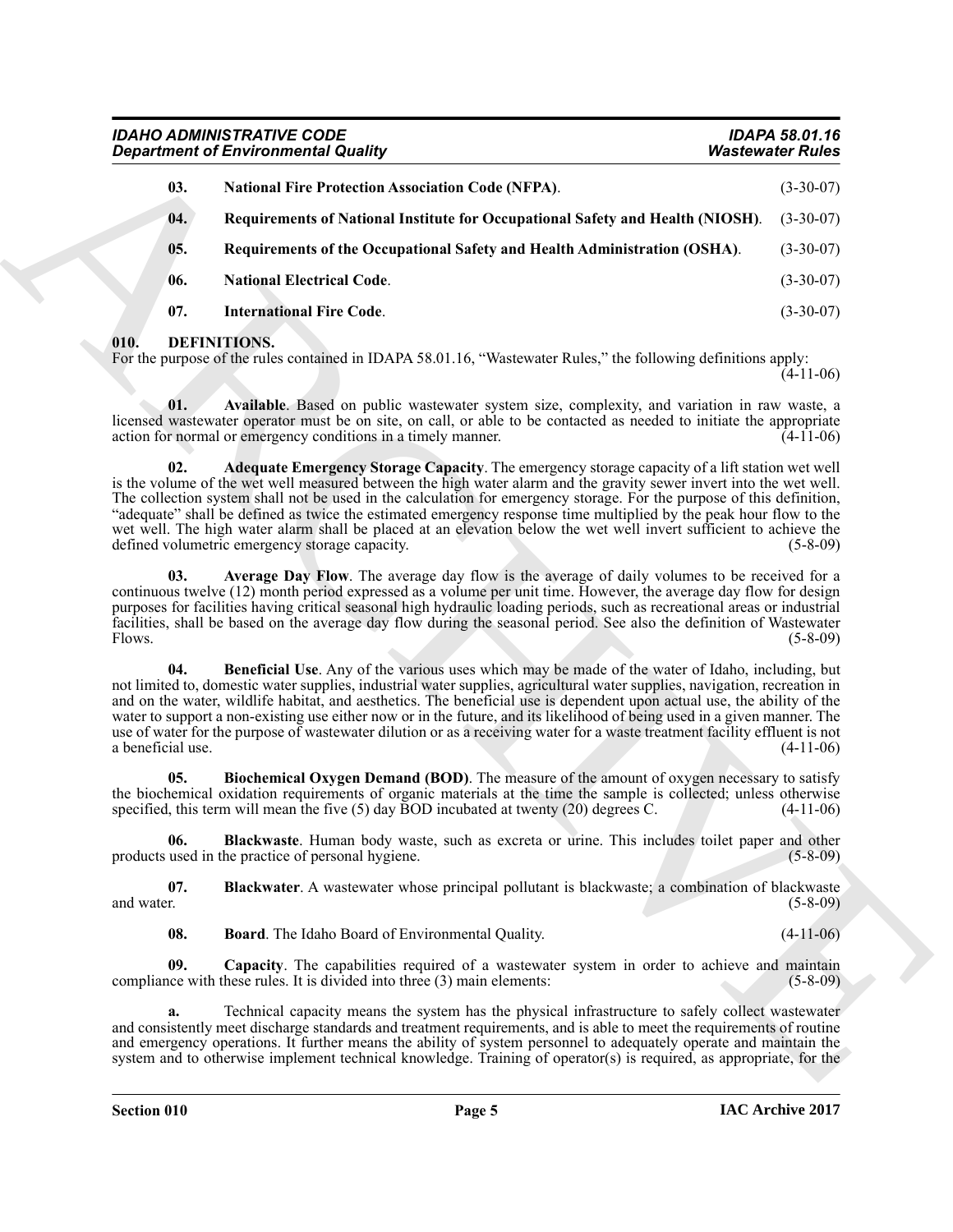| | | |
|---|---|---|
| **03.** | **National Fire Protection Association Code (NFPA)**. | (3-30-07) |
| **04.** | **Requirements of National Institute for Occupational Safety and Health (NIOSH)**. | (3-30-07) |
| **05.** | **Requirements of the Occupational Safety and Health Administration (OSHA)**. | (3-30-07) |
| **06.** | **National Electrical Code**. | (3-30-07) |
| **07.** | **International Fire Code**. | (3-30-07) |

## 010. DEFINITIONS.

For the purpose of the rules contained in IDAPA 58.01.16, "Wastewater Rules," the following definitions apply: (4-11-06)

**01. Available**. Based on public wastewater system size, complexity, and variation in raw waste, a licensed wastewater operator must be on site, on call, or able to be contacted as needed to initiate the appropriate action for normal or emergency conditions in a timely manner. (4-11-06)

**02. Adequate Emergency Storage Capacity**. The emergency storage capacity of a lift station wet well is the volume of the wet well measured between the high water alarm and the gravity sewer invert into the wet well. The collection system shall not be used in the calculation for emergency storage. For the purpose of this definition, "adequate" shall be defined as twice the estimated emergency response time multiplied by the peak hour flow to the wet well. The high water alarm shall be placed at an elevation below the wet well invert sufficient to achieve the defined volumetric emergency storage capacity. (5-8-09)

**03. Average Day Flow**. The average day flow is the average of daily volumes to be received for a continuous twelve (12) month period expressed as a volume per unit time. However, the average day flow for design purposes for facilities having critical seasonal high hydraulic loading periods, such as recreational areas or industrial facilities, shall be based on the average day flow during the seasonal period. See also the definition of Wastewater Flows. (5-8-09)

**04. Beneficial Use**. Any of the various uses which may be made of the water of Idaho, including, but not limited to, domestic water supplies, industrial water supplies, agricultural water supplies, navigation, recreation in and on the water, wildlife habitat, and aesthetics. The beneficial use is dependent upon actual use, the ability of the water to support a non-existing use either now or in the future, and its likelihood of being used in a given manner. The use of water for the purpose of wastewater dilution or as a receiving water for a waste treatment facility effluent is not a beneficial use. (4-11-06)

**05. Biochemical Oxygen Demand (BOD)**. The measure of the amount of oxygen necessary to satisfy the biochemical oxidation requirements of organic materials at the time the sample is collected; unless otherwise specified, this term will mean the five (5) day BOD incubated at twenty (20) degrees C. (4-11-06)

**06. Blackwaste**. Human body waste, such as excreta or urine. This includes toilet paper and other products used in the practice of personal hygiene. (5-8-09)

**07. Blackwater**. A wastewater whose principal pollutant is blackwaste; a combination of blackwaste and water. (5-8-09)

**08. Board**. The Idaho Board of Environmental Quality. (4-11-06)

**09. Capacity**. The capabilities required of a wastewater system in order to achieve and maintain compliance with these rules. It is divided into three (3) main elements: (5-8-09)

**a.** Technical capacity means the system has the physical infrastructure to safely collect wastewater and consistently meet discharge standards and treatment requirements, and is able to meet the requirements of routine and emergency operations. It further means the ability of system personnel to adequately operate and maintain the system and to otherwise implement technical knowledge. Training of operator(s) is required, as appropriate, for the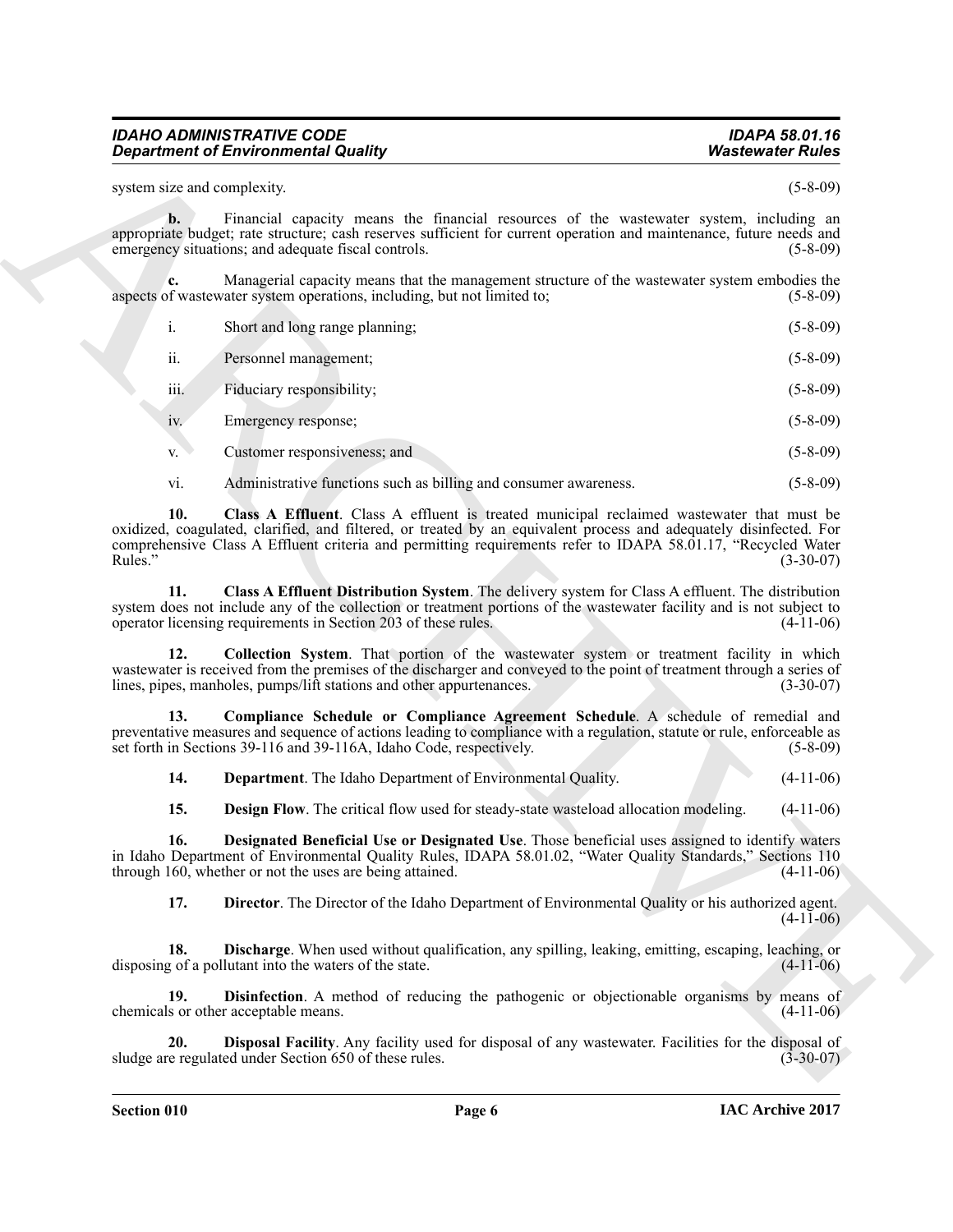system size and complexity. (5-8-09)

**b.** Financial capacity means the financial resources of the wastewater system, including an appropriate budget; rate structure; cash reserves sufficient for current operation and maintenance, future needs and emergency situations; and adequate fiscal controls. (5-8-09)

**c.** Managerial capacity means that the management structure of the wastewater system embodies the aspects of wastewater system operations, including, but not limited to; (5-8-09)

i. Short and long range planning; (5-8-09)

ii. Personnel management; (5-8-09)

iii. Fiduciary responsibility; (5-8-09)

iv. Emergency response; (5-8-09)

v. Customer responsiveness; and (5-8-09)

vi. Administrative functions such as billing and consumer awareness. (5-8-09)

**10. Class A Effluent**. Class A effluent is treated municipal reclaimed wastewater that must be oxidized, coagulated, clarified, and filtered, or treated by an equivalent process and adequately disinfected. For comprehensive Class A Effluent criteria and permitting requirements refer to IDAPA 58.01.17, "Recycled Water Rules." (3-30-07)

**11. Class A Effluent Distribution System**. The delivery system for Class A effluent. The distribution system does not include any of the collection or treatment portions of the wastewater facility and is not subject to operator licensing requirements in Section 203 of these rules. (4-11-06)

**12. Collection System**. That portion of the wastewater system or treatment facility in which wastewater is received from the premises of the discharger and conveyed to the point of treatment through a series of lines, pipes, manholes, pumps/lift stations and other appurtenances. (3-30-07)

**13. Compliance Schedule or Compliance Agreement Schedule**. A schedule of remedial and preventative measures and sequence of actions leading to compliance with a regulation, statute or rule, enforceable as set forth in Sections 39-116 and 39-116A, Idaho Code, respectively. (5-8-09)

**14. Department**. The Idaho Department of Environmental Quality. (4-11-06)

**15. Design Flow**. The critical flow used for steady-state wasteload allocation modeling. (4-11-06)

**16. Designated Beneficial Use or Designated Use**. Those beneficial uses assigned to identify waters in Idaho Department of Environmental Quality Rules, IDAPA 58.01.02, "Water Quality Standards," Sections 110 through 160, whether or not the uses are being attained. (4-11-06)

**17. Director**. The Director of the Idaho Department of Environmental Quality or his authorized agent. (4-11-06)

**18. Discharge**. When used without qualification, any spilling, leaking, emitting, escaping, leaching, or disposing of a pollutant into the waters of the state. (4-11-06)

**19. Disinfection**. A method of reducing the pathogenic or objectionable organisms by means of chemicals or other acceptable means. (4-11-06)

**20. Disposal Facility**. Any facility used for disposal of any wastewater. Facilities for the disposal of sludge are regulated under Section 650 of these rules. (3-30-07)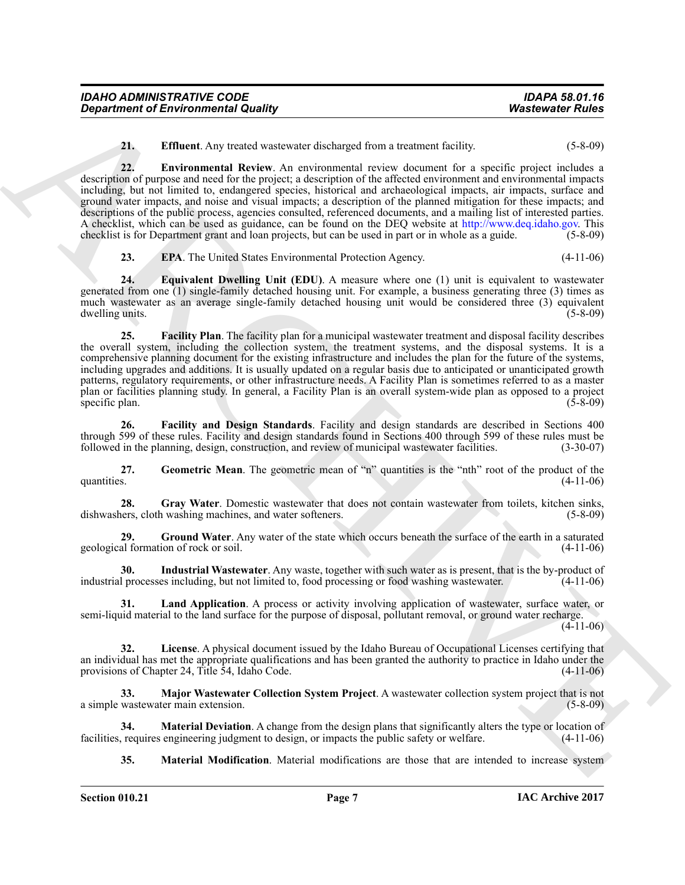**21. Effluent**. Any treated wastewater discharged from a treatment facility. (5-8-09)

**22. Environmental Review**. An environmental review document for a specific project includes a description of purpose and need for the project; a description of the affected environment and environmental impacts including, but not limited to, endangered species, historical and archaeological impacts, air impacts, surface and ground water impacts, and noise and visual impacts; a description of the planned mitigation for these impacts; and descriptions of the public process, agencies consulted, referenced documents, and a mailing list of interested parties. A checklist, which can be used as guidance, can be found on the DEQ website at http://www.deq.idaho.gov. This checklist is for Department grant and loan projects, but can be used in part or in whole as a guide. (5-8-09)

**23. EPA**. The United States Environmental Protection Agency. (4-11-06)

**24. Equivalent Dwelling Unit (EDU)**. A measure where one (1) unit is equivalent to wastewater generated from one (1) single-family detached housing unit. For example, a business generating three (3) times as much wastewater as an average single-family detached housing unit would be considered three (3) equivalent dwelling units. (5-8-09)

**25. Facility Plan**. The facility plan for a municipal wastewater treatment and disposal facility describes the overall system, including the collection system, the treatment systems, and the disposal systems. It is a comprehensive planning document for the existing infrastructure and includes the plan for the future of the systems, including upgrades and additions. It is usually updated on a regular basis due to anticipated or unanticipated growth patterns, regulatory requirements, or other infrastructure needs. A Facility Plan is sometimes referred to as a master plan or facilities planning study. In general, a Facility Plan is an overall system-wide plan as opposed to a project specific plan. (5-8-09)

**26. Facility and Design Standards**. Facility and design standards are described in Sections 400 through 599 of these rules. Facility and design standards found in Sections 400 through 599 of these rules must be followed in the planning, design, construction, and review of municipal wastewater facilities. (3-30-07)

**27. Geometric Mean**. The geometric mean of "n" quantities is the "nth" root of the product of the quantities. (4-11-06)

**28. Gray Water**. Domestic wastewater that does not contain wastewater from toilets, kitchen sinks, dishwashers, cloth washing machines, and water softeners. (5-8-09)

**29. Ground Water**. Any water of the state which occurs beneath the surface of the earth in a saturated geological formation of rock or soil. (4-11-06)

**30. Industrial Wastewater**. Any waste, together with such water as is present, that is the by-product of industrial processes including, but not limited to, food processing or food washing wastewater. (4-11-06)

**31. Land Application**. A process or activity involving application of wastewater, surface water, or semi-liquid material to the land surface for the purpose of disposal, pollutant removal, or ground water recharge. (4-11-06)

**32. License**. A physical document issued by the Idaho Bureau of Occupational Licenses certifying that an individual has met the appropriate qualifications and has been granted the authority to practice in Idaho under the provisions of Chapter 24, Title 54, Idaho Code. (4-11-06)

**33. Major Wastewater Collection System Project**. A wastewater collection system project that is not a simple wastewater main extension. (5-8-09)

**34. Material Deviation**. A change from the design plans that significantly alters the type or location of facilities, requires engineering judgment to design, or impacts the public safety or welfare. (4-11-06)

**35. Material Modification**. Material modifications are those that are intended to increase system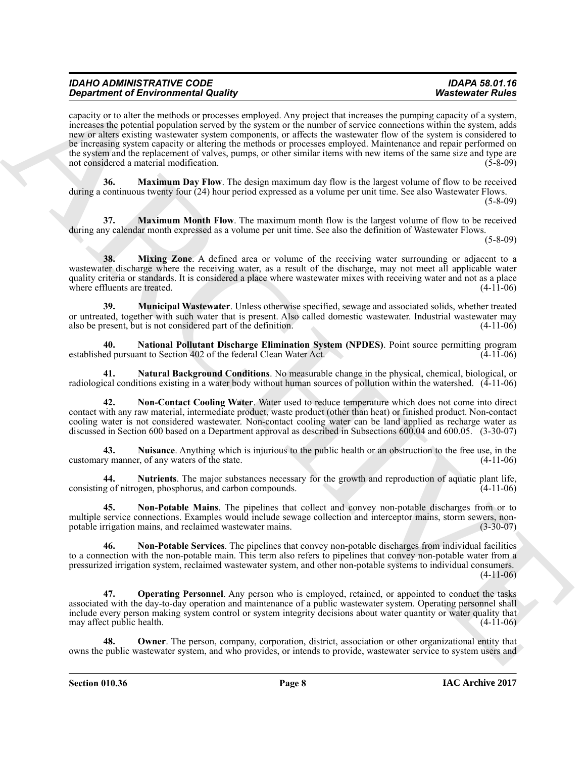capacity or to alter the methods or processes employed. Any project that increases the pumping capacity of a system, increases the potential population served by the system or the number of service connections within the system, adds new or alters existing wastewater system components, or affects the wastewater flow of the system is considered to be increasing system capacity or altering the methods or processes employed. Maintenance and repair performed on the system and the replacement of valves, pumps, or other similar items with new items of the same size and type are not considered a material modification. (5-8-09)

**36. Maximum Day Flow**. The design maximum day flow is the largest volume of flow to be received during a continuous twenty four (24) hour period expressed as a volume per unit time. See also Wastewater Flows. (5-8-09)

**37. Maximum Month Flow**. The maximum month flow is the largest volume of flow to be received during any calendar month expressed as a volume per unit time. See also the definition of Wastewater Flows. (5-8-09)

**38. Mixing Zone**. A defined area or volume of the receiving water surrounding or adjacent to a wastewater discharge where the receiving water, as a result of the discharge, may not meet all applicable water quality criteria or standards. It is considered a place where wastewater mixes with receiving water and not as a place where effluents are treated. (4-11-06)

**39. Municipal Wastewater**. Unless otherwise specified, sewage and associated solids, whether treated or untreated, together with such water that is present. Also called domestic wastewater. Industrial wastewater may also be present, but is not considered part of the definition. (4-11-06)

**40. National Pollutant Discharge Elimination System (NPDES)**. Point source permitting program established pursuant to Section 402 of the federal Clean Water Act. (4-11-06)

**41. Natural Background Conditions**. No measurable change in the physical, chemical, biological, or radiological conditions existing in a water body without human sources of pollution within the watershed. (4-11-06)

**42. Non-Contact Cooling Water**. Water used to reduce temperature which does not come into direct contact with any raw material, intermediate product, waste product (other than heat) or finished product. Non-contact cooling water is not considered wastewater. Non-contact cooling water can be land applied as recharge water as discussed in Section 600 based on a Department approval as described in Subsections 600.04 and 600.05. (3-30-07)

**43. Nuisance**. Anything which is injurious to the public health or an obstruction to the free use, in the customary manner, of any waters of the state. (4-11-06)

**44. Nutrients**. The major substances necessary for the growth and reproduction of aquatic plant life, consisting of nitrogen, phosphorus, and carbon compounds. (4-11-06)

**45. Non-Potable Mains**. The pipelines that collect and convey non-potable discharges from or to multiple service connections. Examples would include sewage collection and interceptor mains, storm sewers, non-potable irrigation mains, and reclaimed wastewater mains. (3-30-07)

**46. Non-Potable Services**. The pipelines that convey non-potable discharges from individual facilities to a connection with the non-potable main. This term also refers to pipelines that convey non-potable water from a pressurized irrigation system, reclaimed wastewater system, and other non-potable systems to individual consumers. (4-11-06)

**47. Operating Personnel**. Any person who is employed, retained, or appointed to conduct the tasks associated with the day-to-day operation and maintenance of a public wastewater system. Operating personnel shall include every person making system control or system integrity decisions about water quantity or water quality that may affect public health. (4-11-06)

**48. Owner**. The person, company, corporation, district, association or other organizational entity that owns the public wastewater system, and who provides, or intends to provide, wastewater service to system users and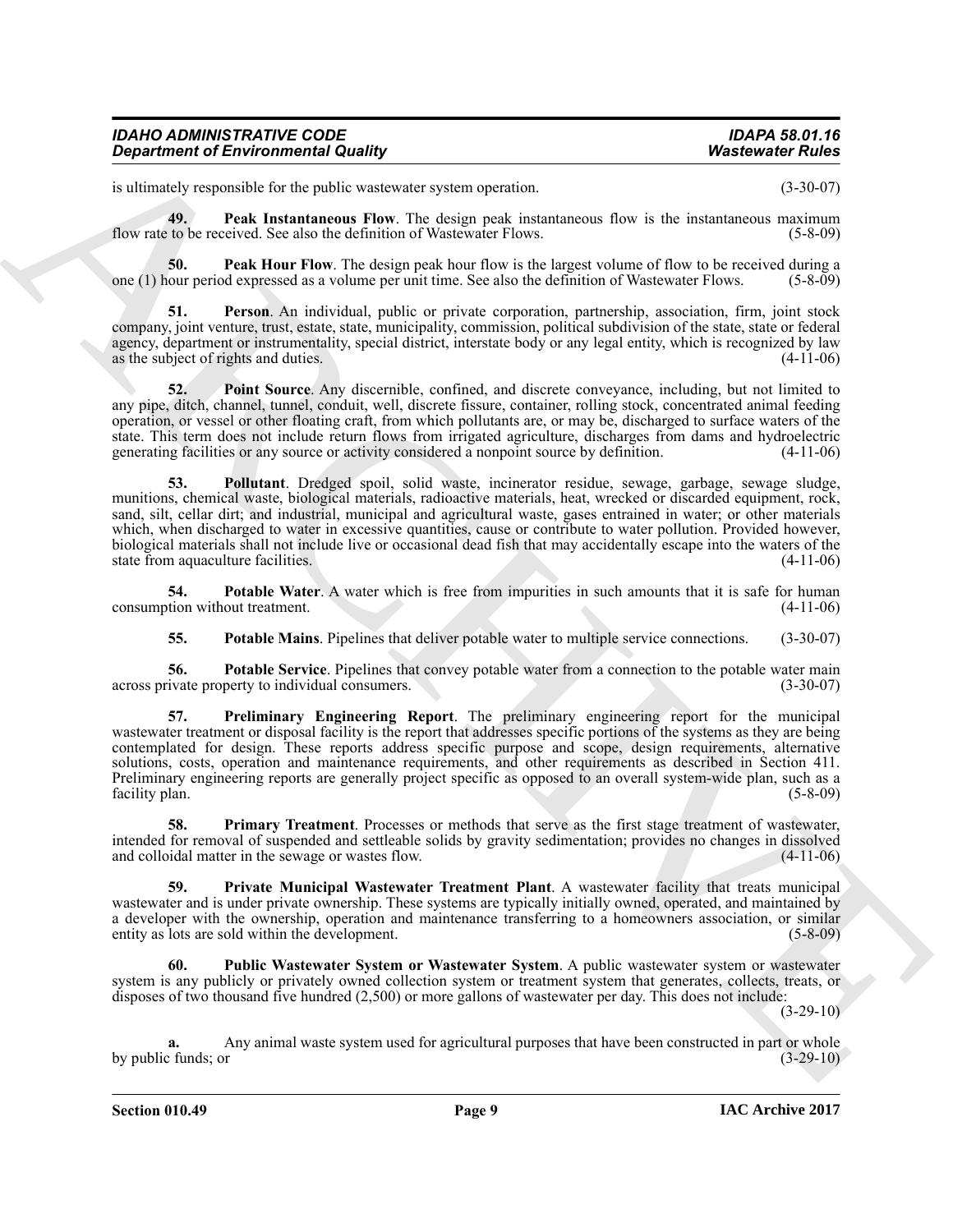is ultimately responsible for the public wastewater system operation. (3-30-07)

**49. Peak Instantaneous Flow**. The design peak instantaneous flow is the instantaneous maximum flow rate to be received. See also the definition of Wastewater Flows. (5-8-09)

**50. Peak Hour Flow**. The design peak hour flow is the largest volume of flow to be received during a one (1) hour period expressed as a volume per unit time. See also the definition of Wastewater Flows. (5-8-09)

**51. Person**. An individual, public or private corporation, partnership, association, firm, joint stock company, joint venture, trust, estate, state, municipality, commission, political subdivision of the state, state or federal agency, department or instrumentality, special district, interstate body or any legal entity, which is recognized by law as the subject of rights and duties. (4-11-06)

**52. Point Source**. Any discernible, confined, and discrete conveyance, including, but not limited to any pipe, ditch, channel, tunnel, conduit, well, discrete fissure, container, rolling stock, concentrated animal feeding operation, or vessel or other floating craft, from which pollutants are, or may be, discharged to surface waters of the state. This term does not include return flows from irrigated agriculture, discharges from dams and hydroelectric generating facilities or any source or activity considered a nonpoint source by definition. (4-11-06)

**53. Pollutant**. Dredged spoil, solid waste, incinerator residue, sewage, garbage, sewage sludge, munitions, chemical waste, biological materials, radioactive materials, heat, wrecked or discarded equipment, rock, sand, silt, cellar dirt; and industrial, municipal and agricultural waste, gases entrained in water; or other materials which, when discharged to water in excessive quantities, cause or contribute to water pollution. Provided however, biological materials shall not include live or occasional dead fish that may accidentally escape into the waters of the state from aquaculture facilities. (4-11-06)

**54. Potable Water**. A water which is free from impurities in such amounts that it is safe for human consumption without treatment. (4-11-06)

**55. Potable Mains**. Pipelines that deliver potable water to multiple service connections. (3-30-07)

**56. Potable Service**. Pipelines that convey potable water from a connection to the potable water main across private property to individual consumers. (3-30-07)

**57. Preliminary Engineering Report**. The preliminary engineering report for the municipal wastewater treatment or disposal facility is the report that addresses specific portions of the systems as they are being contemplated for design. These reports address specific purpose and scope, design requirements, alternative solutions, costs, operation and maintenance requirements, and other requirements as described in Section 411. Preliminary engineering reports are generally project specific as opposed to an overall system-wide plan, such as a facility plan. (5-8-09)

**58. Primary Treatment**. Processes or methods that serve as the first stage treatment of wastewater, intended for removal of suspended and settleable solids by gravity sedimentation; provides no changes in dissolved and colloidal matter in the sewage or wastes flow. (4-11-06)

**59. Private Municipal Wastewater Treatment Plant**. A wastewater facility that treats municipal wastewater and is under private ownership. These systems are typically initially owned, operated, and maintained by a developer with the ownership, operation and maintenance transferring to a homeowners association, or similar entity as lots are sold within the development. (5-8-09)

**60. Public Wastewater System or Wastewater System**. A public wastewater system or wastewater system is any publicly or privately owned collection system or treatment system that generates, collects, treats, or disposes of two thousand five hundred (2,500) or more gallons of wastewater per day. This does not include: (3-29-10)

**a.** Any animal waste system used for agricultural purposes that have been constructed in part or whole by public funds; or (3-29-10)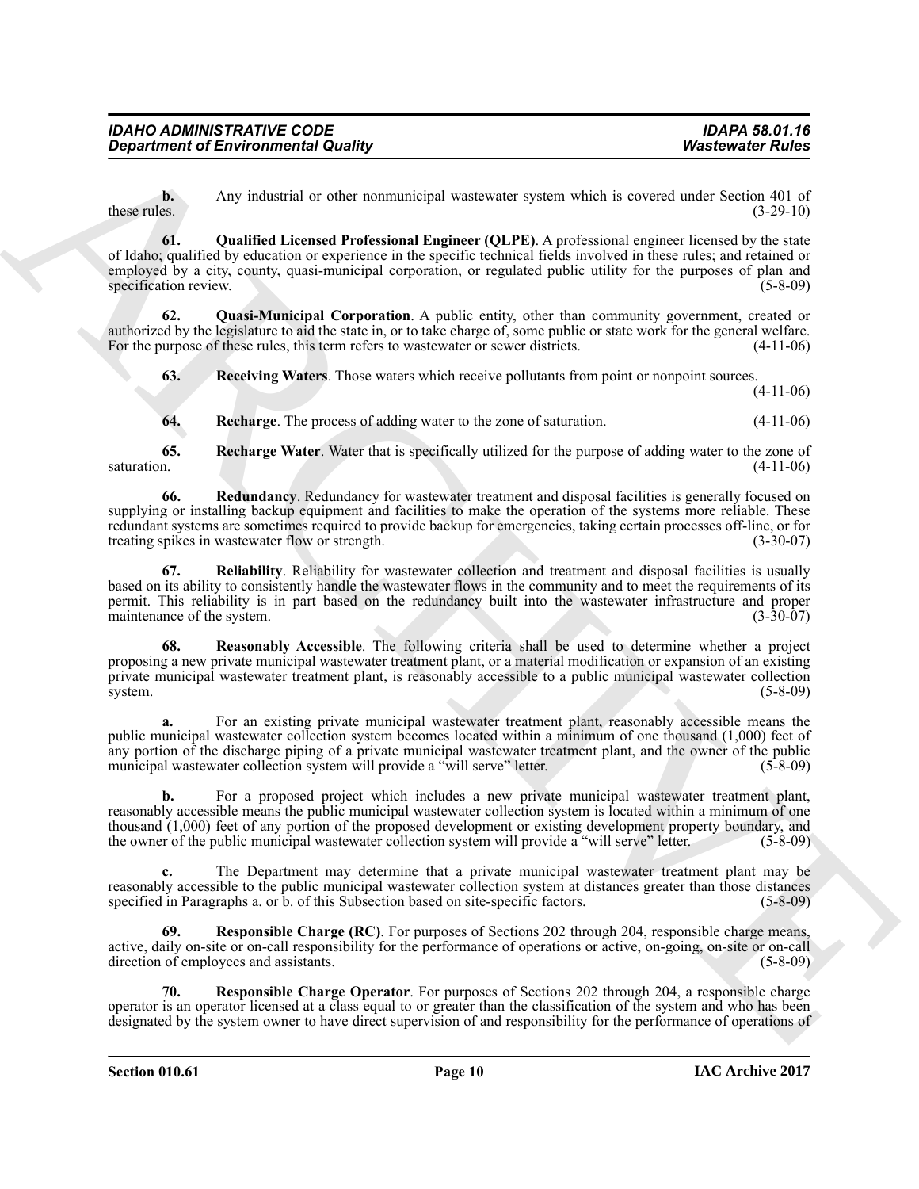**b.** Any industrial or other nonmunicipal wastewater system which is covered under Section 401 of these rules. (3-29-10)

**61. Qualified Licensed Professional Engineer (QLPE)**. A professional engineer licensed by the state of Idaho; qualified by education or experience in the specific technical fields involved in these rules; and retained or employed by a city, county, quasi-municipal corporation, or regulated public utility for the purposes of plan and specification review. (5-8-09)

**62. Quasi-Municipal Corporation**. A public entity, other than community government, created or authorized by the legislature to aid the state in, or to take charge of, some public or state work for the general welfare. For the purpose of these rules, this term refers to wastewater or sewer districts. (4-11-06)

**63. Receiving Waters**. Those waters which receive pollutants from point or nonpoint sources. (4-11-06)

**64. Recharge**. The process of adding water to the zone of saturation. (4-11-06)

**65. Recharge Water**. Water that is specifically utilized for the purpose of adding water to the zone of saturation. (4-11-06)

**66. Redundancy**. Redundancy for wastewater treatment and disposal facilities is generally focused on supplying or installing backup equipment and facilities to make the operation of the systems more reliable. These redundant systems are sometimes required to provide backup for emergencies, taking certain processes off-line, or for treating spikes in wastewater flow or strength. (3-30-07)

**67. Reliability**. Reliability for wastewater collection and treatment and disposal facilities is usually based on its ability to consistently handle the wastewater flows in the community and to meet the requirements of its permit. This reliability is in part based on the redundancy built into the wastewater infrastructure and proper maintenance of the system. (3-30-07)

**68. Reasonably Accessible**. The following criteria shall be used to determine whether a project proposing a new private municipal wastewater treatment plant, or a material modification or expansion of an existing private municipal wastewater treatment plant, is reasonably accessible to a public municipal wastewater collection system. (5-8-09)

**a.** For an existing private municipal wastewater treatment plant, reasonably accessible means the public municipal wastewater collection system becomes located within a minimum of one thousand (1,000) feet of any portion of the discharge piping of a private municipal wastewater treatment plant, and the owner of the public municipal wastewater collection system will provide a "will serve" letter. (5-8-09)

**b.** For a proposed project which includes a new private municipal wastewater treatment plant, reasonably accessible means the public municipal wastewater collection system is located within a minimum of one thousand (1,000) feet of any portion of the proposed development or existing development property boundary, and the owner of the public municipal wastewater collection system will provide a "will serve" letter. (5-8-09)

**c.** The Department may determine that a private municipal wastewater treatment plant may be reasonably accessible to the public municipal wastewater collection system at distances greater than those distances specified in Paragraphs a. or b. of this Subsection based on site-specific factors. (5-8-09)

**69. Responsible Charge (RC)**. For purposes of Sections 202 through 204, responsible charge means, active, daily on-site or on-call responsibility for the performance of operations or active, on-going, on-site or on-call direction of employees and assistants. (5-8-09)

**70. Responsible Charge Operator**. For purposes of Sections 202 through 204, a responsible charge operator is an operator licensed at a class equal to or greater than the classification of the system and who has been designated by the system owner to have direct supervision of and responsibility for the performance of operations of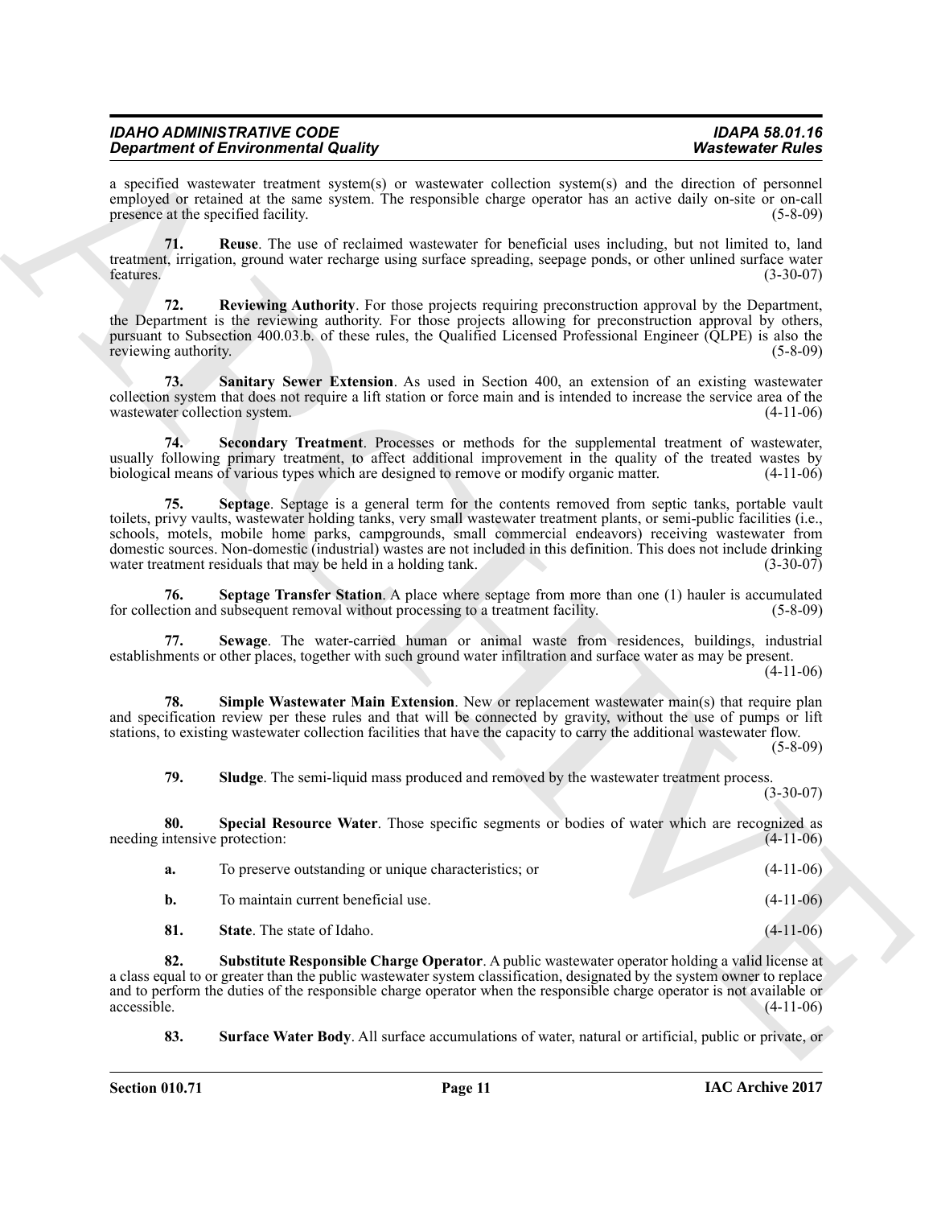a specified wastewater treatment system(s) or wastewater collection system(s) and the direction of personnel employed or retained at the same system. The responsible charge operator has an active daily on-site or on-call presence at the specified facility. (5-8-09)

**71. Reuse**. The use of reclaimed wastewater for beneficial uses including, but not limited to, land treatment, irrigation, ground water recharge using surface spreading, seepage ponds, or other unlined surface water features. (3-30-07)

**72. Reviewing Authority**. For those projects requiring preconstruction approval by the Department, the Department is the reviewing authority. For those projects allowing for preconstruction approval by others, pursuant to Subsection 400.03.b. of these rules, the Qualified Licensed Professional Engineer (QLPE) is also the reviewing authority. (5-8-09)

**73. Sanitary Sewer Extension**. As used in Section 400, an extension of an existing wastewater collection system that does not require a lift station or force main and is intended to increase the service area of the wastewater collection system. (4-11-06)

**74. Secondary Treatment**. Processes or methods for the supplemental treatment of wastewater, usually following primary treatment, to affect additional improvement in the quality of the treated wastes by biological means of various types which are designed to remove or modify organic matter. (4-11-06)

**75. Septage**. Septage is a general term for the contents removed from septic tanks, portable vault toilets, privy vaults, wastewater holding tanks, very small wastewater treatment plants, or semi-public facilities (i.e., schools, motels, mobile home parks, campgrounds, small commercial endeavors) receiving wastewater from domestic sources. Non-domestic (industrial) wastes are not included in this definition. This does not include drinking water treatment residuals that may be held in a holding tank. (3-30-07)

**76. Septage Transfer Station**. A place where septage from more than one (1) hauler is accumulated for collection and subsequent removal without processing to a treatment facility. (5-8-09)

**77. Sewage**. The water-carried human or animal waste from residences, buildings, industrial establishments or other places, together with such ground water infiltration and surface water as may be present. (4-11-06)

**78. Simple Wastewater Main Extension**. New or replacement wastewater main(s) that require plan and specification review per these rules and that will be connected by gravity, without the use of pumps or lift stations, to existing wastewater collection facilities that have the capacity to carry the additional wastewater flow. (5-8-09)

**79. Sludge**. The semi-liquid mass produced and removed by the wastewater treatment process. (3-30-07)

**80. Special Resource Water**. Those specific segments or bodies of water which are recognized as needing intensive protection: (4-11-06)

**a.** To preserve outstanding or unique characteristics; or (4-11-06)

**b.** To maintain current beneficial use. (4-11-06)

**81. State**. The state of Idaho. (4-11-06)

**82. Substitute Responsible Charge Operator**. A public wastewater operator holding a valid license at a class equal to or greater than the public wastewater system classification, designated by the system owner to replace and to perform the duties of the responsible charge operator when the responsible charge operator is not available or accessible. (4-11-06)

**83. Surface Water Body**. All surface accumulations of water, natural or artificial, public or private, or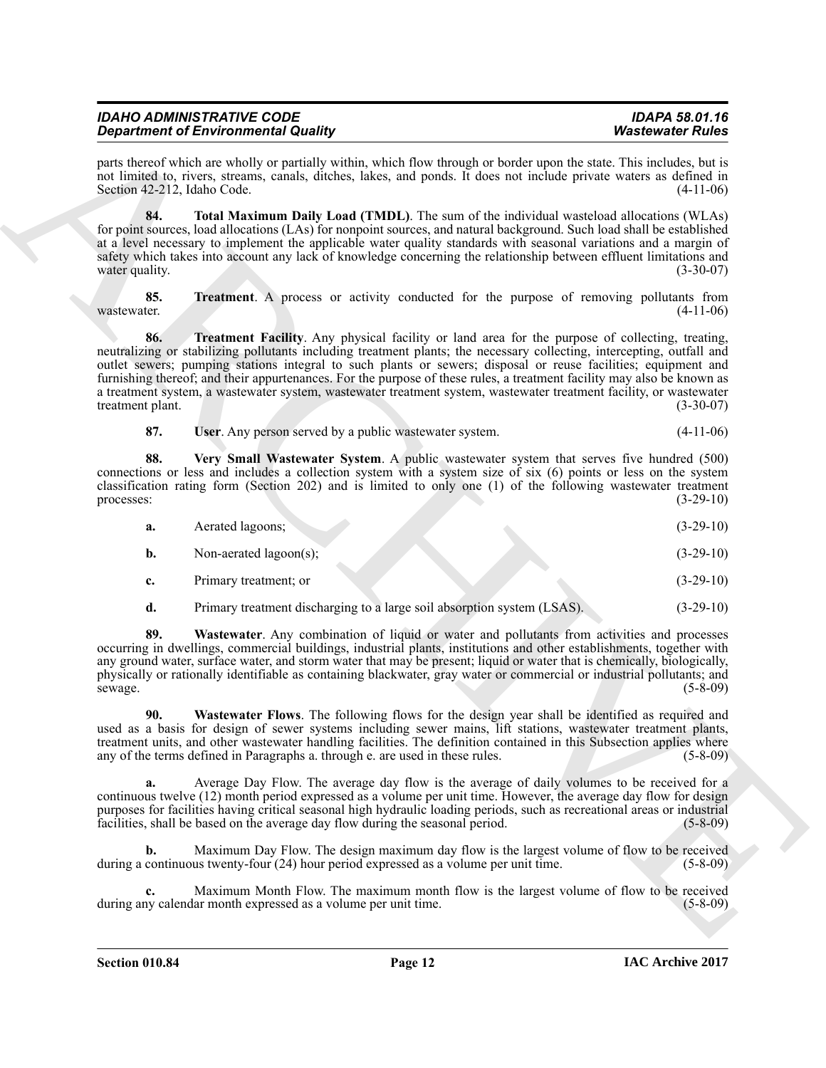parts thereof which are wholly or partially within, which flow through or border upon the state. This includes, but is not limited to, rivers, streams, canals, ditches, lakes, and ponds. It does not include private waters as defined in Section 42-212, Idaho Code. (4-11-06)

**84. Total Maximum Daily Load (TMDL)**. The sum of the individual wasteload allocations (WLAs) for point sources, load allocations (LAs) for nonpoint sources, and natural background. Such load shall be established at a level necessary to implement the applicable water quality standards with seasonal variations and a margin of safety which takes into account any lack of knowledge concerning the relationship between effluent limitations and water quality. (3-30-07)

**85. Treatment**. A process or activity conducted for the purpose of removing pollutants from wastewater. (4-11-06)

**86. Treatment Facility**. Any physical facility or land area for the purpose of collecting, treating, neutralizing or stabilizing pollutants including treatment plants; the necessary collecting, intercepting, outfall and outlet sewers; pumping stations integral to such plants or sewers; disposal or reuse facilities; equipment and furnishing thereof; and their appurtenances. For the purpose of these rules, a treatment facility may also be known as a treatment system, a wastewater system, wastewater treatment system, wastewater treatment facility, or wastewater treatment plant. (3-30-07)

**87. User**. Any person served by a public wastewater system. (4-11-06)

**88. Very Small Wastewater System**. A public wastewater system that serves five hundred (500) connections or less and includes a collection system with a system size of six (6) points or less on the system classification rating form (Section 202) and is limited to only one (1) of the following wastewater treatment processes: (3-29-10)

**a.** Aerated lagoons; (3-29-10)

**b.** Non-aerated lagoon(s); (3-29-10)

**c.** Primary treatment; or (3-29-10)

**d.** Primary treatment discharging to a large soil absorption system (LSAS). (3-29-10)

**89. Wastewater**. Any combination of liquid or water and pollutants from activities and processes occurring in dwellings, commercial buildings, industrial plants, institutions and other establishments, together with any ground water, surface water, and storm water that may be present; liquid or water that is chemically, biologically, physically or rationally identifiable as containing blackwater, gray water or commercial or industrial pollutants; and sewage. (5-8-09)

**90. Wastewater Flows**. The following flows for the design year shall be identified as required and used as a basis for design of sewer systems including sewer mains, lift stations, wastewater treatment plants, treatment units, and other wastewater handling facilities. The definition contained in this Subsection applies where any of the terms defined in Paragraphs a. through e. are used in these rules. (5-8-09)

**a.** Average Day Flow. The average day flow is the average of daily volumes to be received for a continuous twelve (12) month period expressed as a volume per unit time. However, the average day flow for design purposes for facilities having critical seasonal high hydraulic loading periods, such as recreational areas or industrial facilities, shall be based on the average day flow during the seasonal period. (5-8-09)

**b.** Maximum Day Flow. The design maximum day flow is the largest volume of flow to be received during a continuous twenty-four (24) hour period expressed as a volume per unit time. (5-8-09)

**c.** Maximum Month Flow. The maximum month flow is the largest volume of flow to be received during any calendar month expressed as a volume per unit time. (5-8-09)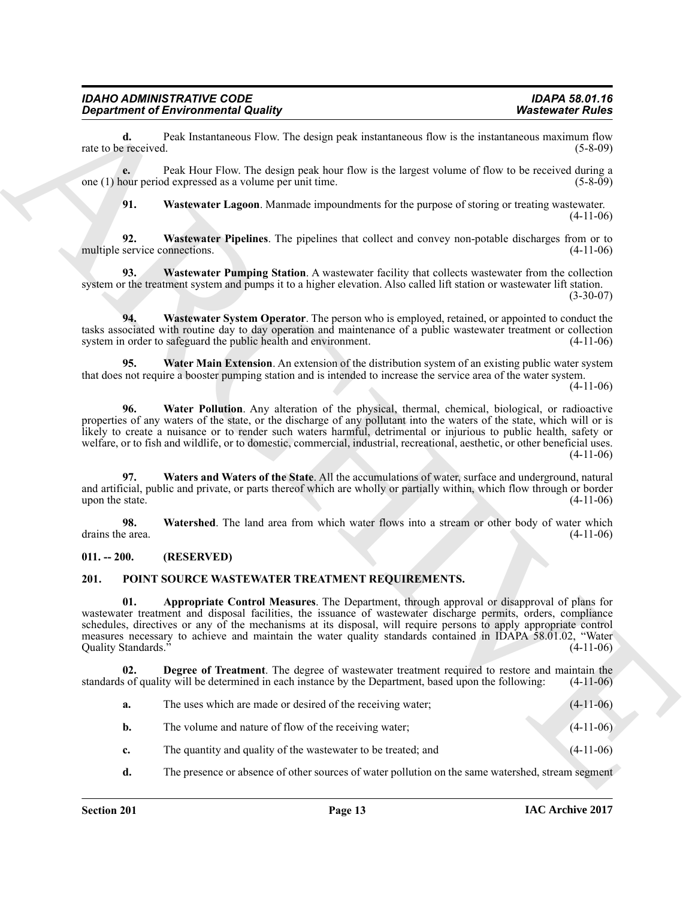**d.** Peak Instantaneous Flow. The design peak instantaneous flow is the instantaneous maximum flow rate to be received. (5-8-09)

**e.** Peak Hour Flow. The design peak hour flow is the largest volume of flow to be received during a one (1) hour period expressed as a volume per unit time. (5-8-09)

**91. Wastewater Lagoon**. Manmade impoundments for the purpose of storing or treating wastewater. (4-11-06)

**92. Wastewater Pipelines**. The pipelines that collect and convey non-potable discharges from or to multiple service connections. (4-11-06)

**93. Wastewater Pumping Station**. A wastewater facility that collects wastewater from the collection system or the treatment system and pumps it to a higher elevation. Also called lift station or wastewater lift station. (3-30-07)

**94. Wastewater System Operator**. The person who is employed, retained, or appointed to conduct the tasks associated with routine day to day operation and maintenance of a public wastewater treatment or collection system in order to safeguard the public health and environment. (4-11-06)

**95. Water Main Extension**. An extension of the distribution system of an existing public water system that does not require a booster pumping station and is intended to increase the service area of the water system. (4-11-06)

**96. Water Pollution**. Any alteration of the physical, thermal, chemical, biological, or radioactive properties of any waters of the state, or the discharge of any pollutant into the waters of the state, which will or is likely to create a nuisance or to render such waters harmful, detrimental or injurious to public health, safety or welfare, or to fish and wildlife, or to domestic, commercial, industrial, recreational, aesthetic, or other beneficial uses. (4-11-06)

**97. Waters and Waters of the State**. All the accumulations of water, surface and underground, natural and artificial, public and private, or parts thereof which are wholly or partially within, which flow through or border upon the state. (4-11-06)

**98. Watershed**. The land area from which water flows into a stream or other body of water which drains the area. (4-11-06)

## 011. -- 200. (RESERVED)

## 201. POINT SOURCE WASTEWATER TREATMENT REQUIREMENTS.

**01. Appropriate Control Measures**. The Department, through approval or disapproval of plans for wastewater treatment and disposal facilities, the issuance of wastewater discharge permits, orders, compliance schedules, directives or any of the mechanisms at its disposal, will require persons to apply appropriate control measures necessary to achieve and maintain the water quality standards contained in IDAPA 58.01.02, "Water Quality Standards." (4-11-06)

**02. Degree of Treatment**. The degree of wastewater treatment required to restore and maintain the standards of quality will be determined in each instance by the Department, based upon the following: (4-11-06)

**a.** The uses which are made or desired of the receiving water; (4-11-06)

**b.** The volume and nature of flow of the receiving water; (4-11-06)

**c.** The quantity and quality of the wastewater to be treated; and (4-11-06)

**d.** The presence or absence of other sources of water pollution on the same watershed, stream segment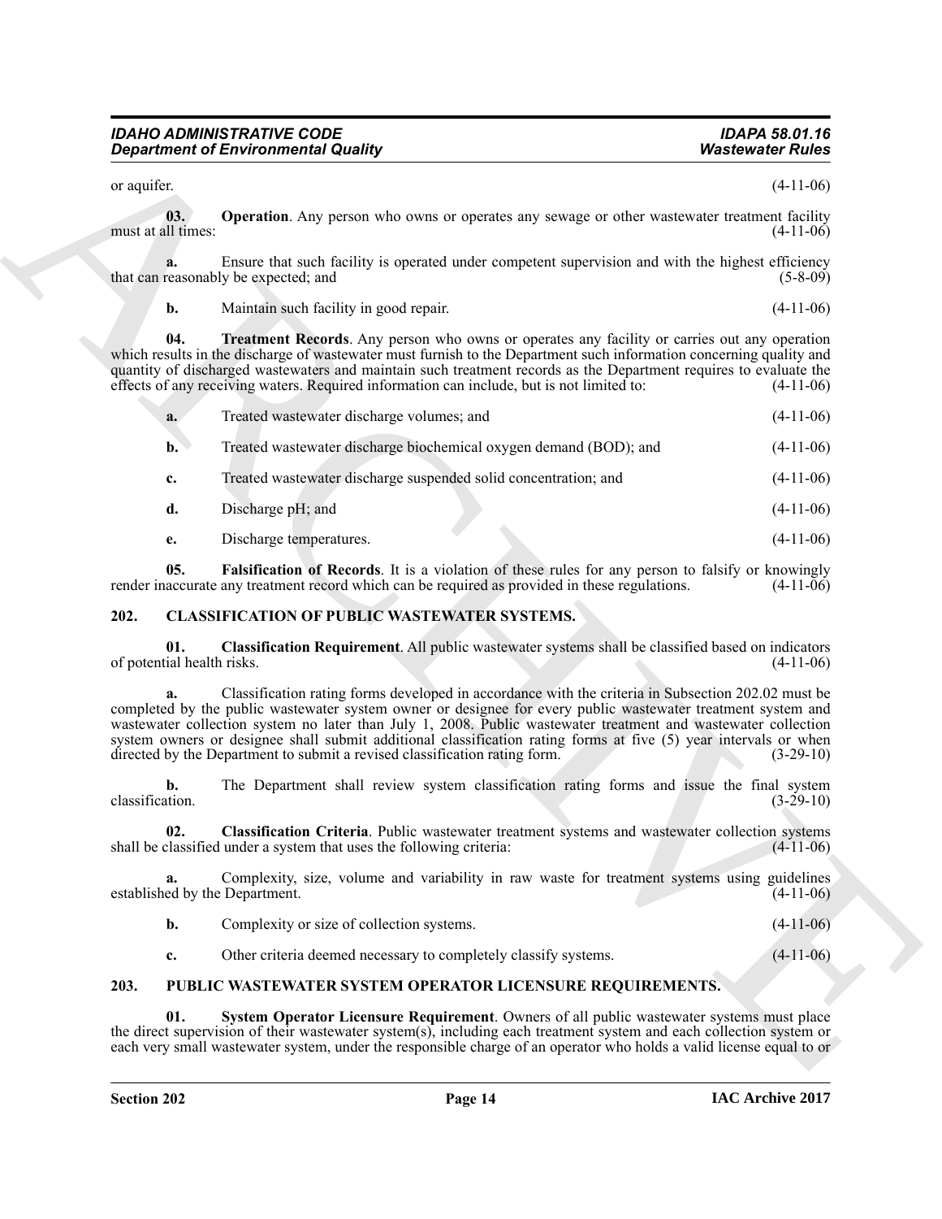or aquifer. (4-11-06)

**03. Operation**. Any person who owns or operates any sewage or other wastewater treatment facility must at all times: (4-11-06)

**a.** Ensure that such facility is operated under competent supervision and with the highest efficiency that can reasonably be expected; and (5-8-09)

**b.** Maintain such facility in good repair. (4-11-06)

**04. Treatment Records**. Any person who owns or operates any facility or carries out any operation which results in the discharge of wastewater must furnish to the Department such information concerning quality and quantity of discharged wastewaters and maintain such treatment records as the Department requires to evaluate the effects of any receiving waters. Required information can include, but is not limited to: (4-11-06)

**a.** Treated wastewater discharge volumes; and (4-11-06)

**b.** Treated wastewater discharge biochemical oxygen demand (BOD); and (4-11-06)

**c.** Treated wastewater discharge suspended solid concentration; and (4-11-06)

**d.** Discharge pH; and (4-11-06)

**e.** Discharge temperatures. (4-11-06)

**05. Falsification of Records**. It is a violation of these rules for any person to falsify or knowingly render inaccurate any treatment record which can be required as provided in these regulations. (4-11-06)

## 202. CLASSIFICATION OF PUBLIC WASTEWATER SYSTEMS.

**01. Classification Requirement**. All public wastewater systems shall be classified based on indicators of potential health risks. (4-11-06)

**a.** Classification rating forms developed in accordance with the criteria in Subsection 202.02 must be completed by the public wastewater system owner or designee for every public wastewater treatment system and wastewater collection system no later than July 1, 2008. Public wastewater treatment and wastewater collection system owners or designee shall submit additional classification rating forms at five (5) year intervals or when directed by the Department to submit a revised classification rating form. (3-29-10)

**b.** The Department shall review system classification rating forms and issue the final system classification. (3-29-10)

**02. Classification Criteria**. Public wastewater treatment systems and wastewater collection systems shall be classified under a system that uses the following criteria: (4-11-06)

**a.** Complexity, size, volume and variability in raw waste for treatment systems using guidelines established by the Department. (4-11-06)

**b.** Complexity or size of collection systems. (4-11-06)

**c.** Other criteria deemed necessary to completely classify systems. (4-11-06)

## 203. PUBLIC WASTEWATER SYSTEM OPERATOR LICENSURE REQUIREMENTS.

**01. System Operator Licensure Requirement**. Owners of all public wastewater systems must place the direct supervision of their wastewater system(s), including each treatment system and each collection system or each very small wastewater system, under the responsible charge of an operator who holds a valid license equal to or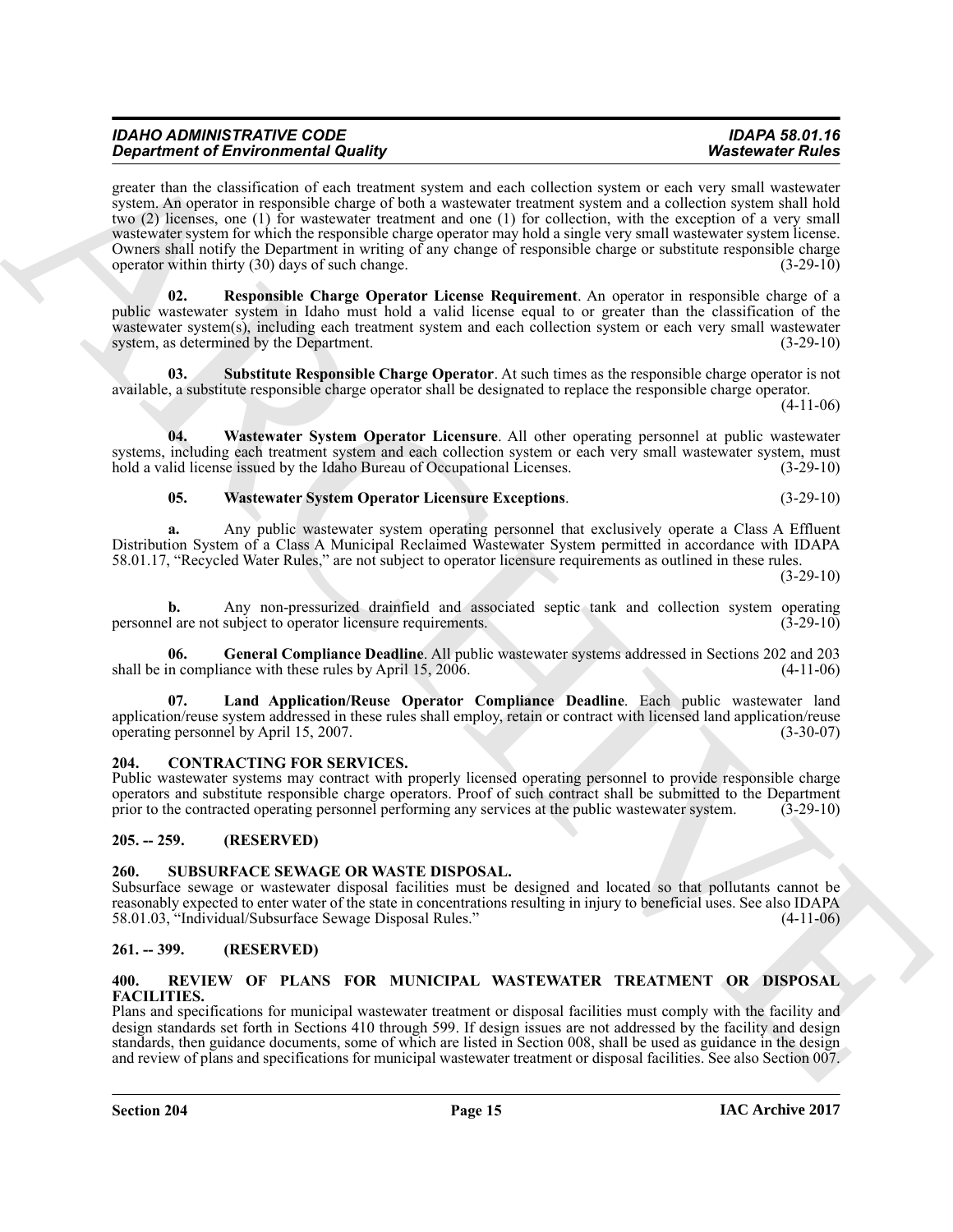greater than the classification of each treatment system and each collection system or each very small wastewater system. An operator in responsible charge of both a wastewater treatment system and a collection system shall hold two (2) licenses, one (1) for wastewater treatment and one (1) for collection, with the exception of a very small wastewater system for which the responsible charge operator may hold a single very small wastewater system license. Owners shall notify the Department in writing of any change of responsible charge or substitute responsible charge operator within thirty (30) days of such change. (3-29-10)

**02. Responsible Charge Operator License Requirement**. An operator in responsible charge of a public wastewater system in Idaho must hold a valid license equal to or greater than the classification of the wastewater system(s), including each treatment system and each collection system or each very small wastewater system, as determined by the Department. (3-29-10)

**03. Substitute Responsible Charge Operator**. At such times as the responsible charge operator is not available, a substitute responsible charge operator shall be designated to replace the responsible charge operator. (4-11-06)

**04. Wastewater System Operator Licensure**. All other operating personnel at public wastewater systems, including each treatment system and each collection system or each very small wastewater system, must hold a valid license issued by the Idaho Bureau of Occupational Licenses. (3-29-10)

**05. Wastewater System Operator Licensure Exceptions**. (3-29-10)

**a.** Any public wastewater system operating personnel that exclusively operate a Class A Effluent Distribution System of a Class A Municipal Reclaimed Wastewater System permitted in accordance with IDAPA 58.01.17, "Recycled Water Rules," are not subject to operator licensure requirements as outlined in these rules. (3-29-10)

**b.** Any non-pressurized drainfield and associated septic tank and collection system operating personnel are not subject to operator licensure requirements. (3-29-10)

**06. General Compliance Deadline**. All public wastewater systems addressed in Sections 202 and 203 shall be in compliance with these rules by April 15, 2006. (4-11-06)

**07. Land Application/Reuse Operator Compliance Deadline**. Each public wastewater land application/reuse system addressed in these rules shall employ, retain or contract with licensed land application/reuse operating personnel by April 15, 2007. (3-30-07)

## 204. CONTRACTING FOR SERVICES.

Public wastewater systems may contract with properly licensed operating personnel to provide responsible charge operators and substitute responsible charge operators. Proof of such contract shall be submitted to the Department prior to the contracted operating personnel performing any services at the public wastewater system. (3-29-10)

## 205. -- 259. (RESERVED)

## 260. SUBSURFACE SEWAGE OR WASTE DISPOSAL.

Subsurface sewage or wastewater disposal facilities must be designed and located so that pollutants cannot be reasonably expected to enter water of the state in concentrations resulting in injury to beneficial uses. See also IDAPA 58.01.03, "Individual/Subsurface Sewage Disposal Rules." (4-11-06)

## 261. -- 399. (RESERVED)

## 400. REVIEW OF PLANS FOR MUNICIPAL WASTEWATER TREATMENT OR DISPOSAL FACILITIES.

Plans and specifications for municipal wastewater treatment or disposal facilities must comply with the facility and design standards set forth in Sections 410 through 599. If design issues are not addressed by the facility and design standards, then guidance documents, some of which are listed in Section 008, shall be used as guidance in the design and review of plans and specifications for municipal wastewater treatment or disposal facilities. See also Section 007.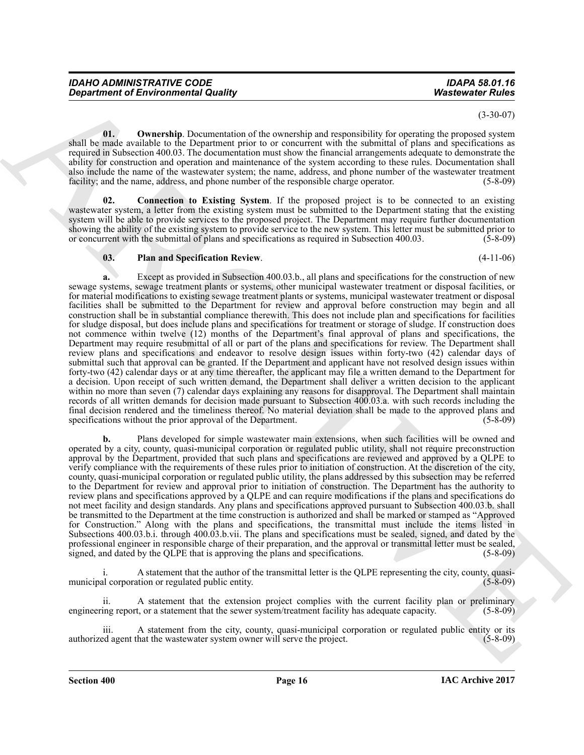(3-30-07)

**01. Ownership**. Documentation of the ownership and responsibility for operating the proposed system shall be made available to the Department prior to or concurrent with the submittal of plans and specifications as required in Subsection 400.03. The documentation must show the financial arrangements adequate to demonstrate the ability for construction and operation and maintenance of the system according to these rules. Documentation shall also include the name of the wastewater system; the name, address, and phone number of the wastewater treatment facility; and the name, address, and phone number of the responsible charge operator. (5-8-09)

**02. Connection to Existing System**. If the proposed project is to be connected to an existing wastewater system, a letter from the existing system must be submitted to the Department stating that the existing system will be able to provide services to the proposed project. The Department may require further documentation showing the ability of the existing system to provide service to the new system. This letter must be submitted prior to or concurrent with the submittal of plans and specifications as required in Subsection 400.03. (5-8-09)

**03. Plan and Specification Review**. (4-11-06)

**a.** Except as provided in Subsection 400.03.b., all plans and specifications for the construction of new sewage systems, sewage treatment plants or systems, other municipal wastewater treatment or disposal facilities, or for material modifications to existing sewage treatment plants or systems, municipal wastewater treatment or disposal facilities shall be submitted to the Department for review and approval before construction may begin and all construction shall be in substantial compliance therewith. This does not include plan and specifications for facilities for sludge disposal, but does include plans and specifications for treatment or storage of sludge. If construction does not commence within twelve (12) months of the Department's final approval of plans and specifications, the Department may require resubmittal of all or part of the plans and specifications for review. The Department shall review plans and specifications and endeavor to resolve design issues within forty-two (42) calendar days of submittal such that approval can be granted. If the Department and applicant have not resolved design issues within forty-two (42) calendar days or at any time thereafter, the applicant may file a written demand to the Department for a decision. Upon receipt of such written demand, the Department shall deliver a written decision to the applicant within no more than seven (7) calendar days explaining any reasons for disapproval. The Department shall maintain records of all written demands for decision made pursuant to Subsection 400.03.a. with such records including the final decision rendered and the timeliness thereof. No material deviation shall be made to the approved plans and specifications without the prior approval of the Department. (5-8-09)

**b.** Plans developed for simple wastewater main extensions, when such facilities will be owned and operated by a city, county, quasi-municipal corporation or regulated public utility, shall not require preconstruction approval by the Department, provided that such plans and specifications are reviewed and approved by a QLPE to verify compliance with the requirements of these rules prior to initiation of construction. At the discretion of the city, county, quasi-municipal corporation or regulated public utility, the plans addressed by this subsection may be referred to the Department for review and approval prior to initiation of construction. The Department has the authority to review plans and specifications approved by a QLPE and can require modifications if the plans and specifications do not meet facility and design standards. Any plans and specifications approved pursuant to Subsection 400.03.b. shall be transmitted to the Department at the time construction is authorized and shall be marked or stamped as "Approved for Construction." Along with the plans and specifications, the transmittal must include the items listed in Subsections 400.03.b.i. through 400.03.b.vii. The plans and specifications must be sealed, signed, and dated by the professional engineer in responsible charge of their preparation, and the approval or transmittal letter must be sealed, signed, and dated by the QLPE that is approving the plans and specifications. (5-8-09)

i. A statement that the author of the transmittal letter is the QLPE representing the city, county, quasi-municipal corporation or regulated public entity. (5-8-09)

ii. A statement that the extension project complies with the current facility plan or preliminary engineering report, or a statement that the sewer system/treatment facility has adequate capacity. (5-8-09)

iii. A statement from the city, county, quasi-municipal corporation or regulated public entity or its authorized agent that the wastewater system owner will serve the project. (5-8-09)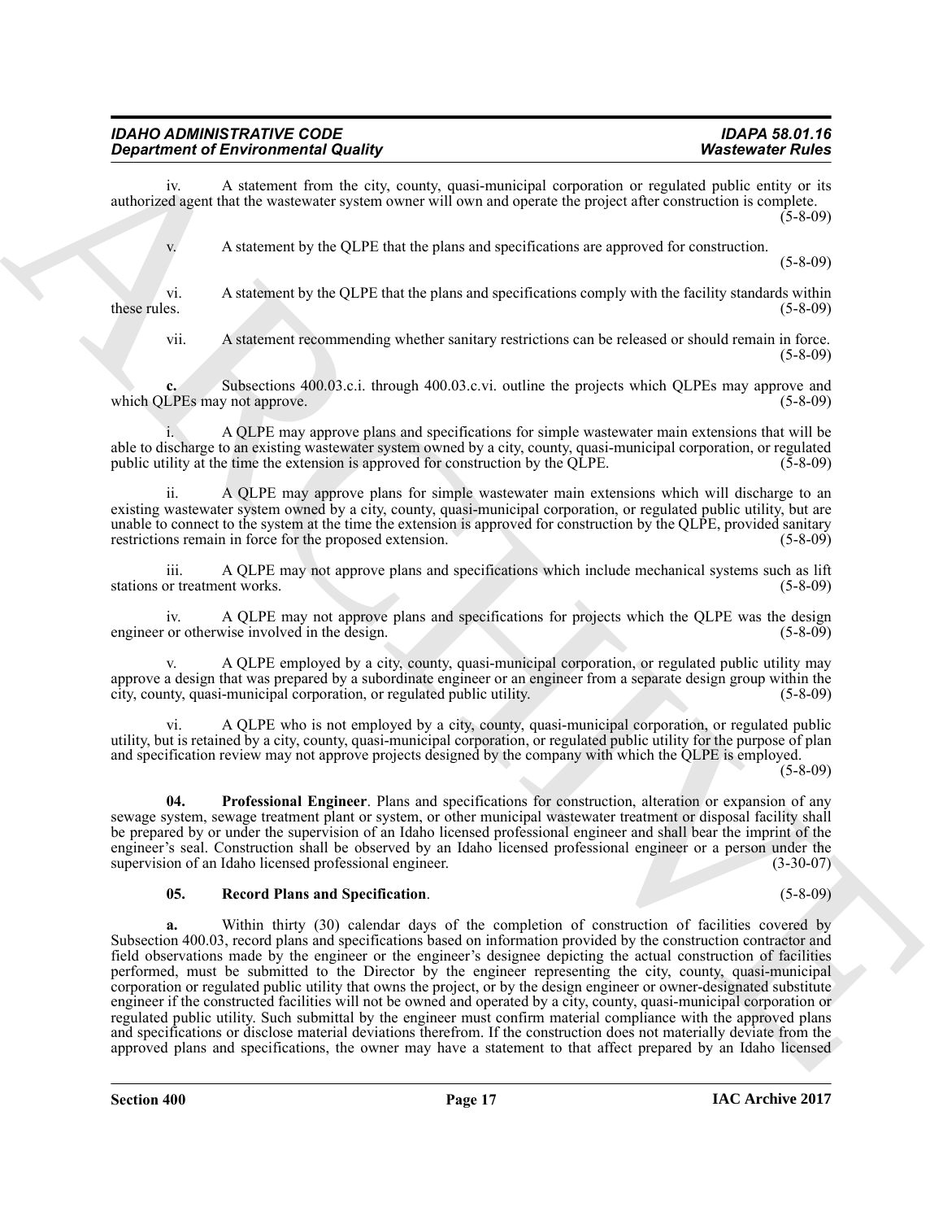iv. A statement from the city, county, quasi-municipal corporation or regulated public entity or its authorized agent that the wastewater system owner will own and operate the project after construction is complete. (5-8-09)

v. A statement by the QLPE that the plans and specifications are approved for construction. (5-8-09)

vi. A statement by the QLPE that the plans and specifications comply with the facility standards within these rules. (5-8-09)

vii. A statement recommending whether sanitary restrictions can be released or should remain in force. (5-8-09)

**c.** Subsections 400.03.c.i. through 400.03.c.vi. outline the projects which QLPEs may approve and which QLPEs may not approve. (5-8-09)

i. A QLPE may approve plans and specifications for simple wastewater main extensions that will be able to discharge to an existing wastewater system owned by a city, county, quasi-municipal corporation, or regulated public utility at the time the extension is approved for construction by the QLPE. (5-8-09)

ii. A QLPE may approve plans for simple wastewater main extensions which will discharge to an existing wastewater system owned by a city, county, quasi-municipal corporation, or regulated public utility, but are unable to connect to the system at the time the extension is approved for construction by the QLPE, provided sanitary restrictions remain in force for the proposed extension. (5-8-09)

iii. A QLPE may not approve plans and specifications which include mechanical systems such as lift stations or treatment works. (5-8-09)

iv. A QLPE may not approve plans and specifications for projects which the QLPE was the design engineer or otherwise involved in the design. (5-8-09)

v. A QLPE employed by a city, county, quasi-municipal corporation, or regulated public utility may approve a design that was prepared by a subordinate engineer or an engineer from a separate design group within the city, county, quasi-municipal corporation, or regulated public utility. (5-8-09)

vi. A QLPE who is not employed by a city, county, quasi-municipal corporation, or regulated public utility, but is retained by a city, county, quasi-municipal corporation, or regulated public utility for the purpose of plan and specification review may not approve projects designed by the company with which the QLPE is employed. (5-8-09)

**04. Professional Engineer**. Plans and specifications for construction, alteration or expansion of any sewage system, sewage treatment plant or system, or other municipal wastewater treatment or disposal facility shall be prepared by or under the supervision of an Idaho licensed professional engineer and shall bear the imprint of the engineer's seal. Construction shall be observed by an Idaho licensed professional engineer or a person under the supervision of an Idaho licensed professional engineer. (3-30-07)

**05. Record Plans and Specification**. (5-8-09)

**a.** Within thirty (30) calendar days of the completion of construction of facilities covered by Subsection 400.03, record plans and specifications based on information provided by the construction contractor and field observations made by the engineer or the engineer's designee depicting the actual construction of facilities performed, must be submitted to the Director by the engineer representing the city, county, quasi-municipal corporation or regulated public utility that owns the project, or by the design engineer or owner-designated substitute engineer if the constructed facilities will not be owned and operated by a city, county, quasi-municipal corporation or regulated public utility. Such submittal by the engineer must confirm material compliance with the approved plans and specifications or disclose material deviations therefrom. If the construction does not materially deviate from the approved plans and specifications, the owner may have a statement to that affect prepared by an Idaho licensed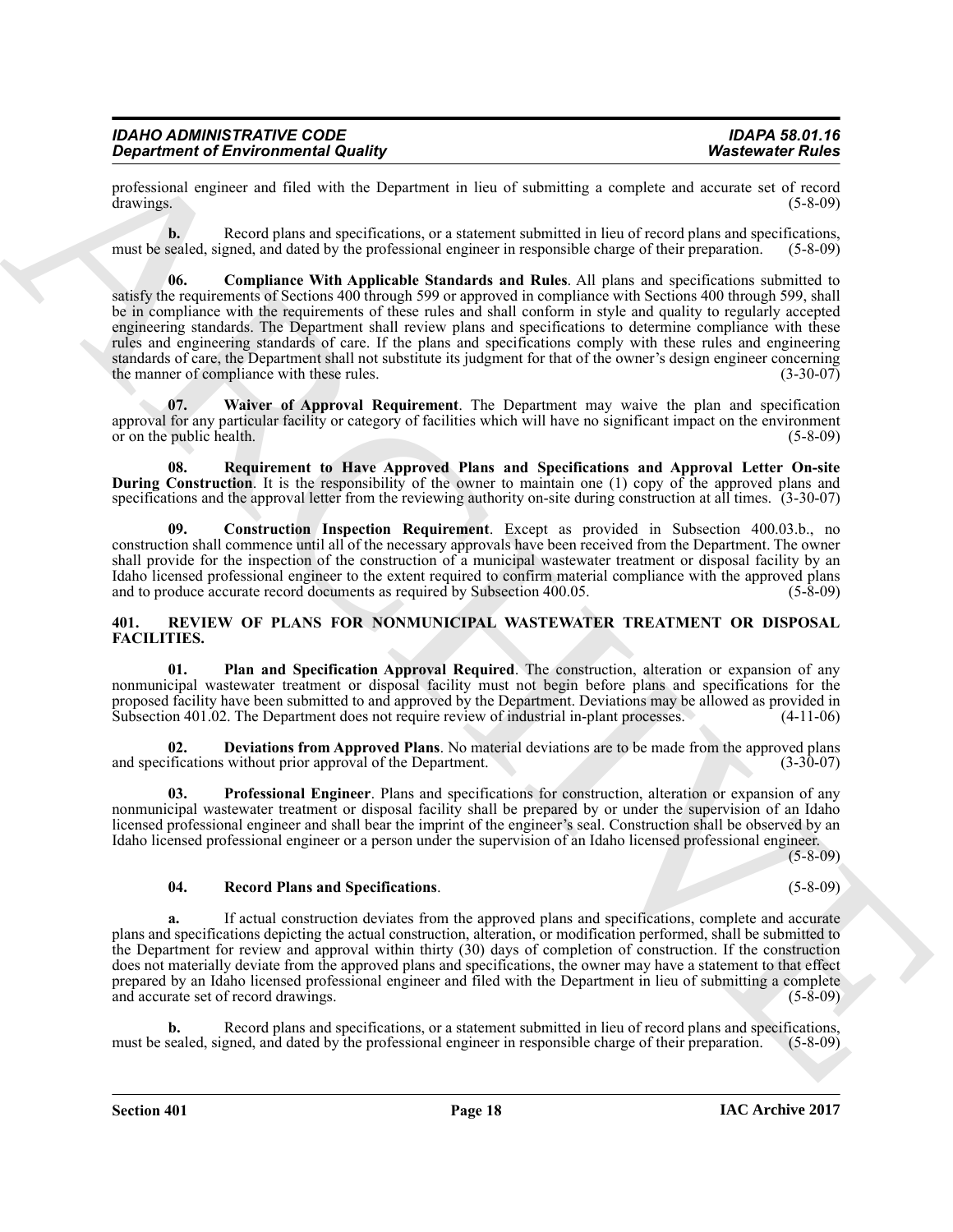professional engineer and filed with the Department in lieu of submitting a complete and accurate set of record drawings. (5-8-09)

**b.** Record plans and specifications, or a statement submitted in lieu of record plans and specifications, must be sealed, signed, and dated by the professional engineer in responsible charge of their preparation. (5-8-09)

**06. Compliance With Applicable Standards and Rules**. All plans and specifications submitted to satisfy the requirements of Sections 400 through 599 or approved in compliance with Sections 400 through 599, shall be in compliance with the requirements of these rules and shall conform in style and quality to regularly accepted engineering standards. The Department shall review plans and specifications to determine compliance with these rules and engineering standards of care. If the plans and specifications comply with these rules and engineering standards of care, the Department shall not substitute its judgment for that of the owner's design engineer concerning the manner of compliance with these rules. (3-30-07)

**07. Waiver of Approval Requirement**. The Department may waive the plan and specification approval for any particular facility or category of facilities which will have no significant impact on the environment or on the public health. (5-8-09)

**08. Requirement to Have Approved Plans and Specifications and Approval Letter On-site During Construction**. It is the responsibility of the owner to maintain one (1) copy of the approved plans and specifications and the approval letter from the reviewing authority on-site during construction at all times. (3-30-07)

**09. Construction Inspection Requirement**. Except as provided in Subsection 400.03.b., no construction shall commence until all of the necessary approvals have been received from the Department. The owner shall provide for the inspection of the construction of a municipal wastewater treatment or disposal facility by an Idaho licensed professional engineer to the extent required to confirm material compliance with the approved plans and to produce accurate record documents as required by Subsection 400.05. (5-8-09)

## 401. REVIEW OF PLANS FOR NONMUNICIPAL WASTEWATER TREATMENT OR DISPOSAL FACILITIES.

**01. Plan and Specification Approval Required**. The construction, alteration or expansion of any nonmunicipal wastewater treatment or disposal facility must not begin before plans and specifications for the proposed facility have been submitted to and approved by the Department. Deviations may be allowed as provided in Subsection 401.02. The Department does not require review of industrial in-plant processes. (4-11-06)

**02. Deviations from Approved Plans**. No material deviations are to be made from the approved plans and specifications without prior approval of the Department. (3-30-07)

**03. Professional Engineer**. Plans and specifications for construction, alteration or expansion of any nonmunicipal wastewater treatment or disposal facility shall be prepared by or under the supervision of an Idaho licensed professional engineer and shall bear the imprint of the engineer's seal. Construction shall be observed by an Idaho licensed professional engineer or a person under the supervision of an Idaho licensed professional engineer. (5-8-09)

**04. Record Plans and Specifications**. (5-8-09)

**a.** If actual construction deviates from the approved plans and specifications, complete and accurate plans and specifications depicting the actual construction, alteration, or modification performed, shall be submitted to the Department for review and approval within thirty (30) days of completion of construction. If the construction does not materially deviate from the approved plans and specifications, the owner may have a statement to that effect prepared by an Idaho licensed professional engineer and filed with the Department in lieu of submitting a complete and accurate set of record drawings. (5-8-09)

**b.** Record plans and specifications, or a statement submitted in lieu of record plans and specifications, must be sealed, signed, and dated by the professional engineer in responsible charge of their preparation. (5-8-09)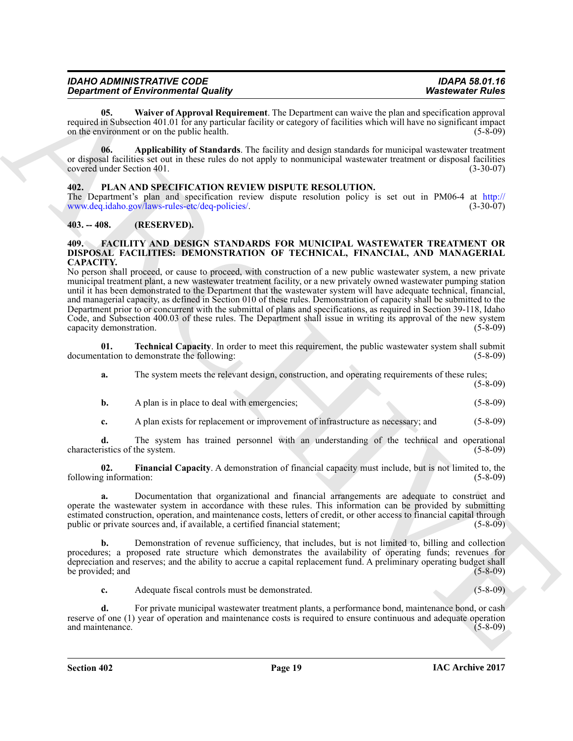**05. Waiver of Approval Requirement**. The Department can waive the plan and specification approval required in Subsection 401.01 for any particular facility or category of facilities which will have no significant impact on the environment or on the public health. (5-8-09)

**06. Applicability of Standards**. The facility and design standards for municipal wastewater treatment or disposal facilities set out in these rules do not apply to nonmunicipal wastewater treatment or disposal facilities covered under Section 401. (3-30-07)

## 402. PLAN AND SPECIFICATION REVIEW DISPUTE RESOLUTION.

The Department's plan and specification review dispute resolution policy is set out in PM06-4 at http://www.deq.idaho.gov/laws-rules-etc/deq-policies/. (3-30-07)

## 403. -- 408. (RESERVED).

## 409. FACILITY AND DESIGN STANDARDS FOR MUNICIPAL WASTEWATER TREATMENT OR DISPOSAL FACILITIES: DEMONSTRATION OF TECHNICAL, FINANCIAL, AND MANAGERIAL CAPACITY.

No person shall proceed, or cause to proceed, with construction of a new public wastewater system, a new private municipal treatment plant, a new wastewater treatment facility, or a new privately owned wastewater pumping station until it has been demonstrated to the Department that the wastewater system will have adequate technical, financial, and managerial capacity, as defined in Section 010 of these rules. Demonstration of capacity shall be submitted to the Department prior to or concurrent with the submittal of plans and specifications, as required in Section 39-118, Idaho Code, and Subsection 400.03 of these rules. The Department shall issue in writing its approval of the new system capacity demonstration. (5-8-09)

**01. Technical Capacity**. In order to meet this requirement, the public wastewater system shall submit documentation to demonstrate the following: (5-8-09)

**a.** The system meets the relevant design, construction, and operating requirements of these rules; (5-8-09)

**b.** A plan is in place to deal with emergencies; (5-8-09)

**c.** A plan exists for replacement or improvement of infrastructure as necessary; and (5-8-09)

**d.** The system has trained personnel with an understanding of the technical and operational characteristics of the system. (5-8-09)

**02. Financial Capacity**. A demonstration of financial capacity must include, but is not limited to, the following information: (5-8-09)

**a.** Documentation that organizational and financial arrangements are adequate to construct and operate the wastewater system in accordance with these rules. This information can be provided by submitting estimated construction, operation, and maintenance costs, letters of credit, or other access to financial capital through public or private sources and, if available, a certified financial statement; (5-8-09)

**b.** Demonstration of revenue sufficiency, that includes, but is not limited to, billing and collection procedures; a proposed rate structure which demonstrates the availability of operating funds; revenues for depreciation and reserves; and the ability to accrue a capital replacement fund. A preliminary operating budget shall be provided; and (5-8-09)

**c.** Adequate fiscal controls must be demonstrated. (5-8-09)

**d.** For private municipal wastewater treatment plants, a performance bond, maintenance bond, or cash reserve of one (1) year of operation and maintenance costs is required to ensure continuous and adequate operation and maintenance. (5-8-09)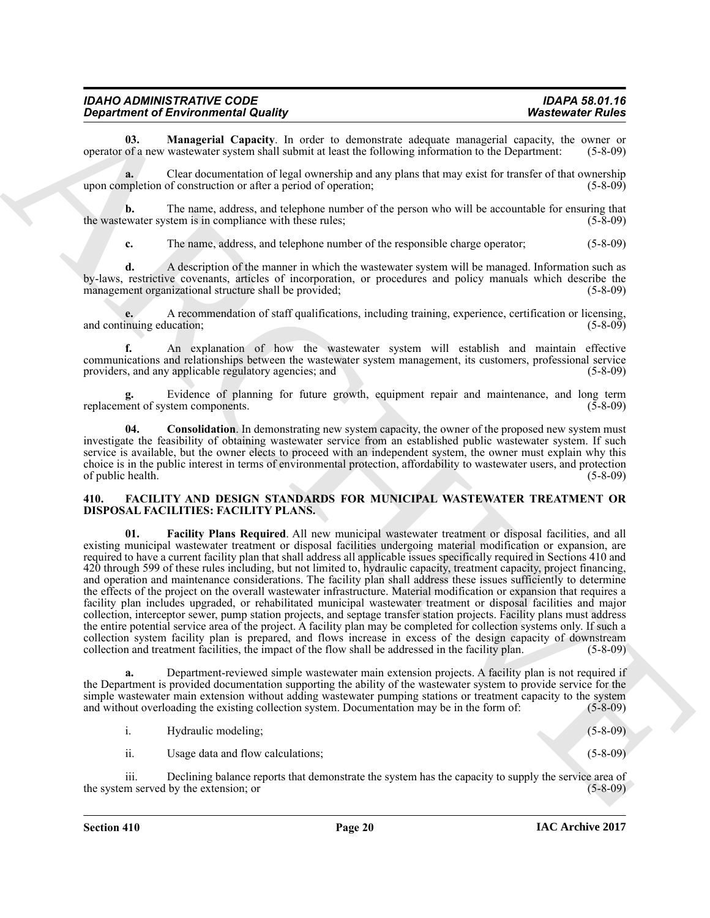**03. Managerial Capacity**. In order to demonstrate adequate managerial capacity, the owner or operator of a new wastewater system shall submit at least the following information to the Department: (5-8-09)

**a.** Clear documentation of legal ownership and any plans that may exist for transfer of that ownership upon completion of construction or after a period of operation; (5-8-09)

**b.** The name, address, and telephone number of the person who will be accountable for ensuring that the wastewater system is in compliance with these rules; (5-8-09)

**c.** The name, address, and telephone number of the responsible charge operator; (5-8-09)

**d.** A description of the manner in which the wastewater system will be managed. Information such as by-laws, restrictive covenants, articles of incorporation, or procedures and policy manuals which describe the management organizational structure shall be provided; (5-8-09)

**e.** A recommendation of staff qualifications, including training, experience, certification or licensing, and continuing education; (5-8-09)

**f.** An explanation of how the wastewater system will establish and maintain effective communications and relationships between the wastewater system management, its customers, professional service providers, and any applicable regulatory agencies; and (5-8-09)

**g.** Evidence of planning for future growth, equipment repair and maintenance, and long term replacement of system components. (5-8-09)

**04. Consolidation**. In demonstrating new system capacity, the owner of the proposed new system must investigate the feasibility of obtaining wastewater service from an established public wastewater system. If such service is available, but the owner elects to proceed with an independent system, the owner must explain why this choice is in the public interest in terms of environmental protection, affordability to wastewater users, and protection of public health. (5-8-09)

## 410. FACILITY AND DESIGN STANDARDS FOR MUNICIPAL WASTEWATER TREATMENT OR DISPOSAL FACILITIES: FACILITY PLANS.

**01. Facility Plans Required**. All new municipal wastewater treatment or disposal facilities, and all existing municipal wastewater treatment or disposal facilities undergoing material modification or expansion, are required to have a current facility plan that shall address all applicable issues specifically required in Sections 410 and 420 through 599 of these rules including, but not limited to, hydraulic capacity, treatment capacity, project financing, and operation and maintenance considerations. The facility plan shall address these issues sufficiently to determine the effects of the project on the overall wastewater infrastructure. Material modification or expansion that requires a facility plan includes upgraded, or rehabilitated municipal wastewater treatment or disposal facilities and major collection, interceptor sewer, pump station projects, and septage transfer station projects. Facility plans must address the entire potential service area of the project. A facility plan may be completed for collection systems only. If such a collection system facility plan is prepared, and flows increase in excess of the design capacity of downstream collection and treatment facilities, the impact of the flow shall be addressed in the facility plan. (5-8-09)

**a.** Department-reviewed simple wastewater main extension projects. A facility plan is not required if the Department is provided documentation supporting the ability of the wastewater system to provide service for the simple wastewater main extension without adding wastewater pumping stations or treatment capacity to the system and without overloading the existing collection system. Documentation may be in the form of: (5-8-09)

i. Hydraulic modeling; (5-8-09)

ii. Usage data and flow calculations; (5-8-09)

iii. Declining balance reports that demonstrate the system has the capacity to supply the service area of the system served by the extension; or (5-8-09)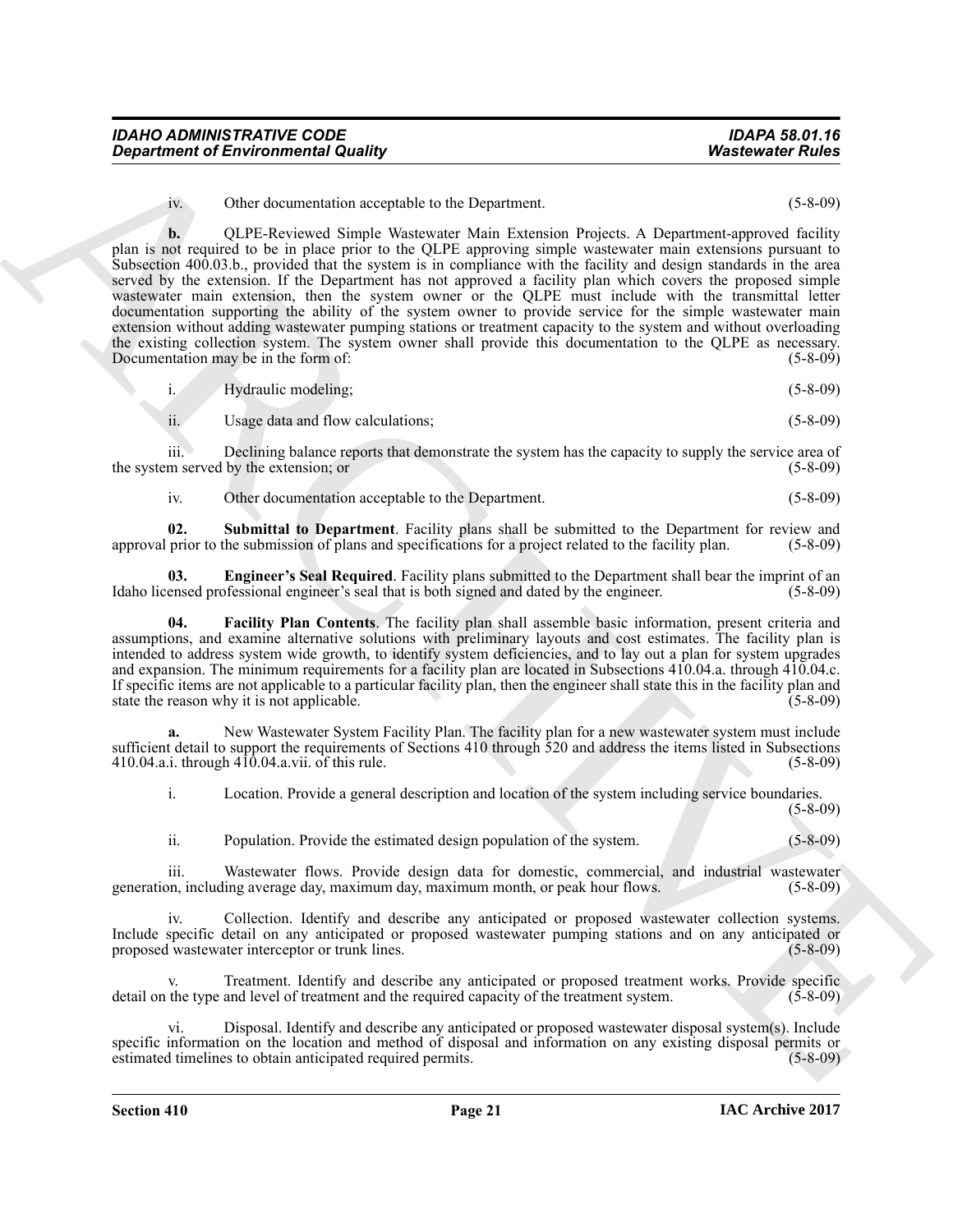iv. Other documentation acceptable to the Department. (5-8-09)

**b.** QLPE-Reviewed Simple Wastewater Main Extension Projects. A Department-approved facility plan is not required to be in place prior to the QLPE approving simple wastewater main extensions pursuant to Subsection 400.03.b., provided that the system is in compliance with the facility and design standards in the area served by the extension. If the Department has not approved a facility plan which covers the proposed simple wastewater main extension, then the system owner or the QLPE must include with the transmittal letter documentation supporting the ability of the system owner to provide service for the simple wastewater main extension without adding wastewater pumping stations or treatment capacity to the system and without overloading the existing collection system. The system owner shall provide this documentation to the QLPE as necessary. Documentation may be in the form of: (5-8-09)

i. Hydraulic modeling; (5-8-09)

ii. Usage data and flow calculations; (5-8-09)

iii. Declining balance reports that demonstrate the system has the capacity to supply the service area of the system served by the extension; or (5-8-09)

iv. Other documentation acceptable to the Department. (5-8-09)

**02. Submittal to Department**. Facility plans shall be submitted to the Department for review and approval prior to the submission of plans and specifications for a project related to the facility plan. (5-8-09)

**03. Engineer's Seal Required**. Facility plans submitted to the Department shall bear the imprint of an Idaho licensed professional engineer's seal that is both signed and dated by the engineer. (5-8-09)

**04. Facility Plan Contents**. The facility plan shall assemble basic information, present criteria and assumptions, and examine alternative solutions with preliminary layouts and cost estimates. The facility plan is intended to address system wide growth, to identify system deficiencies, and to lay out a plan for system upgrades and expansion. The minimum requirements for a facility plan are located in Subsections 410.04.a. through 410.04.c. If specific items are not applicable to a particular facility plan, then the engineer shall state this in the facility plan and state the reason why it is not applicable. (5-8-09)

**a.** New Wastewater System Facility Plan. The facility plan for a new wastewater system must include sufficient detail to support the requirements of Sections 410 through 520 and address the items listed in Subsections 410.04.a.i. through 410.04.a.vii. of this rule. (5-8-09)

i. Location. Provide a general description and location of the system including service boundaries. (5-8-09)

ii. Population. Provide the estimated design population of the system. (5-8-09)

iii. Wastewater flows. Provide design data for domestic, commercial, and industrial wastewater generation, including average day, maximum day, maximum month, or peak hour flows. (5-8-09)

iv. Collection. Identify and describe any anticipated or proposed wastewater collection systems. Include specific detail on any anticipated or proposed wastewater pumping stations and on any anticipated or proposed wastewater interceptor or trunk lines. (5-8-09)

v. Treatment. Identify and describe any anticipated or proposed treatment works. Provide specific detail on the type and level of treatment and the required capacity of the treatment system. (5-8-09)

vi. Disposal. Identify and describe any anticipated or proposed wastewater disposal system(s). Include specific information on the location and method of disposal and information on any existing disposal permits or estimated timelines to obtain anticipated required permits. (5-8-09)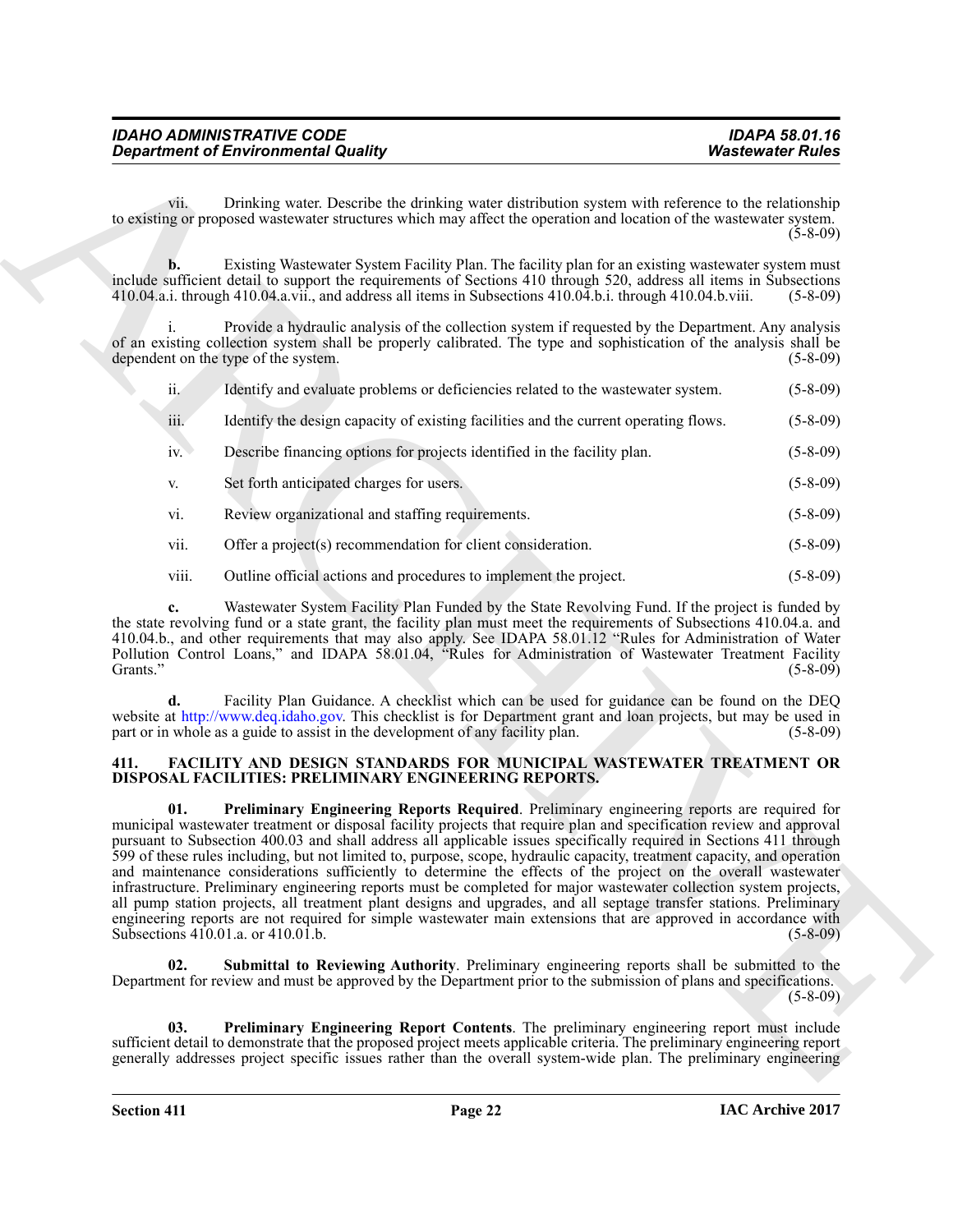vii. Drinking water. Describe the drinking water distribution system with reference to the relationship to existing or proposed wastewater structures which may affect the operation and location of the wastewater system. (5-8-09)

**b.** Existing Wastewater System Facility Plan. The facility plan for an existing wastewater system must include sufficient detail to support the requirements of Sections 410 through 520, address all items in Subsections 410.04.a.i. through 410.04.a.vii., and address all items in Subsections 410.04.b.i. through 410.04.b.viii. (5-8-09)

i. Provide a hydraulic analysis of the collection system if requested by the Department. Any analysis of an existing collection system shall be properly calibrated. The type and sophistication of the analysis shall be dependent on the type of the system. (5-8-09)

ii. Identify and evaluate problems or deficiencies related to the wastewater system. (5-8-09)

iii. Identify the design capacity of existing facilities and the current operating flows. (5-8-09)

iv. Describe financing options for projects identified in the facility plan. (5-8-09)

v. Set forth anticipated charges for users. (5-8-09)

vi. Review organizational and staffing requirements. (5-8-09)

vii. Offer a project(s) recommendation for client consideration. (5-8-09)

viii. Outline official actions and procedures to implement the project. (5-8-09)

**c.** Wastewater System Facility Plan Funded by the State Revolving Fund. If the project is funded by the state revolving fund or a state grant, the facility plan must meet the requirements of Subsections 410.04.a. and 410.04.b., and other requirements that may also apply. See IDAPA 58.01.12 "Rules for Administration of Water Pollution Control Loans," and IDAPA 58.01.04, "Rules for Administration of Wastewater Treatment Facility Grants." (5-8-09)

**d.** Facility Plan Guidance. A checklist which can be used for guidance can be found on the DEQ website at http://www.deq.idaho.gov. This checklist is for Department grant and loan projects, but may be used in part or in whole as a guide to assist in the development of any facility plan. (5-8-09)

## 411. FACILITY AND DESIGN STANDARDS FOR MUNICIPAL WASTEWATER TREATMENT OR DISPOSAL FACILITIES: PRELIMINARY ENGINEERING REPORTS.

**01. Preliminary Engineering Reports Required**. Preliminary engineering reports are required for municipal wastewater treatment or disposal facility projects that require plan and specification review and approval pursuant to Subsection 400.03 and shall address all applicable issues specifically required in Sections 411 through 599 of these rules including, but not limited to, purpose, scope, hydraulic capacity, treatment capacity, and operation and maintenance considerations sufficiently to determine the effects of the project on the overall wastewater infrastructure. Preliminary engineering reports must be completed for major wastewater collection system projects, all pump station projects, all treatment plant designs and upgrades, and all septage transfer stations. Preliminary engineering reports are not required for simple wastewater main extensions that are approved in accordance with Subsections 410.01.a. or 410.01.b. (5-8-09)

**02. Submittal to Reviewing Authority**. Preliminary engineering reports shall be submitted to the Department for review and must be approved by the Department prior to the submission of plans and specifications. (5-8-09)

**03. Preliminary Engineering Report Contents**. The preliminary engineering report must include sufficient detail to demonstrate that the proposed project meets applicable criteria. The preliminary engineering report generally addresses project specific issues rather than the overall system-wide plan. The preliminary engineering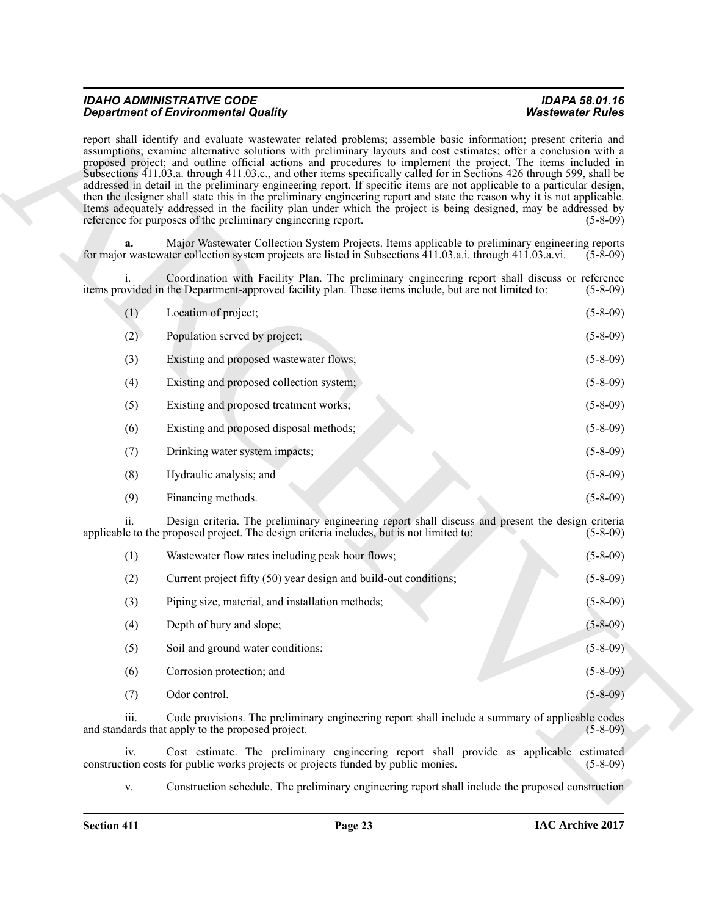report shall identify and evaluate wastewater related problems; assemble basic information; present criteria and assumptions; examine alternative solutions with preliminary layouts and cost estimates; offer a conclusion with a proposed project; and outline official actions and procedures to implement the project. The items included in Subsections 411.03.a. through 411.03.c., and other items specifically called for in Sections 426 through 599, shall be addressed in detail in the preliminary engineering report. If specific items are not applicable to a particular design, then the designer shall state this in the preliminary engineering report and state the reason why it is not applicable. Items adequately addressed in the facility plan under which the project is being designed, may be addressed by reference for purposes of the preliminary engineering report. (5-8-09)

**a.** Major Wastewater Collection System Projects. Items applicable to preliminary engineering reports for major wastewater collection system projects are listed in Subsections 411.03.a.i. through 411.03.a.vi. (5-8-09)

i. Coordination with Facility Plan. The preliminary engineering report shall discuss or reference items provided in the Department-approved facility plan. These items include, but are not limited to: (5-8-09)

(1) Location of project; (5-8-09)

(2) Population served by project; (5-8-09)

(3) Existing and proposed wastewater flows; (5-8-09)

(4) Existing and proposed collection system; (5-8-09)

(5) Existing and proposed treatment works; (5-8-09)

(6) Existing and proposed disposal methods; (5-8-09)

(7) Drinking water system impacts; (5-8-09)

(8) Hydraulic analysis; and (5-8-09)

(9) Financing methods. (5-8-09)

ii. Design criteria. The preliminary engineering report shall discuss and present the design criteria applicable to the proposed project. The design criteria includes, but is not limited to: (5-8-09)

(1) Wastewater flow rates including peak hour flows; (5-8-09)

(2) Current project fifty (50) year design and build-out conditions; (5-8-09)

(3) Piping size, material, and installation methods; (5-8-09)

(4) Depth of bury and slope; (5-8-09)

(5) Soil and ground water conditions; (5-8-09)

(6) Corrosion protection; and (5-8-09)

(7) Odor control. (5-8-09)

iii. Code provisions. The preliminary engineering report shall include a summary of applicable codes and standards that apply to the proposed project. (5-8-09)

iv. Cost estimate. The preliminary engineering report shall provide as applicable estimated construction costs for public works projects or projects funded by public monies. (5-8-09)

v. Construction schedule. The preliminary engineering report shall include the proposed construction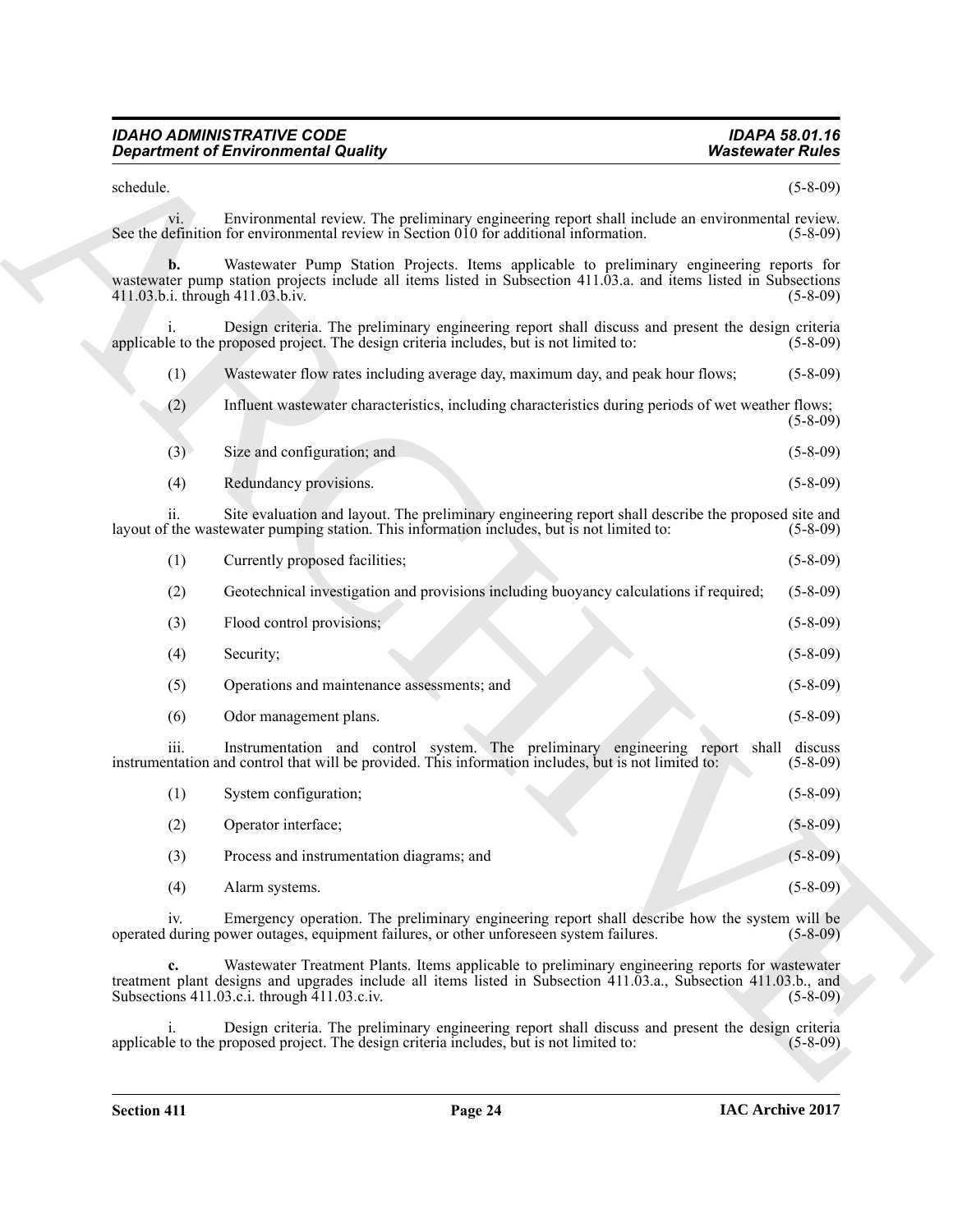schedule. (5-8-09)

vi. Environmental review. The preliminary engineering report shall include an environmental review. See the definition for environmental review in Section 010 for additional information. (5-8-09)

**b.** Wastewater Pump Station Projects. Items applicable to preliminary engineering reports for wastewater pump station projects include all items listed in Subsection 411.03.a. and items listed in Subsections 411.03.b.i. through 411.03.b.iv. (5-8-09)

i. Design criteria. The preliminary engineering report shall discuss and present the design criteria applicable to the proposed project. The design criteria includes, but is not limited to: (5-8-09)

(1) Wastewater flow rates including average day, maximum day, and peak hour flows; (5-8-09)

(2) Influent wastewater characteristics, including characteristics during periods of wet weather flows; (5-8-09)

(3) Size and configuration; and (5-8-09)

(4) Redundancy provisions. (5-8-09)

ii. Site evaluation and layout. The preliminary engineering report shall describe the proposed site and layout of the wastewater pumping station. This information includes, but is not limited to: (5-8-09)

(1) Currently proposed facilities; (5-8-09)

(2) Geotechnical investigation and provisions including buoyancy calculations if required; (5-8-09)

(3) Flood control provisions; (5-8-09)

(4) Security; (5-8-09)

(5) Operations and maintenance assessments; and (5-8-09)

(6) Odor management plans. (5-8-09)

iii. Instrumentation and control system. The preliminary engineering report shall discuss instrumentation and control that will be provided. This information includes, but is not limited to: (5-8-09)

(1) System configuration; (5-8-09)

(2) Operator interface; (5-8-09)

(3) Process and instrumentation diagrams; and (5-8-09)

(4) Alarm systems. (5-8-09)

iv. Emergency operation. The preliminary engineering report shall describe how the system will be operated during power outages, equipment failures, or other unforeseen system failures. (5-8-09)

**c.** Wastewater Treatment Plants. Items applicable to preliminary engineering reports for wastewater treatment plant designs and upgrades include all items listed in Subsection 411.03.a., Subsection 411.03.b., and Subsections 411.03.c.i. through 411.03.c.iv. (5-8-09)

i. Design criteria. The preliminary engineering report shall discuss and present the design criteria applicable to the proposed project. The design criteria includes, but is not limited to: (5-8-09)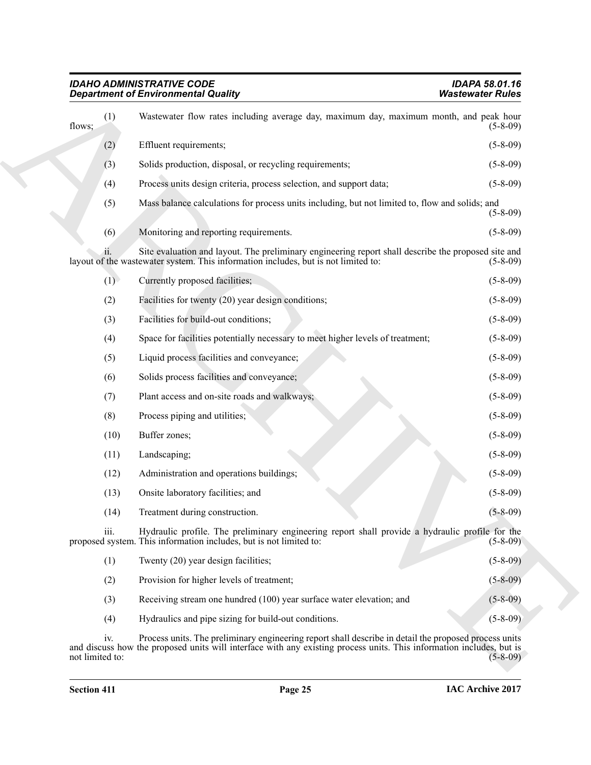(1) Wastewater flow rates including average day, maximum day, maximum month, and peak hour flows; (5-8-09)

(2) Effluent requirements; (5-8-09)

(3) Solids production, disposal, or recycling requirements; (5-8-09)

(4) Process units design criteria, process selection, and support data; (5-8-09)

(5) Mass balance calculations for process units including, but not limited to, flow and solids; and (5-8-09)

(6) Monitoring and reporting requirements. (5-8-09)

ii. Site evaluation and layout. The preliminary engineering report shall describe the proposed site and layout of the wastewater system. This information includes, but is not limited to: (5-8-09)

(1) Currently proposed facilities; (5-8-09)

(2) Facilities for twenty (20) year design conditions; (5-8-09)

(3) Facilities for build-out conditions; (5-8-09)

(4) Space for facilities potentially necessary to meet higher levels of treatment; (5-8-09)

(5) Liquid process facilities and conveyance; (5-8-09)

(6) Solids process facilities and conveyance; (5-8-09)

(7) Plant access and on-site roads and walkways; (5-8-09)

(8) Process piping and utilities; (5-8-09)

(10) Buffer zones; (5-8-09)

(11) Landscaping; (5-8-09)

(12) Administration and operations buildings; (5-8-09)

(13) Onsite laboratory facilities; and (5-8-09)

(14) Treatment during construction. (5-8-09)

iii. Hydraulic profile. The preliminary engineering report shall provide a hydraulic profile for the proposed system. This information includes, but is not limited to: (5-8-09)

(1) Twenty (20) year design facilities; (5-8-09)

(2) Provision for higher levels of treatment; (5-8-09)

(3) Receiving stream one hundred (100) year surface water elevation; and (5-8-09)

(4) Hydraulics and pipe sizing for build-out conditions. (5-8-09)

iv. Process units. The preliminary engineering report shall describe in detail the proposed process units and discuss how the proposed units will interface with any existing process units. This information includes, but is not limited to: (5-8-09)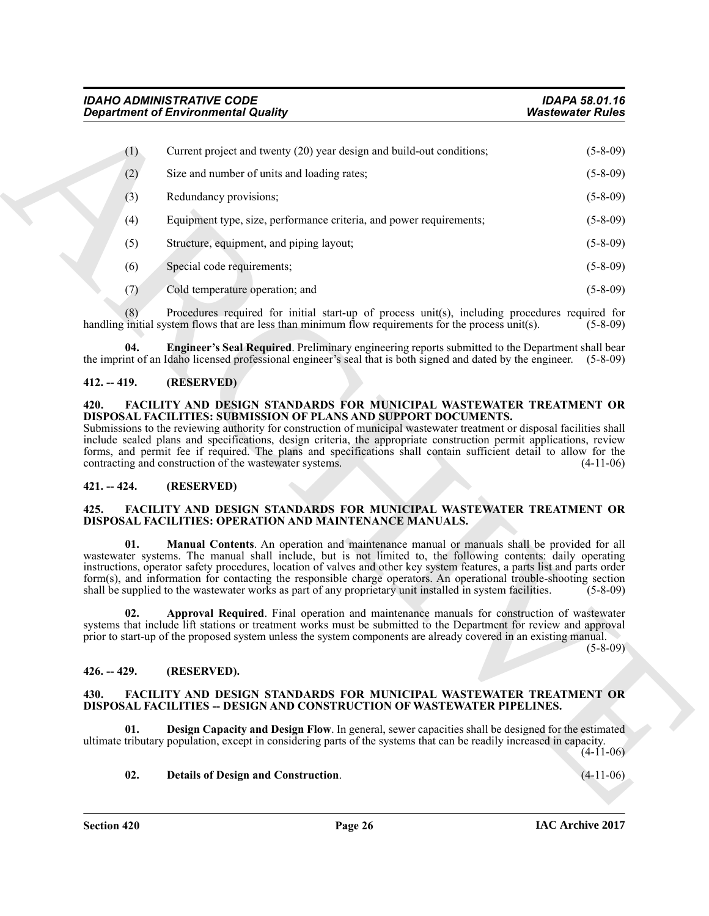(1) Current project and twenty (20) year design and build-out conditions; (5-8-09)

(2) Size and number of units and loading rates; (5-8-09)

(3) Redundancy provisions; (5-8-09)

(4) Equipment type, size, performance criteria, and power requirements; (5-8-09)

(5) Structure, equipment, and piping layout; (5-8-09)

(6) Special code requirements; (5-8-09)

(7) Cold temperature operation; and (5-8-09)

(8) Procedures required for initial start-up of process unit(s), including procedures required for handling initial system flows that are less than minimum flow requirements for the process unit(s). (5-8-09)

**04. Engineer's Seal Required**. Preliminary engineering reports submitted to the Department shall bear the imprint of an Idaho licensed professional engineer's seal that is both signed and dated by the engineer. (5-8-09)

## 412. -- 419. (RESERVED)

## 420. FACILITY AND DESIGN STANDARDS FOR MUNICIPAL WASTEWATER TREATMENT OR DISPOSAL FACILITIES: SUBMISSION OF PLANS AND SUPPORT DOCUMENTS.

Submissions to the reviewing authority for construction of municipal wastewater treatment or disposal facilities shall include sealed plans and specifications, design criteria, the appropriate construction permit applications, review forms, and permit fee if required. The plans and specifications shall contain sufficient detail to allow for the contracting and construction of the wastewater systems. (4-11-06)

## 421. -- 424. (RESERVED)

## 425. FACILITY AND DESIGN STANDARDS FOR MUNICIPAL WASTEWATER TREATMENT OR DISPOSAL FACILITIES: OPERATION AND MAINTENANCE MANUALS.

**01. Manual Contents**. An operation and maintenance manual or manuals shall be provided for all wastewater systems. The manual shall include, but is not limited to, the following contents: daily operating instructions, operator safety procedures, location of valves and other key system features, a parts list and parts order form(s), and information for contacting the responsible charge operators. An operational trouble-shooting section shall be supplied to the wastewater works as part of any proprietary unit installed in system facilities. (5-8-09)

**02. Approval Required**. Final operation and maintenance manuals for construction of wastewater systems that include lift stations or treatment works must be submitted to the Department for review and approval prior to start-up of the proposed system unless the system components are already covered in an existing manual. (5-8-09)

## 426. -- 429. (RESERVED).

## 430. FACILITY AND DESIGN STANDARDS FOR MUNICIPAL WASTEWATER TREATMENT OR DISPOSAL FACILITIES -- DESIGN AND CONSTRUCTION OF WASTEWATER PIPELINES.

**01. Design Capacity and Design Flow**. In general, sewer capacities shall be designed for the estimated ultimate tributary population, except in considering parts of the systems that can be readily increased in capacity. (4-11-06)

**02. Details of Design and Construction**. (4-11-06)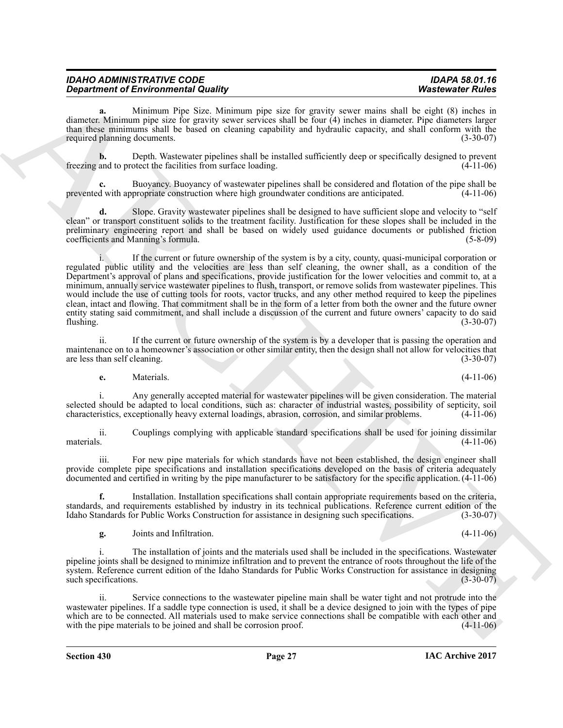**a.** Minimum Pipe Size. Minimum pipe size for gravity sewer mains shall be eight (8) inches in diameter. Minimum pipe size for gravity sewer services shall be four (4) inches in diameter. Pipe diameters larger than these minimums shall be based on cleaning capability and hydraulic capacity, and shall conform with the required planning documents. (3-30-07)

**b.** Depth. Wastewater pipelines shall be installed sufficiently deep or specifically designed to prevent freezing and to protect the facilities from surface loading. (4-11-06)

**c.** Buoyancy. Buoyancy of wastewater pipelines shall be considered and flotation of the pipe shall be prevented with appropriate construction where high groundwater conditions are anticipated. (4-11-06)

**d.** Slope. Gravity wastewater pipelines shall be designed to have sufficient slope and velocity to "self clean" or transport constituent solids to the treatment facility. Justification for these slopes shall be included in the preliminary engineering report and shall be based on widely used guidance documents or published friction coefficients and Manning's formula. (5-8-09)

i. If the current or future ownership of the system is by a city, county, quasi-municipal corporation or regulated public utility and the velocities are less than self cleaning, the owner shall, as a condition of the Department's approval of plans and specifications, provide justification for the lower velocities and commit to, at a minimum, annually service wastewater pipelines to flush, transport, or remove solids from wastewater pipelines. This would include the use of cutting tools for roots, vactor trucks, and any other method required to keep the pipelines clean, intact and flowing. That commitment shall be in the form of a letter from both the owner and the future owner entity stating said commitment, and shall include a discussion of the current and future owners' capacity to do said flushing. (3-30-07)

ii. If the current or future ownership of the system is by a developer that is passing the operation and maintenance on to a homeowner's association or other similar entity, then the design shall not allow for velocities that are less than self cleaning. (3-30-07)

**e.** Materials. (4-11-06)

i. Any generally accepted material for wastewater pipelines will be given consideration. The material selected should be adapted to local conditions, such as: character of industrial wastes, possibility of septicity, soil characteristics, exceptionally heavy external loadings, abrasion, corrosion, and similar problems. (4-11-06)

ii. Couplings complying with applicable standard specifications shall be used for joining dissimilar materials. (4-11-06)

iii. For new pipe materials for which standards have not been established, the design engineer shall provide complete pipe specifications and installation specifications developed on the basis of criteria adequately documented and certified in writing by the pipe manufacturer to be satisfactory for the specific application. (4-11-06)

**f.** Installation. Installation specifications shall contain appropriate requirements based on the criteria, standards, and requirements established by industry in its technical publications. Reference current edition of the Idaho Standards for Public Works Construction for assistance in designing such specifications. (3-30-07)

**g.** Joints and Infiltration. (4-11-06)

i. The installation of joints and the materials used shall be included in the specifications. Wastewater pipeline joints shall be designed to minimize infiltration and to prevent the entrance of roots throughout the life of the system. Reference current edition of the Idaho Standards for Public Works Construction for assistance in designing such specifications. (3-30-07)

ii. Service connections to the wastewater pipeline main shall be water tight and not protrude into the wastewater pipelines. If a saddle type connection is used, it shall be a device designed to join with the types of pipe which are to be connected. All materials used to make service connections shall be compatible with each other and with the pipe materials to be joined and shall be corrosion proof. (4-11-06)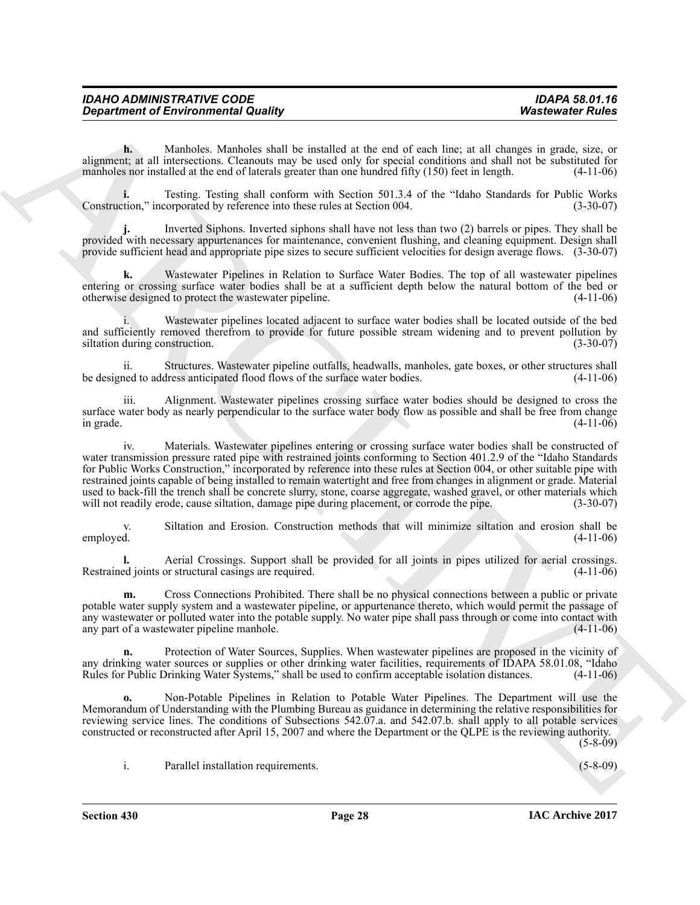**h.** Manholes. Manholes shall be installed at the end of each line; at all changes in grade, size, or alignment; at all intersections. Cleanouts may be used only for special conditions and shall not be substituted for manholes nor installed at the end of laterals greater than one hundred fifty (150) feet in length. (4-11-06)

**i.** Testing. Testing shall conform with Section 501.3.4 of the "Idaho Standards for Public Works Construction," incorporated by reference into these rules at Section 004. (3-30-07)

**j.** Inverted Siphons. Inverted siphons shall have not less than two (2) barrels or pipes. They shall be provided with necessary appurtenances for maintenance, convenient flushing, and cleaning equipment. Design shall provide sufficient head and appropriate pipe sizes to secure sufficient velocities for design average flows. (3-30-07)

**k.** Wastewater Pipelines in Relation to Surface Water Bodies. The top of all wastewater pipelines entering or crossing surface water bodies shall be at a sufficient depth below the natural bottom of the bed or otherwise designed to protect the wastewater pipeline. (4-11-06)

i. Wastewater pipelines located adjacent to surface water bodies shall be located outside of the bed and sufficiently removed therefrom to provide for future possible stream widening and to prevent pollution by siltation during construction. (3-30-07)

ii. Structures. Wastewater pipeline outfalls, headwalls, manholes, gate boxes, or other structures shall be designed to address anticipated flood flows of the surface water bodies. (4-11-06)

iii. Alignment. Wastewater pipelines crossing surface water bodies should be designed to cross the surface water body as nearly perpendicular to the surface water body flow as possible and shall be free from change in grade. (4-11-06)

iv. Materials. Wastewater pipelines entering or crossing surface water bodies shall be constructed of water transmission pressure rated pipe with restrained joints conforming to Section 401.2.9 of the "Idaho Standards for Public Works Construction," incorporated by reference into these rules at Section 004, or other suitable pipe with restrained joints capable of being installed to remain watertight and free from changes in alignment or grade. Material used to back-fill the trench shall be concrete slurry, stone, coarse aggregate, washed gravel, or other materials which will not readily erode, cause siltation, damage pipe during placement, or corrode the pipe. (3-30-07)

v. Siltation and Erosion. Construction methods that will minimize siltation and erosion shall be employed. (4-11-06)

**l.** Aerial Crossings. Support shall be provided for all joints in pipes utilized for aerial crossings. Restrained joints or structural casings are required. (4-11-06)

**m.** Cross Connections Prohibited. There shall be no physical connections between a public or private potable water supply system and a wastewater pipeline, or appurtenance thereto, which would permit the passage of any wastewater or polluted water into the potable supply. No water pipe shall pass through or come into contact with any part of a wastewater pipeline manhole. (4-11-06)

**n.** Protection of Water Sources, Supplies. When wastewater pipelines are proposed in the vicinity of any drinking water sources or supplies or other drinking water facilities, requirements of IDAPA 58.01.08, "Idaho Rules for Public Drinking Water Systems," shall be used to confirm acceptable isolation distances. (4-11-06)

**o.** Non-Potable Pipelines in Relation to Potable Water Pipelines. The Department will use the Memorandum of Understanding with the Plumbing Bureau as guidance in determining the relative responsibilities for reviewing service lines. The conditions of Subsections 542.07.a. and 542.07.b. shall apply to all potable services constructed or reconstructed after April 15, 2007 and where the Department or the QLPE is the reviewing authority. (5-8-09)

i. Parallel installation requirements. (5-8-09)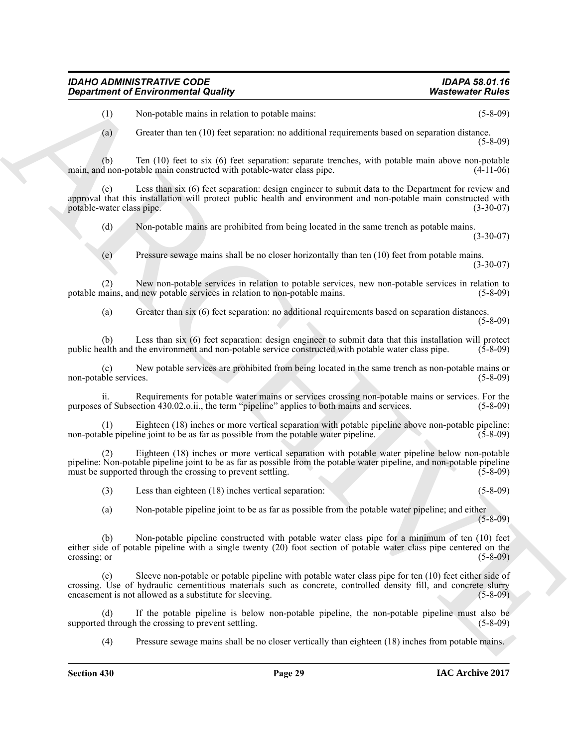(1) Non-potable mains in relation to potable mains: (5-8-09)

(a) Greater than ten (10) feet separation: no additional requirements based on separation distance. (5-8-09)

(b) Ten (10) feet to six (6) feet separation: separate trenches, with potable main above non-potable main, and non-potable main constructed with potable-water class pipe. (4-11-06)

(c) Less than six (6) feet separation: design engineer to submit data to the Department for review and approval that this installation will protect public health and environment and non-potable main constructed with potable-water class pipe. (3-30-07)

(d) Non-potable mains are prohibited from being located in the same trench as potable mains. (3-30-07)

(e) Pressure sewage mains shall be no closer horizontally than ten (10) feet from potable mains. (3-30-07)

(2) New non-potable services in relation to potable services, new non-potable services in relation to potable mains, and new potable services in relation to non-potable mains. (5-8-09)

(a) Greater than six (6) feet separation: no additional requirements based on separation distances. (5-8-09)

(b) Less than six (6) feet separation: design engineer to submit data that this installation will protect public health and the environment and non-potable service constructed with potable water class pipe. (5-8-09)

(c) New potable services are prohibited from being located in the same trench as non-potable mains or non-potable services. (5-8-09)

ii. Requirements for potable water mains or services crossing non-potable mains or services. For the purposes of Subsection 430.02.o.ii., the term "pipeline" applies to both mains and services. (5-8-09)

(1) Eighteen (18) inches or more vertical separation with potable pipeline above non-potable pipeline: non-potable pipeline joint to be as far as possible from the potable water pipeline. (5-8-09)

(2) Eighteen (18) inches or more vertical separation with potable water pipeline below non-potable pipeline: Non-potable pipeline joint to be as far as possible from the potable water pipeline, and non-potable pipeline must be supported through the crossing to prevent settling. (5-8-09)

(3) Less than eighteen (18) inches vertical separation: (5-8-09)

(a) Non-potable pipeline joint to be as far as possible from the potable water pipeline; and either (5-8-09)

(b) Non-potable pipeline constructed with potable water class pipe for a minimum of ten (10) feet either side of potable pipeline with a single twenty (20) foot section of potable water class pipe centered on the crossing; or (5-8-09)

(c) Sleeve non-potable or potable pipeline with potable water class pipe for ten (10) feet either side of crossing. Use of hydraulic cementitious materials such as concrete, controlled density fill, and concrete slurry encasement is not allowed as a substitute for sleeving. (5-8-09)

(d) If the potable pipeline is below non-potable pipeline, the non-potable pipeline must also be supported through the crossing to prevent settling. (5-8-09)

(4) Pressure sewage mains shall be no closer vertically than eighteen (18) inches from potable mains.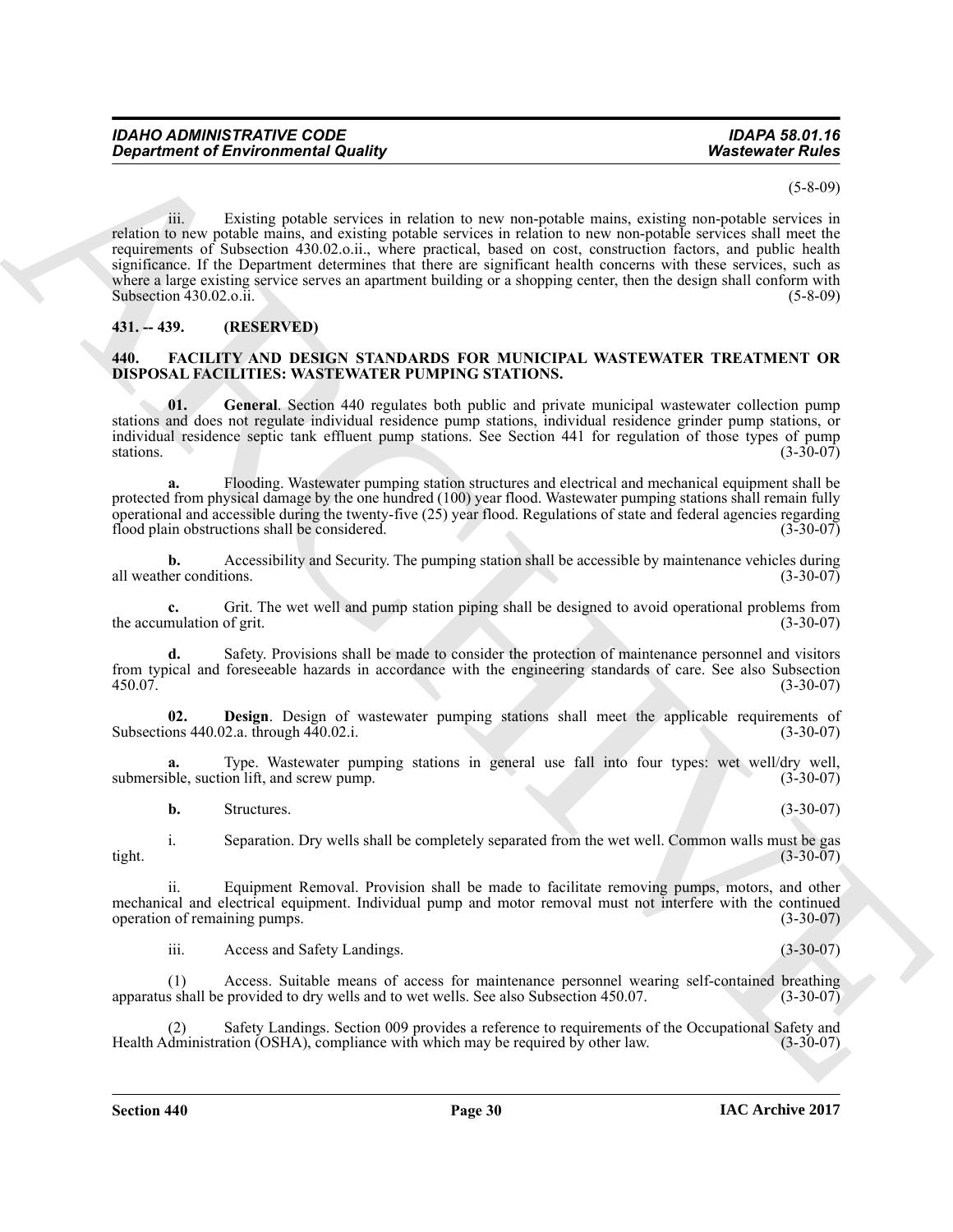(5-8-09)

iii. Existing potable services in relation to new non-potable mains, existing non-potable services in relation to new potable mains, and existing potable services in relation to new non-potable services shall meet the requirements of Subsection 430.02.o.ii., where practical, based on cost, construction factors, and public health significance. If the Department determines that there are significant health concerns with these services, such as where a large existing service serves an apartment building or a shopping center, then the design shall conform with Subsection 430.02.o.ii. (5-8-09)

## 431. -- 439. (RESERVED)

## 440. FACILITY AND DESIGN STANDARDS FOR MUNICIPAL WASTEWATER TREATMENT OR DISPOSAL FACILITIES: WASTEWATER PUMPING STATIONS.

**01. General**. Section 440 regulates both public and private municipal wastewater collection pump stations and does not regulate individual residence pump stations, individual residence grinder pump stations, or individual residence septic tank effluent pump stations. See Section 441 for regulation of those types of pump stations. (3-30-07)

**a.** Flooding. Wastewater pumping station structures and electrical and mechanical equipment shall be protected from physical damage by the one hundred (100) year flood. Wastewater pumping stations shall remain fully operational and accessible during the twenty-five (25) year flood. Regulations of state and federal agencies regarding flood plain obstructions shall be considered. (3-30-07)

**b.** Accessibility and Security. The pumping station shall be accessible by maintenance vehicles during all weather conditions. (3-30-07)

**c.** Grit. The wet well and pump station piping shall be designed to avoid operational problems from the accumulation of grit. (3-30-07)

**d.** Safety. Provisions shall be made to consider the protection of maintenance personnel and visitors from typical and foreseeable hazards in accordance with the engineering standards of care. See also Subsection 450.07. (3-30-07)

**02. Design**. Design of wastewater pumping stations shall meet the applicable requirements of Subsections 440.02.a. through 440.02.i. (3-30-07)

**a.** Type. Wastewater pumping stations in general use fall into four types: wet well/dry well, submersible, suction lift, and screw pump. (3-30-07)

**b.** Structures. (3-30-07)

i. Separation. Dry wells shall be completely separated from the wet well. Common walls must be gas tight. (3-30-07)

ii. Equipment Removal. Provision shall be made to facilitate removing pumps, motors, and other mechanical and electrical equipment. Individual pump and motor removal must not interfere with the continued operation of remaining pumps. (3-30-07)

iii. Access and Safety Landings. (3-30-07)

(1) Access. Suitable means of access for maintenance personnel wearing self-contained breathing apparatus shall be provided to dry wells and to wet wells. See also Subsection 450.07. (3-30-07)

(2) Safety Landings. Section 009 provides a reference to requirements of the Occupational Safety and Health Administration (OSHA), compliance with which may be required by other law. (3-30-07)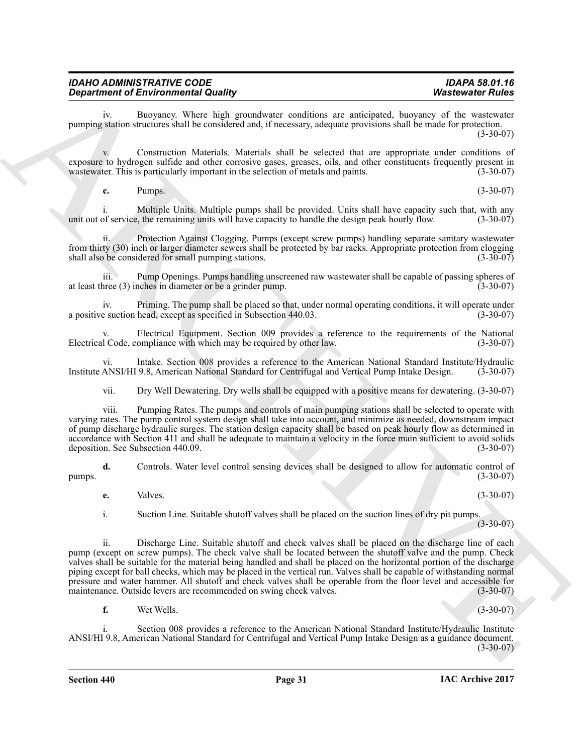iv. Buoyancy. Where high groundwater conditions are anticipated, buoyancy of the wastewater pumping station structures shall be considered and, if necessary, adequate provisions shall be made for protection. (3-30-07)

v. Construction Materials. Materials shall be selected that are appropriate under conditions of exposure to hydrogen sulfide and other corrosive gases, greases, oils, and other constituents frequently present in wastewater. This is particularly important in the selection of metals and paints. (3-30-07)

**c.** Pumps. (3-30-07)

i. Multiple Units. Multiple pumps shall be provided. Units shall have capacity such that, with any unit out of service, the remaining units will have capacity to handle the design peak hourly flow. (3-30-07)

ii. Protection Against Clogging. Pumps (except screw pumps) handling separate sanitary wastewater from thirty (30) inch or larger diameter sewers shall be protected by bar racks. Appropriate protection from clogging shall also be considered for small pumping stations. (3-30-07)

iii. Pump Openings. Pumps handling unscreened raw wastewater shall be capable of passing spheres of at least three (3) inches in diameter or be a grinder pump. (3-30-07)

iv. Priming. The pump shall be placed so that, under normal operating conditions, it will operate under a positive suction head, except as specified in Subsection 440.03. (3-30-07)

v. Electrical Equipment. Section 009 provides a reference to the requirements of the National Electrical Code, compliance with which may be required by other law. (3-30-07)

vi. Intake. Section 008 provides a reference to the American National Standard Institute/Hydraulic Institute ANSI/HI 9.8, American National Standard for Centrifugal and Vertical Pump Intake Design. (3-30-07)

vii. Dry Well Dewatering. Dry wells shall be equipped with a positive means for dewatering. (3-30-07)

viii. Pumping Rates. The pumps and controls of main pumping stations shall be selected to operate with varying rates. The pump control system design shall take into account, and minimize as needed, downstream impact of pump discharge hydraulic surges. The station design capacity shall be based on peak hourly flow as determined in accordance with Section 411 and shall be adequate to maintain a velocity in the force main sufficient to avoid solids deposition. See Subsection 440.09. (3-30-07)

**d.** Controls. Water level control sensing devices shall be designed to allow for automatic control of pumps. (3-30-07)

**e.** Valves. (3-30-07)

i. Suction Line. Suitable shutoff valves shall be placed on the suction lines of dry pit pumps. (3-30-07)

ii. Discharge Line. Suitable shutoff and check valves shall be placed on the discharge line of each pump (except on screw pumps). The check valve shall be located between the shutoff valve and the pump. Check valves shall be suitable for the material being handled and shall be placed on the horizontal portion of the discharge piping except for ball checks, which may be placed in the vertical run. Valves shall be capable of withstanding normal pressure and water hammer. All shutoff and check valves shall be operable from the floor level and accessible for maintenance. Outside levers are recommended on swing check valves. (3-30-07)

**f.** Wet Wells. (3-30-07)

i. Section 008 provides a reference to the American National Standard Institute/Hydraulic Institute ANSI/HI 9.8, American National Standard for Centrifugal and Vertical Pump Intake Design as a guidance document. (3-30-07)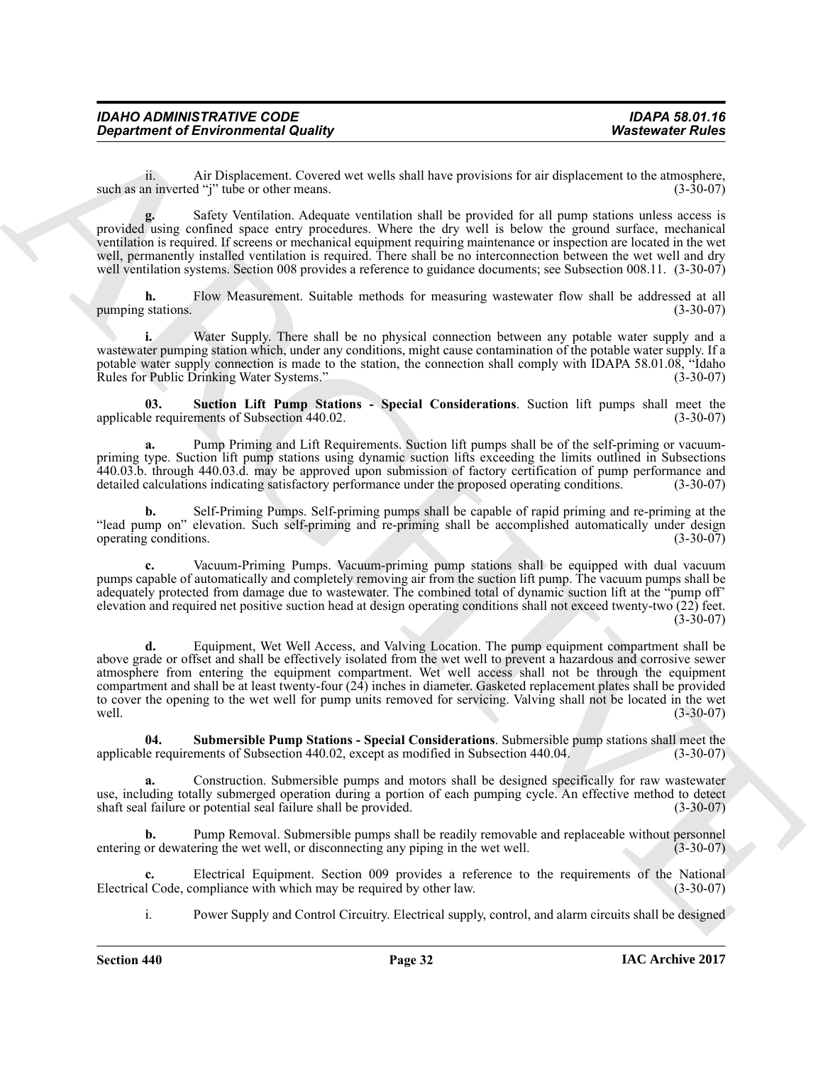ii. Air Displacement. Covered wet wells shall have provisions for air displacement to the atmosphere, such as an inverted "j" tube or other means. (3-30-07)

**g.** Safety Ventilation. Adequate ventilation shall be provided for all pump stations unless access is provided using confined space entry procedures. Where the dry well is below the ground surface, mechanical ventilation is required. If screens or mechanical equipment requiring maintenance or inspection are located in the wet well, permanently installed ventilation is required. There shall be no interconnection between the wet well and dry well ventilation systems. Section 008 provides a reference to guidance documents; see Subsection 008.11. (3-30-07)

**h.** Flow Measurement. Suitable methods for measuring wastewater flow shall be addressed at all pumping stations. (3-30-07)

**i.** Water Supply. There shall be no physical connection between any potable water supply and a wastewater pumping station which, under any conditions, might cause contamination of the potable water supply. If a potable water supply connection is made to the station, the connection shall comply with IDAPA 58.01.08, "Idaho Rules for Public Drinking Water Systems." (3-30-07)

**03. Suction Lift Pump Stations - Special Considerations**. Suction lift pumps shall meet the applicable requirements of Subsection 440.02. (3-30-07)

**a.** Pump Priming and Lift Requirements. Suction lift pumps shall be of the self-priming or vacuum-priming type. Suction lift pump stations using dynamic suction lifts exceeding the limits outlined in Subsections 440.03.b. through 440.03.d. may be approved upon submission of factory certification of pump performance and detailed calculations indicating satisfactory performance under the proposed operating conditions. (3-30-07)

**b.** Self-Priming Pumps. Self-priming pumps shall be capable of rapid priming and re-priming at the "lead pump on" elevation. Such self-priming and re-priming shall be accomplished automatically under design operating conditions. (3-30-07)

**c.** Vacuum-Priming Pumps. Vacuum-priming pump stations shall be equipped with dual vacuum pumps capable of automatically and completely removing air from the suction lift pump. The vacuum pumps shall be adequately protected from damage due to wastewater. The combined total of dynamic suction lift at the "pump off" elevation and required net positive suction head at design operating conditions shall not exceed twenty-two (22) feet. (3-30-07)

**d.** Equipment, Wet Well Access, and Valving Location. The pump equipment compartment shall be above grade or offset and shall be effectively isolated from the wet well to prevent a hazardous and corrosive sewer atmosphere from entering the equipment compartment. Wet well access shall not be through the equipment compartment and shall be at least twenty-four (24) inches in diameter. Gasketed replacement plates shall be provided to cover the opening to the wet well for pump units removed for servicing. Valving shall not be located in the wet well. (3-30-07)

**04. Submersible Pump Stations - Special Considerations**. Submersible pump stations shall meet the applicable requirements of Subsection 440.02, except as modified in Subsection 440.04. (3-30-07)

**a.** Construction. Submersible pumps and motors shall be designed specifically for raw wastewater use, including totally submerged operation during a portion of each pumping cycle. An effective method to detect shaft seal failure or potential seal failure shall be provided. (3-30-07)

**b.** Pump Removal. Submersible pumps shall be readily removable and replaceable without personnel entering or dewatering the wet well, or disconnecting any piping in the wet well. (3-30-07)

**c.** Electrical Equipment. Section 009 provides a reference to the requirements of the National Electrical Code, compliance with which may be required by other law. (3-30-07)

i. Power Supply and Control Circuitry. Electrical supply, control, and alarm circuits shall be designed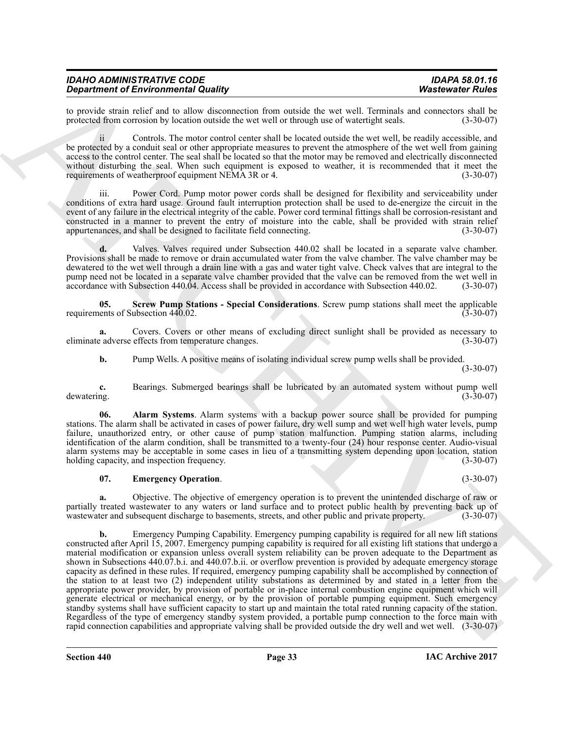to provide strain relief and to allow disconnection from outside the wet well. Terminals and connectors shall be protected from corrosion by location outside the wet well or through use of watertight seals. (3-30-07)

ii Controls. The motor control center shall be located outside the wet well, be readily accessible, and be protected by a conduit seal or other appropriate measures to prevent the atmosphere of the wet well from gaining access to the control center. The seal shall be located so that the motor may be removed and electrically disconnected without disturbing the seal. When such equipment is exposed to weather, it is recommended that it meet the requirements of weatherproof equipment NEMA 3R or 4. (3-30-07)

iii. Power Cord. Pump motor power cords shall be designed for flexibility and serviceability under conditions of extra hard usage. Ground fault interruption protection shall be used to de-energize the circuit in the event of any failure in the electrical integrity of the cable. Power cord terminal fittings shall be corrosion-resistant and constructed in a manner to prevent the entry of moisture into the cable, shall be provided with strain relief appurtenances, and shall be designed to facilitate field connecting. (3-30-07)

**d.** Valves. Valves required under Subsection 440.02 shall be located in a separate valve chamber. Provisions shall be made to remove or drain accumulated water from the valve chamber. The valve chamber may be dewatered to the wet well through a drain line with a gas and water tight valve. Check valves that are integral to the pump need not be located in a separate valve chamber provided that the valve can be removed from the wet well in accordance with Subsection 440.04. Access shall be provided in accordance with Subsection 440.02. (3-30-07)

**05. Screw Pump Stations - Special Considerations**. Screw pump stations shall meet the applicable requirements of Subsection 440.02. (3-30-07)

**a.** Covers. Covers or other means of excluding direct sunlight shall be provided as necessary to eliminate adverse effects from temperature changes. (3-30-07)

**b.** Pump Wells. A positive means of isolating individual screw pump wells shall be provided. (3-30-07)

**c.** Bearings. Submerged bearings shall be lubricated by an automated system without pump well dewatering. (3-30-07)

**06. Alarm Systems**. Alarm systems with a backup power source shall be provided for pumping stations. The alarm shall be activated in cases of power failure, dry well sump and wet well high water levels, pump failure, unauthorized entry, or other cause of pump station malfunction. Pumping station alarms, including identification of the alarm condition, shall be transmitted to a twenty-four (24) hour response center. Audio-visual alarm systems may be acceptable in some cases in lieu of a transmitting system depending upon location, station holding capacity, and inspection frequency. (3-30-07)

**07. Emergency Operation**. (3-30-07)

**a.** Objective. The objective of emergency operation is to prevent the unintended discharge of raw or partially treated wastewater to any waters or land surface and to protect public health by preventing back up of wastewater and subsequent discharge to basements, streets, and other public and private property. (3-30-07)

**b.** Emergency Pumping Capability. Emergency pumping capability is required for all new lift stations constructed after April 15, 2007. Emergency pumping capability is required for all existing lift stations that undergo a material modification or expansion unless overall system reliability can be proven adequate to the Department as shown in Subsections 440.07.b.i. and 440.07.b.ii. or overflow prevention is provided by adequate emergency storage capacity as defined in these rules. If required, emergency pumping capability shall be accomplished by connection of the station to at least two (2) independent utility substations as determined by and stated in a letter from the appropriate power provider, by provision of portable or in-place internal combustion engine equipment which will generate electrical or mechanical energy, or by the provision of portable pumping equipment. Such emergency standby systems shall have sufficient capacity to start up and maintain the total rated running capacity of the station. Regardless of the type of emergency standby system provided, a portable pump connection to the force main with rapid connection capabilities and appropriate valving shall be provided outside the dry well and wet well. (3-30-07)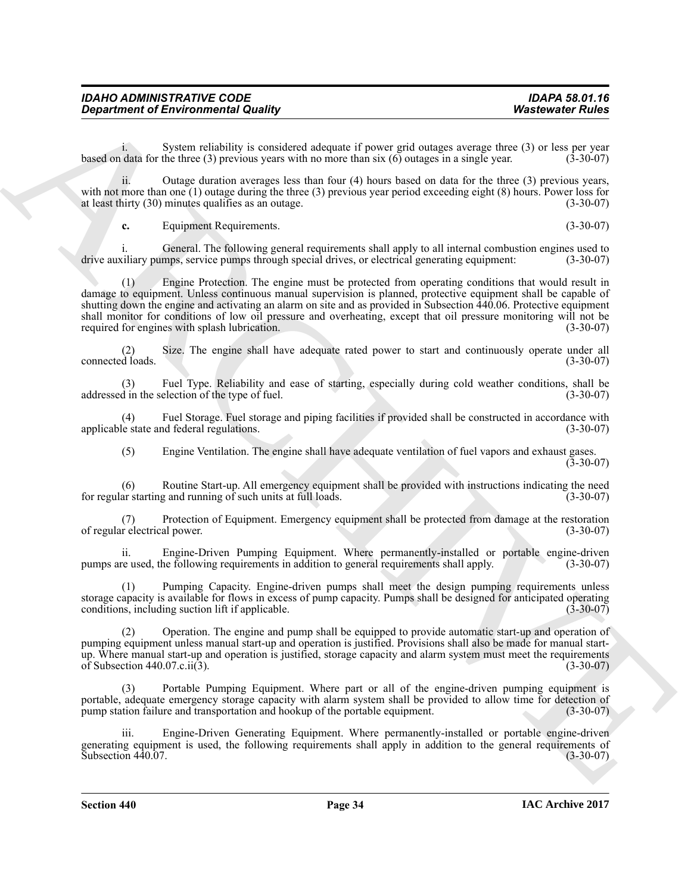i. System reliability is considered adequate if power grid outages average three (3) or less per year based on data for the three (3) previous years with no more than six (6) outages in a single year. (3-30-07)

ii. Outage duration averages less than four (4) hours based on data for the three (3) previous years, with not more than one (1) outage during the three (3) previous year period exceeding eight (8) hours. Power loss for at least thirty (30) minutes qualifies as an outage. (3-30-07)

**c.** Equipment Requirements. (3-30-07)

i. General. The following general requirements shall apply to all internal combustion engines used to drive auxiliary pumps, service pumps through special drives, or electrical generating equipment: (3-30-07)

(1) Engine Protection. The engine must be protected from operating conditions that would result in damage to equipment. Unless continuous manual supervision is planned, protective equipment shall be capable of shutting down the engine and activating an alarm on site and as provided in Subsection 440.06. Protective equipment shall monitor for conditions of low oil pressure and overheating, except that oil pressure monitoring will not be required for engines with splash lubrication. (3-30-07)

(2) Size. The engine shall have adequate rated power to start and continuously operate under all connected loads. (3-30-07)

(3) Fuel Type. Reliability and ease of starting, especially during cold weather conditions, shall be addressed in the selection of the type of fuel. (3-30-07)

(4) Fuel Storage. Fuel storage and piping facilities if provided shall be constructed in accordance with applicable state and federal regulations. (3-30-07)

(5) Engine Ventilation. The engine shall have adequate ventilation of fuel vapors and exhaust gases. (3-30-07)

(6) Routine Start-up. All emergency equipment shall be provided with instructions indicating the need for regular starting and running of such units at full loads. (3-30-07)

(7) Protection of Equipment. Emergency equipment shall be protected from damage at the restoration of regular electrical power. (3-30-07)

ii. Engine-Driven Pumping Equipment. Where permanently-installed or portable engine-driven pumps are used, the following requirements in addition to general requirements shall apply. (3-30-07)

(1) Pumping Capacity. Engine-driven pumps shall meet the design pumping requirements unless storage capacity is available for flows in excess of pump capacity. Pumps shall be designed for anticipated operating conditions, including suction lift if applicable. (3-30-07)

(2) Operation. The engine and pump shall be equipped to provide automatic start-up and operation of pumping equipment unless manual start-up and operation is justified. Provisions shall also be made for manual start-up. Where manual start-up and operation is justified, storage capacity and alarm system must meet the requirements of Subsection 440.07.c.ii(3). (3-30-07)

(3) Portable Pumping Equipment. Where part or all of the engine-driven pumping equipment is portable, adequate emergency storage capacity with alarm system shall be provided to allow time for detection of pump station failure and transportation and hookup of the portable equipment. (3-30-07)

iii. Engine-Driven Generating Equipment. Where permanently-installed or portable engine-driven generating equipment is used, the following requirements shall apply in addition to the general requirements of Subsection 440.07. (3-30-07)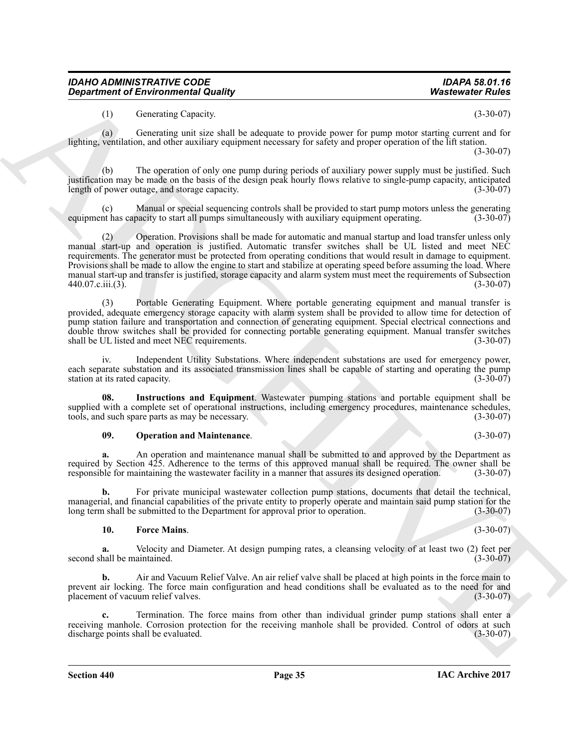(1) Generating Capacity. (3-30-07)

(a) Generating unit size shall be adequate to provide power for pump motor starting current and for lighting, ventilation, and other auxiliary equipment necessary for safety and proper operation of the lift station. (3-30-07)

(b) The operation of only one pump during periods of auxiliary power supply must be justified. Such justification may be made on the basis of the design peak hourly flows relative to single-pump capacity, anticipated length of power outage, and storage capacity. (3-30-07)

(c) Manual or special sequencing controls shall be provided to start pump motors unless the generating equipment has capacity to start all pumps simultaneously with auxiliary equipment operating. (3-30-07)

(2) Operation. Provisions shall be made for automatic and manual startup and load transfer unless only manual start-up and operation is justified. Automatic transfer switches shall be UL listed and meet NEC requirements. The generator must be protected from operating conditions that would result in damage to equipment. Provisions shall be made to allow the engine to start and stabilize at operating speed before assuming the load. Where manual start-up and transfer is justified, storage capacity and alarm system must meet the requirements of Subsection 440.07.c.iii.(3). (3-30-07)

(3) Portable Generating Equipment. Where portable generating equipment and manual transfer is provided, adequate emergency storage capacity with alarm system shall be provided to allow time for detection of pump station failure and transportation and connection of generating equipment. Special electrical connections and double throw switches shall be provided for connecting portable generating equipment. Manual transfer switches shall be UL listed and meet NEC requirements. (3-30-07)

iv. Independent Utility Substations. Where independent substations are used for emergency power, each separate substation and its associated transmission lines shall be capable of starting and operating the pump station at its rated capacity. (3-30-07)

**08. Instructions and Equipment**. Wastewater pumping stations and portable equipment shall be supplied with a complete set of operational instructions, including emergency procedures, maintenance schedules, tools, and such spare parts as may be necessary. (3-30-07)

**09. Operation and Maintenance**. (3-30-07)

**a.** An operation and maintenance manual shall be submitted to and approved by the Department as required by Section 425. Adherence to the terms of this approved manual shall be required. The owner shall be responsible for maintaining the wastewater facility in a manner that assures its designed operation. (3-30-07)

**b.** For private municipal wastewater collection pump stations, documents that detail the technical, managerial, and financial capabilities of the private entity to properly operate and maintain said pump station for the long term shall be submitted to the Department for approval prior to operation. (3-30-07)

**10. Force Mains**. (3-30-07)

**a.** Velocity and Diameter. At design pumping rates, a cleansing velocity of at least two (2) feet per second shall be maintained. (3-30-07)

**b.** Air and Vacuum Relief Valve. An air relief valve shall be placed at high points in the force main to prevent air locking. The force main configuration and head conditions shall be evaluated as to the need for and placement of vacuum relief valves. (3-30-07)

**c.** Termination. The force mains from other than individual grinder pump stations shall enter a receiving manhole. Corrosion protection for the receiving manhole shall be provided. Control of odors at such discharge points shall be evaluated. (3-30-07)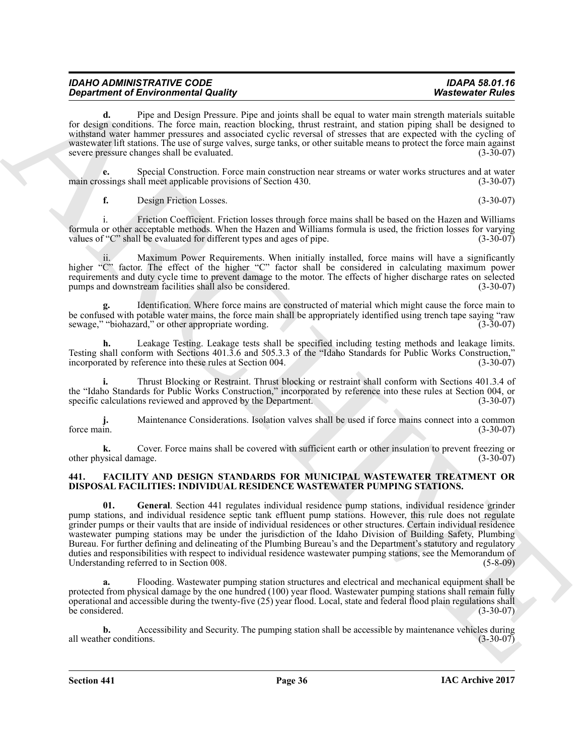**d.** Pipe and Design Pressure. Pipe and joints shall be equal to water main strength materials suitable for design conditions. The force main, reaction blocking, thrust restraint, and station piping shall be designed to withstand water hammer pressures and associated cyclic reversal of stresses that are expected with the cycling of wastewater lift stations. The use of surge valves, surge tanks, or other suitable means to protect the force main against severe pressure changes shall be evaluated. (3-30-07)

**e.** Special Construction. Force main construction near streams or water works structures and at water main crossings shall meet applicable provisions of Section 430. (3-30-07)

**f.** Design Friction Losses. (3-30-07)

i. Friction Coefficient. Friction losses through force mains shall be based on the Hazen and Williams formula or other acceptable methods. When the Hazen and Williams formula is used, the friction losses for varying values of "C" shall be evaluated for different types and ages of pipe. (3-30-07)

ii. Maximum Power Requirements. When initially installed, force mains will have a significantly higher "C" factor. The effect of the higher "C" factor shall be considered in calculating maximum power requirements and duty cycle time to prevent damage to the motor. The effects of higher discharge rates on selected pumps and downstream facilities shall also be considered. (3-30-07)

**g.** Identification. Where force mains are constructed of material which might cause the force main to be confused with potable water mains, the force main shall be appropriately identified using trench tape saying "raw sewage," "biohazard," or other appropriate wording. (3-30-07)

**h.** Leakage Testing. Leakage tests shall be specified including testing methods and leakage limits. Testing shall conform with Sections 401.3.6 and 505.3.3 of the "Idaho Standards for Public Works Construction," incorporated by reference into these rules at Section 004. (3-30-07)

**i.** Thrust Blocking or Restraint. Thrust blocking or restraint shall conform with Sections 401.3.4 of the "Idaho Standards for Public Works Construction," incorporated by reference into these rules at Section 004, or specific calculations reviewed and approved by the Department. (3-30-07)

**j.** Maintenance Considerations. Isolation valves shall be used if force mains connect into a common force main. (3-30-07)

**k.** Cover. Force mains shall be covered with sufficient earth or other insulation to prevent freezing or other physical damage. (3-30-07)

## 441. FACILITY AND DESIGN STANDARDS FOR MUNICIPAL WASTEWATER TREATMENT OR DISPOSAL FACILITIES: INDIVIDUAL RESIDENCE WASTEWATER PUMPING STATIONS.

**01. General**. Section 441 regulates individual residence pump stations, individual residence grinder pump stations, and individual residence septic tank effluent pump stations. However, this rule does not regulate grinder pumps or their vaults that are inside of individual residences or other structures. Certain individual residence wastewater pumping stations may be under the jurisdiction of the Idaho Division of Building Safety, Plumbing Bureau. For further defining and delineating of the Plumbing Bureau's and the Department's statutory and regulatory duties and responsibilities with respect to individual residence wastewater pumping stations, see the Memorandum of Understanding referred to in Section 008. (5-8-09)

**a.** Flooding. Wastewater pumping station structures and electrical and mechanical equipment shall be protected from physical damage by the one hundred (100) year flood. Wastewater pumping stations shall remain fully operational and accessible during the twenty-five (25) year flood. Local, state and federal flood plain regulations shall be considered. (3-30-07)

**b.** Accessibility and Security. The pumping station shall be accessible by maintenance vehicles during all weather conditions. (3-30-07)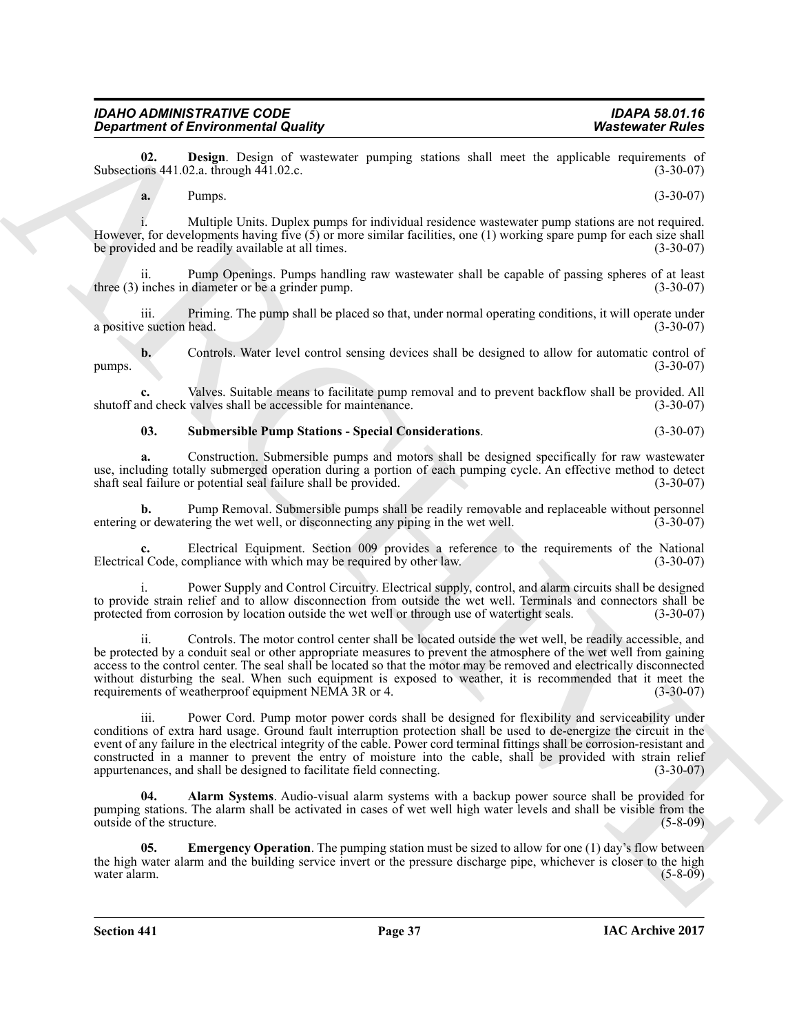**02. Design**. Design of wastewater pumping stations shall meet the applicable requirements of Subsections 441.02.a. through 441.02.c. (3-30-07)

**a.** Pumps. (3-30-07)

i. Multiple Units. Duplex pumps for individual residence wastewater pump stations are not required. However, for developments having five (5) or more similar facilities, one (1) working spare pump for each size shall be provided and be readily available at all times. (3-30-07)

ii. Pump Openings. Pumps handling raw wastewater shall be capable of passing spheres of at least three (3) inches in diameter or be a grinder pump. (3-30-07)

iii. Priming. The pump shall be placed so that, under normal operating conditions, it will operate under a positive suction head. (3-30-07)

**b.** Controls. Water level control sensing devices shall be designed to allow for automatic control of pumps. (3-30-07)

**c.** Valves. Suitable means to facilitate pump removal and to prevent backflow shall be provided. All shutoff and check valves shall be accessible for maintenance. (3-30-07)

**03. Submersible Pump Stations - Special Considerations**. (3-30-07)

**a.** Construction. Submersible pumps and motors shall be designed specifically for raw wastewater use, including totally submerged operation during a portion of each pumping cycle. An effective method to detect shaft seal failure or potential seal failure shall be provided. (3-30-07)

**b.** Pump Removal. Submersible pumps shall be readily removable and replaceable without personnel entering or dewatering the wet well, or disconnecting any piping in the wet well. (3-30-07)

**c.** Electrical Equipment. Section 009 provides a reference to the requirements of the National Electrical Code, compliance with which may be required by other law. (3-30-07)

i. Power Supply and Control Circuitry. Electrical supply, control, and alarm circuits shall be designed to provide strain relief and to allow disconnection from outside the wet well. Terminals and connectors shall be protected from corrosion by location outside the wet well or through use of watertight seals. (3-30-07)

ii. Controls. The motor control center shall be located outside the wet well, be readily accessible, and be protected by a conduit seal or other appropriate measures to prevent the atmosphere of the wet well from gaining access to the control center. The seal shall be located so that the motor may be removed and electrically disconnected without disturbing the seal. When such equipment is exposed to weather, it is recommended that it meet the requirements of weatherproof equipment NEMA 3R or 4. (3-30-07)

iii. Power Cord. Pump motor power cords shall be designed for flexibility and serviceability under conditions of extra hard usage. Ground fault interruption protection shall be used to de-energize the circuit in the event of any failure in the electrical integrity of the cable. Power cord terminal fittings shall be corrosion-resistant and constructed in a manner to prevent the entry of moisture into the cable, shall be provided with strain relief appurtenances, and shall be designed to facilitate field connecting. (3-30-07)

**04. Alarm Systems**. Audio-visual alarm systems with a backup power source shall be provided for pumping stations. The alarm shall be activated in cases of wet well high water levels and shall be visible from the outside of the structure. (5-8-09)

**05. Emergency Operation**. The pumping station must be sized to allow for one (1) day's flow between the high water alarm and the building service invert or the pressure discharge pipe, whichever is closer to the high water alarm. (5-8-09)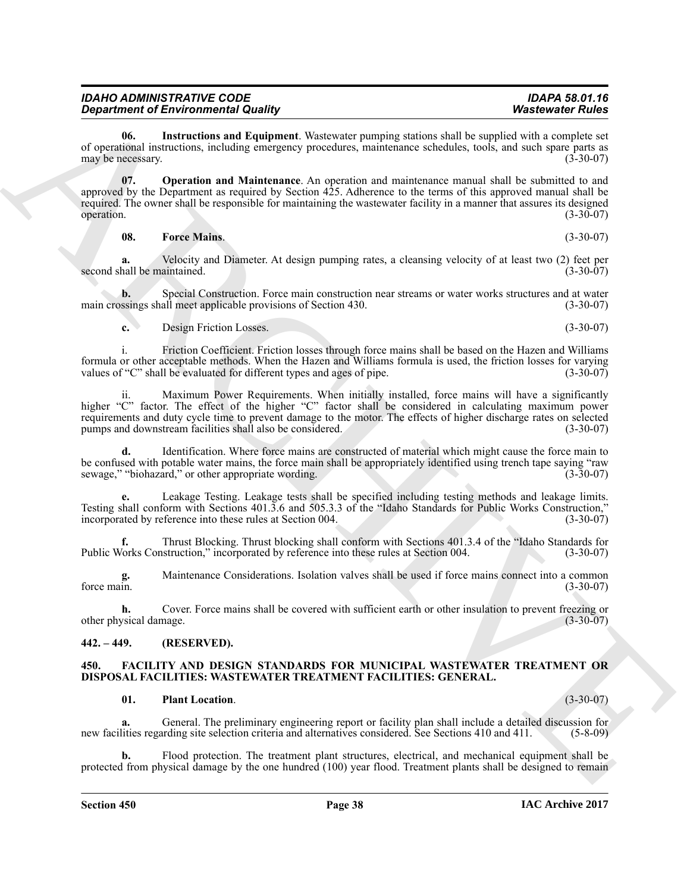**06. Instructions and Equipment**. Wastewater pumping stations shall be supplied with a complete set of operational instructions, including emergency procedures, maintenance schedules, tools, and such spare parts as may be necessary. (3-30-07)

**07. Operation and Maintenance**. An operation and maintenance manual shall be submitted to and approved by the Department as required by Section 425. Adherence to the terms of this approved manual shall be required. The owner shall be responsible for maintaining the wastewater facility in a manner that assures its designed operation. (3-30-07)

**08. Force Mains**. (3-30-07)

**a.** Velocity and Diameter. At design pumping rates, a cleansing velocity of at least two (2) feet per second shall be maintained. (3-30-07)

**b.** Special Construction. Force main construction near streams or water works structures and at water main crossings shall meet applicable provisions of Section 430. (3-30-07)

**c.** Design Friction Losses. (3-30-07)

i. Friction Coefficient. Friction losses through force mains shall be based on the Hazen and Williams formula or other acceptable methods. When the Hazen and Williams formula is used, the friction losses for varying values of "C" shall be evaluated for different types and ages of pipe. (3-30-07)

ii. Maximum Power Requirements. When initially installed, force mains will have a significantly higher "C" factor. The effect of the higher "C" factor shall be considered in calculating maximum power requirements and duty cycle time to prevent damage to the motor. The effects of higher discharge rates on selected pumps and downstream facilities shall also be considered. (3-30-07)

**d.** Identification. Where force mains are constructed of material which might cause the force main to be confused with potable water mains, the force main shall be appropriately identified using trench tape saying "raw sewage," "biohazard," or other appropriate wording. (3-30-07)

**e.** Leakage Testing. Leakage tests shall be specified including testing methods and leakage limits. Testing shall conform with Sections 401.3.6 and 505.3.3 of the "Idaho Standards for Public Works Construction," incorporated by reference into these rules at Section 004. (3-30-07)

**f.** Thrust Blocking. Thrust blocking shall conform with Sections 401.3.4 of the "Idaho Standards for Public Works Construction," incorporated by reference into these rules at Section 004. (3-30-07)

**g.** Maintenance Considerations. Isolation valves shall be used if force mains connect into a common force main. (3-30-07)

**h.** Cover. Force mains shall be covered with sufficient earth or other insulation to prevent freezing or other physical damage. (3-30-07)

## 442. – 449. (RESERVED).

## 450. FACILITY AND DESIGN STANDARDS FOR MUNICIPAL WASTEWATER TREATMENT OR DISPOSAL FACILITIES: WASTEWATER TREATMENT FACILITIES: GENERAL.

**01. Plant Location**. (3-30-07)

**a.** General. The preliminary engineering report or facility plan shall include a detailed discussion for new facilities regarding site selection criteria and alternatives considered. See Sections 410 and 411. (5-8-09)

**b.** Flood protection. The treatment plant structures, electrical, and mechanical equipment shall be protected from physical damage by the one hundred (100) year flood. Treatment plants shall be designed to remain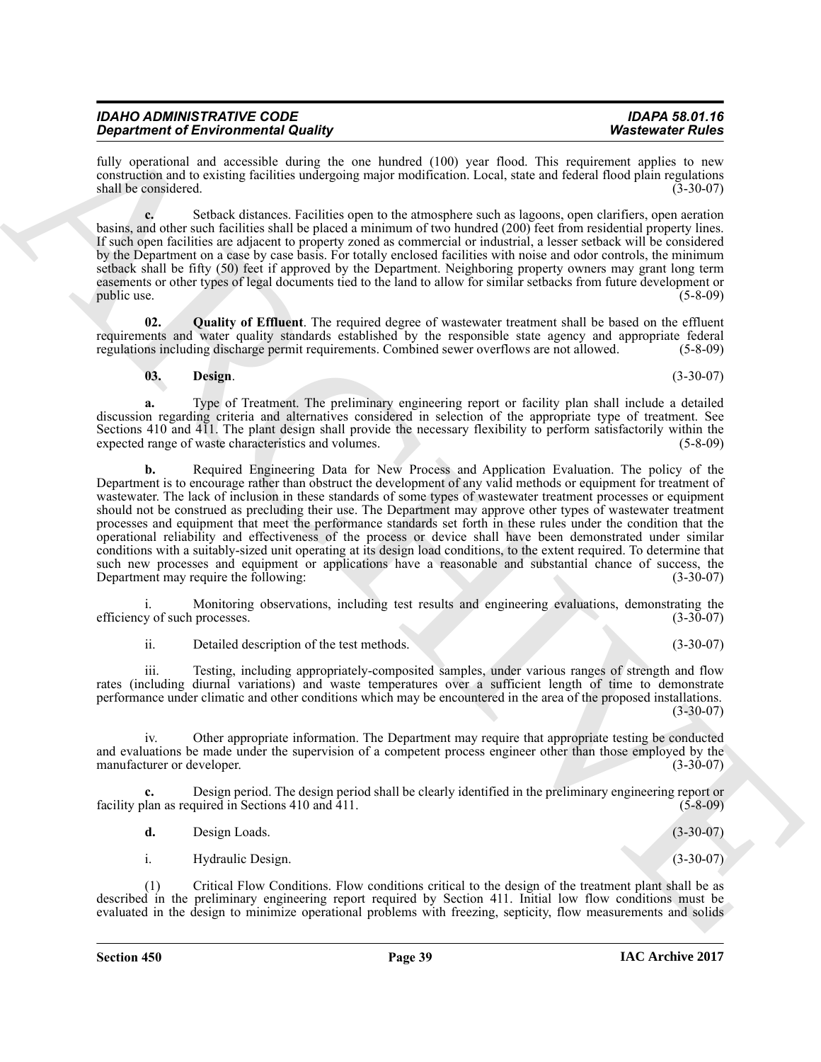fully operational and accessible during the one hundred (100) year flood. This requirement applies to new construction and to existing facilities undergoing major modification. Local, state and federal flood plain regulations shall be considered. (3-30-07)

**c.** Setback distances. Facilities open to the atmosphere such as lagoons, open clarifiers, open aeration basins, and other such facilities shall be placed a minimum of two hundred (200) feet from residential property lines. If such open facilities are adjacent to property zoned as commercial or industrial, a lesser setback will be considered by the Department on a case by case basis. For totally enclosed facilities with noise and odor controls, the minimum setback shall be fifty (50) feet if approved by the Department. Neighboring property owners may grant long term easements or other types of legal documents tied to the land to allow for similar setbacks from future development or public use. (5-8-09)

**02. Quality of Effluent**. The required degree of wastewater treatment shall be based on the effluent requirements and water quality standards established by the responsible state agency and appropriate federal regulations including discharge permit requirements. Combined sewer overflows are not allowed. (5-8-09)

**03. Design**. (3-30-07)

**a.** Type of Treatment. The preliminary engineering report or facility plan shall include a detailed discussion regarding criteria and alternatives considered in selection of the appropriate type of treatment. See Sections 410 and 411. The plant design shall provide the necessary flexibility to perform satisfactorily within the expected range of waste characteristics and volumes. (5-8-09)

**b.** Required Engineering Data for New Process and Application Evaluation. The policy of the Department is to encourage rather than obstruct the development of any valid methods or equipment for treatment of wastewater. The lack of inclusion in these standards of some types of wastewater treatment processes or equipment should not be construed as precluding their use. The Department may approve other types of wastewater treatment processes and equipment that meet the performance standards set forth in these rules under the condition that the operational reliability and effectiveness of the process or device shall have been demonstrated under similar conditions with a suitably-sized unit operating at its design load conditions, to the extent required. To determine that such new processes and equipment or applications have a reasonable and substantial chance of success, the Department may require the following: (3-30-07)

i. Monitoring observations, including test results and engineering evaluations, demonstrating the efficiency of such processes. (3-30-07)

ii. Detailed description of the test methods. (3-30-07)

iii. Testing, including appropriately-composited samples, under various ranges of strength and flow rates (including diurnal variations) and waste temperatures over a sufficient length of time to demonstrate performance under climatic and other conditions which may be encountered in the area of the proposed installations. (3-30-07)

iv. Other appropriate information. The Department may require that appropriate testing be conducted and evaluations be made under the supervision of a competent process engineer other than those employed by the manufacturer or developer. (3-30-07)

**c.** Design period. The design period shall be clearly identified in the preliminary engineering report or facility plan as required in Sections 410 and 411. (5-8-09)

**d.** Design Loads. (3-30-07)

i. Hydraulic Design. (3-30-07)

(1) Critical Flow Conditions. Flow conditions critical to the design of the treatment plant shall be as described in the preliminary engineering report required by Section 411. Initial low flow conditions must be evaluated in the design to minimize operational problems with freezing, septicity, flow measurements and solids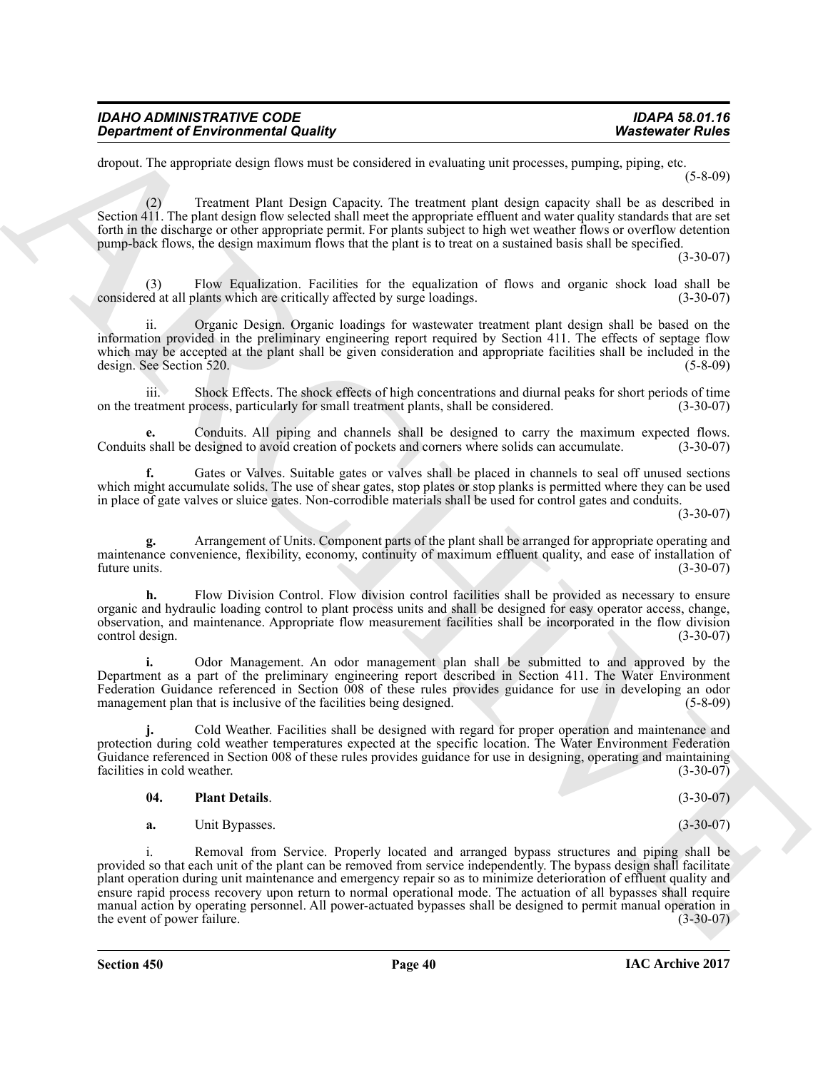dropout. The appropriate design flows must be considered in evaluating unit processes, pumping, piping, etc. (5-8-09)

(2) Treatment Plant Design Capacity. The treatment plant design capacity shall be as described in Section 411. The plant design flow selected shall meet the appropriate effluent and water quality standards that are set forth in the discharge or other appropriate permit. For plants subject to high wet weather flows or overflow detention pump-back flows, the design maximum flows that the plant is to treat on a sustained basis shall be specified. (3-30-07)

(3) Flow Equalization. Facilities for the equalization of flows and organic shock load shall be considered at all plants which are critically affected by surge loadings. (3-30-07)

ii. Organic Design. Organic loadings for wastewater treatment plant design shall be based on the information provided in the preliminary engineering report required by Section 411. The effects of septage flow which may be accepted at the plant shall be given consideration and appropriate facilities shall be included in the design. See Section 520. (5-8-09)

iii. Shock Effects. The shock effects of high concentrations and diurnal peaks for short periods of time on the treatment process, particularly for small treatment plants, shall be considered. (3-30-07)

**e.** Conduits. All piping and channels shall be designed to carry the maximum expected flows. Conduits shall be designed to avoid creation of pockets and corners where solids can accumulate. (3-30-07)

**f.** Gates or Valves. Suitable gates or valves shall be placed in channels to seal off unused sections which might accumulate solids. The use of shear gates, stop plates or stop planks is permitted where they can be used in place of gate valves or sluice gates. Non-corrodible materials shall be used for control gates and conduits. (3-30-07)

**g.** Arrangement of Units. Component parts of the plant shall be arranged for appropriate operating and maintenance convenience, flexibility, economy, continuity of maximum effluent quality, and ease of installation of future units. (3-30-07)

**h.** Flow Division Control. Flow division control facilities shall be provided as necessary to ensure organic and hydraulic loading control to plant process units and shall be designed for easy operator access, change, observation, and maintenance. Appropriate flow measurement facilities shall be incorporated in the flow division control design. (3-30-07)

**i.** Odor Management. An odor management plan shall be submitted to and approved by the Department as a part of the preliminary engineering report described in Section 411. The Water Environment Federation Guidance referenced in Section 008 of these rules provides guidance for use in developing an odor management plan that is inclusive of the facilities being designed. (5-8-09)

**j.** Cold Weather. Facilities shall be designed with regard for proper operation and maintenance and protection during cold weather temperatures expected at the specific location. The Water Environment Federation Guidance referenced in Section 008 of these rules provides guidance for use in designing, operating and maintaining facilities in cold weather. (3-30-07)

**04. Plant Details**. (3-30-07)

**a.** Unit Bypasses. (3-30-07)

i. Removal from Service. Properly located and arranged bypass structures and piping shall be provided so that each unit of the plant can be removed from service independently. The bypass design shall facilitate plant operation during unit maintenance and emergency repair so as to minimize deterioration of effluent quality and ensure rapid process recovery upon return to normal operational mode. The actuation of all bypasses shall require manual action by operating personnel. All power-actuated bypasses shall be designed to permit manual operation in the event of power failure. (3-30-07)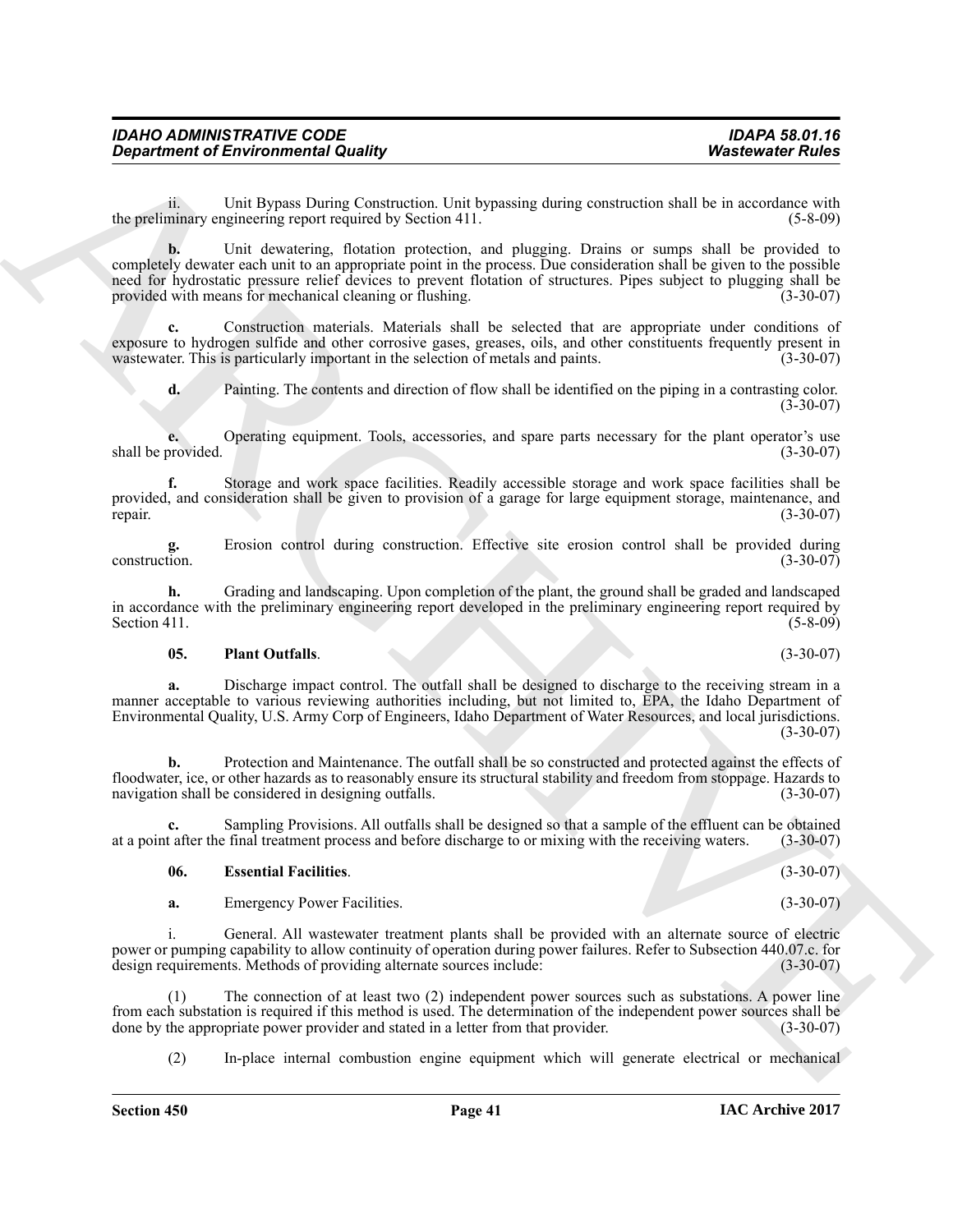ii. Unit Bypass During Construction. Unit bypassing during construction shall be in accordance with the preliminary engineering report required by Section 411. (5-8-09)

**b.** Unit dewatering, flotation protection, and plugging. Drains or sumps shall be provided to completely dewater each unit to an appropriate point in the process. Due consideration shall be given to the possible need for hydrostatic pressure relief devices to prevent flotation of structures. Pipes subject to plugging shall be provided with means for mechanical cleaning or flushing. (3-30-07)

**c.** Construction materials. Materials shall be selected that are appropriate under conditions of exposure to hydrogen sulfide and other corrosive gases, greases, oils, and other constituents frequently present in wastewater. This is particularly important in the selection of metals and paints. (3-30-07)

**d.** Painting. The contents and direction of flow shall be identified on the piping in a contrasting color. (3-30-07)

**e.** Operating equipment. Tools, accessories, and spare parts necessary for the plant operator's use shall be provided. (3-30-07)

**f.** Storage and work space facilities. Readily accessible storage and work space facilities shall be provided, and consideration shall be given to provision of a garage for large equipment storage, maintenance, and repair. (3-30-07)

**g.** Erosion control during construction. Effective site erosion control shall be provided during construction. (3-30-07)

**h.** Grading and landscaping. Upon completion of the plant, the ground shall be graded and landscaped in accordance with the preliminary engineering report developed in the preliminary engineering report required by Section 411. (5-8-09)

**05. Plant Outfalls**. (3-30-07)

**a.** Discharge impact control. The outfall shall be designed to discharge to the receiving stream in a manner acceptable to various reviewing authorities including, but not limited to, EPA, the Idaho Department of Environmental Quality, U.S. Army Corp of Engineers, Idaho Department of Water Resources, and local jurisdictions. (3-30-07)

**b.** Protection and Maintenance. The outfall shall be so constructed and protected against the effects of floodwater, ice, or other hazards as to reasonably ensure its structural stability and freedom from stoppage. Hazards to navigation shall be considered in designing outfalls. (3-30-07)

**c.** Sampling Provisions. All outfalls shall be designed so that a sample of the effluent can be obtained at a point after the final treatment process and before discharge to or mixing with the receiving waters. (3-30-07)

**06. Essential Facilities**. (3-30-07)

**a.** Emergency Power Facilities. (3-30-07)

i. General. All wastewater treatment plants shall be provided with an alternate source of electric power or pumping capability to allow continuity of operation during power failures. Refer to Subsection 440.07.c. for design requirements. Methods of providing alternate sources include: (3-30-07)

(1) The connection of at least two (2) independent power sources such as substations. A power line from each substation is required if this method is used. The determination of the independent power sources shall be done by the appropriate power provider and stated in a letter from that provider. (3-30-07)

(2) In-place internal combustion engine equipment which will generate electrical or mechanical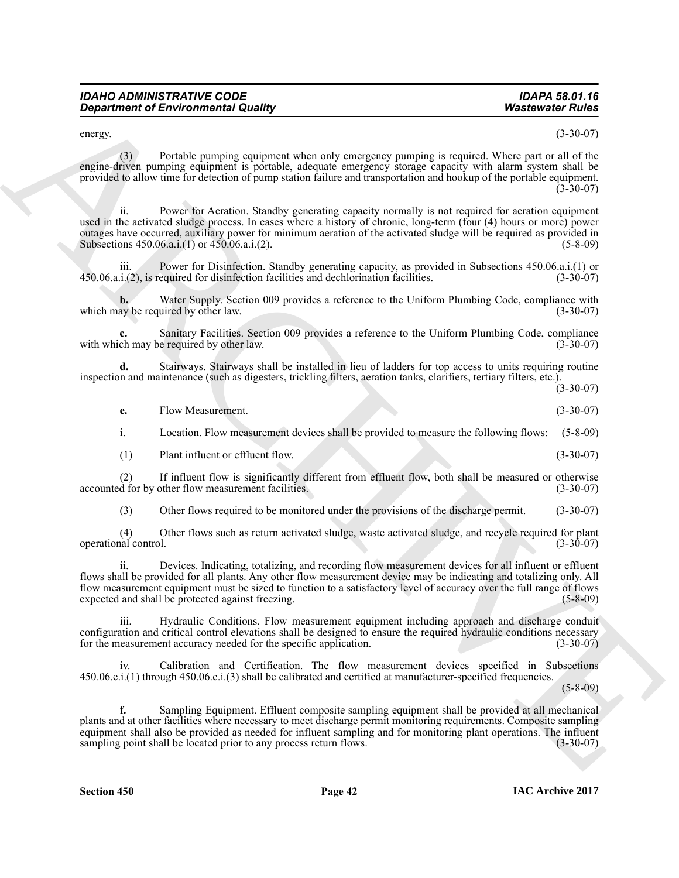energy. (3-30-07)

(3) Portable pumping equipment when only emergency pumping is required. Where part or all of the engine-driven pumping equipment is portable, adequate emergency storage capacity with alarm system shall be provided to allow time for detection of pump station failure and transportation and hookup of the portable equipment. (3-30-07)

ii. Power for Aeration. Standby generating capacity normally is not required for aeration equipment used in the activated sludge process. In cases where a history of chronic, long-term (four (4) hours or more) power outages have occurred, auxiliary power for minimum aeration of the activated sludge will be required as provided in Subsections 450.06.a.i.(1) or 450.06.a.i.(2). (5-8-09)

iii. Power for Disinfection. Standby generating capacity, as provided in Subsections 450.06.a.i.(1) or 450.06.a.i.(2), is required for disinfection facilities and dechlorination facilities. (3-30-07)

**b.** Water Supply. Section 009 provides a reference to the Uniform Plumbing Code, compliance with which may be required by other law. (3-30-07)

**c.** Sanitary Facilities. Section 009 provides a reference to the Uniform Plumbing Code, compliance with which may be required by other law. (3-30-07)

**d.** Stairways. Stairways shall be installed in lieu of ladders for top access to units requiring routine inspection and maintenance (such as digesters, trickling filters, aeration tanks, clarifiers, tertiary filters, etc.). (3-30-07)

**e.** Flow Measurement. (3-30-07)

i. Location. Flow measurement devices shall be provided to measure the following flows: (5-8-09)

(1) Plant influent or effluent flow. (3-30-07)

(2) If influent flow is significantly different from effluent flow, both shall be measured or otherwise accounted for by other flow measurement facilities. (3-30-07)

(3) Other flows required to be monitored under the provisions of the discharge permit. (3-30-07)

(4) Other flows such as return activated sludge, waste activated sludge, and recycle required for plant operational control. (3-30-07)

ii. Devices. Indicating, totalizing, and recording flow measurement devices for all influent or effluent flows shall be provided for all plants. Any other flow measurement device may be indicating and totalizing only. All flow measurement equipment must be sized to function to a satisfactory level of accuracy over the full range of flows expected and shall be protected against freezing. (5-8-09)

iii. Hydraulic Conditions. Flow measurement equipment including approach and discharge conduit configuration and critical control elevations shall be designed to ensure the required hydraulic conditions necessary for the measurement accuracy needed for the specific application. (3-30-07)

iv. Calibration and Certification. The flow measurement devices specified in Subsections 450.06.e.i.(1) through 450.06.e.i.(3) shall be calibrated and certified at manufacturer-specified frequencies. (5-8-09)

**f.** Sampling Equipment. Effluent composite sampling equipment shall be provided at all mechanical plants and at other facilities where necessary to meet discharge permit monitoring requirements. Composite sampling equipment shall also be provided as needed for influent sampling and for monitoring plant operations. The influent sampling point shall be located prior to any process return flows. (3-30-07)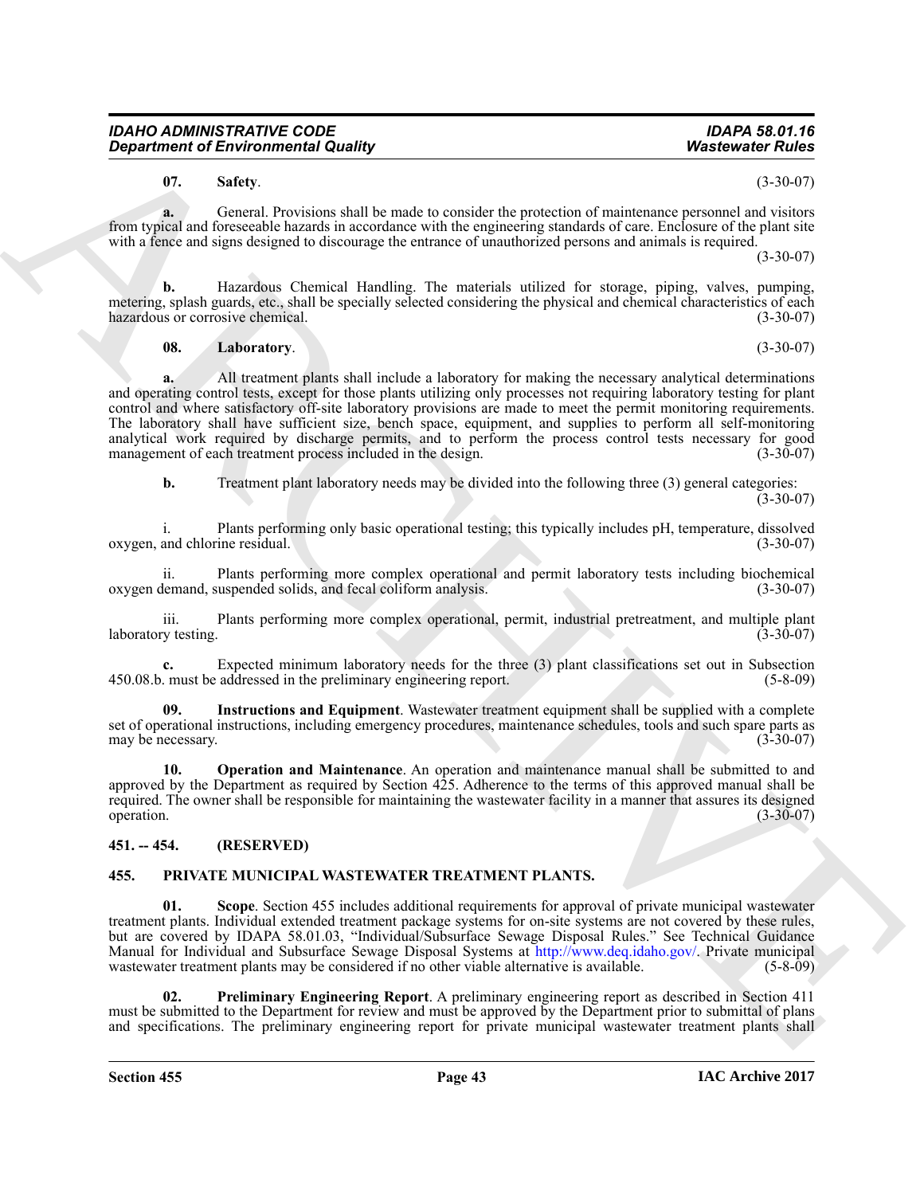**07. Safety**. (3-30-07)

**a.** General. Provisions shall be made to consider the protection of maintenance personnel and visitors from typical and foreseeable hazards in accordance with the engineering standards of care. Enclosure of the plant site with a fence and signs designed to discourage the entrance of unauthorized persons and animals is required. (3-30-07)

**b.** Hazardous Chemical Handling. The materials utilized for storage, piping, valves, pumping, metering, splash guards, etc., shall be specially selected considering the physical and chemical characteristics of each hazardous or corrosive chemical. (3-30-07)

**08. Laboratory**. (3-30-07)

**a.** All treatment plants shall include a laboratory for making the necessary analytical determinations and operating control tests, except for those plants utilizing only processes not requiring laboratory testing for plant control and where satisfactory off-site laboratory provisions are made to meet the permit monitoring requirements. The laboratory shall have sufficient size, bench space, equipment, and supplies to perform all self-monitoring analytical work required by discharge permits, and to perform the process control tests necessary for good management of each treatment process included in the design. (3-30-07)

**b.** Treatment plant laboratory needs may be divided into the following three (3) general categories: (3-30-07)

i. Plants performing only basic operational testing; this typically includes pH, temperature, dissolved oxygen, and chlorine residual. (3-30-07)

ii. Plants performing more complex operational and permit laboratory tests including biochemical oxygen demand, suspended solids, and fecal coliform analysis. (3-30-07)

iii. Plants performing more complex operational, permit, industrial pretreatment, and multiple plant laboratory testing. (3-30-07)

**c.** Expected minimum laboratory needs for the three (3) plant classifications set out in Subsection 450.08.b. must be addressed in the preliminary engineering report. (5-8-09)

**09. Instructions and Equipment**. Wastewater treatment equipment shall be supplied with a complete set of operational instructions, including emergency procedures, maintenance schedules, tools and such spare parts as may be necessary. (3-30-07)

**10. Operation and Maintenance**. An operation and maintenance manual shall be submitted to and approved by the Department as required by Section 425. Adherence to the terms of this approved manual shall be required. The owner shall be responsible for maintaining the wastewater facility in a manner that assures its designed operation. (3-30-07)

## 451. -- 454. (RESERVED)

## 455. PRIVATE MUNICIPAL WASTEWATER TREATMENT PLANTS.

**01. Scope**. Section 455 includes additional requirements for approval of private municipal wastewater treatment plants. Individual extended treatment package systems for on-site systems are not covered by these rules, but are covered by IDAPA 58.01.03, "Individual/Subsurface Sewage Disposal Rules." See Technical Guidance Manual for Individual and Subsurface Sewage Disposal Systems at http://www.deq.idaho.gov/. Private municipal wastewater treatment plants may be considered if no other viable alternative is available. (5-8-09)

**02. Preliminary Engineering Report**. A preliminary engineering report as described in Section 411 must be submitted to the Department for review and must be approved by the Department prior to submittal of plans and specifications. The preliminary engineering report for private municipal wastewater treatment plants shall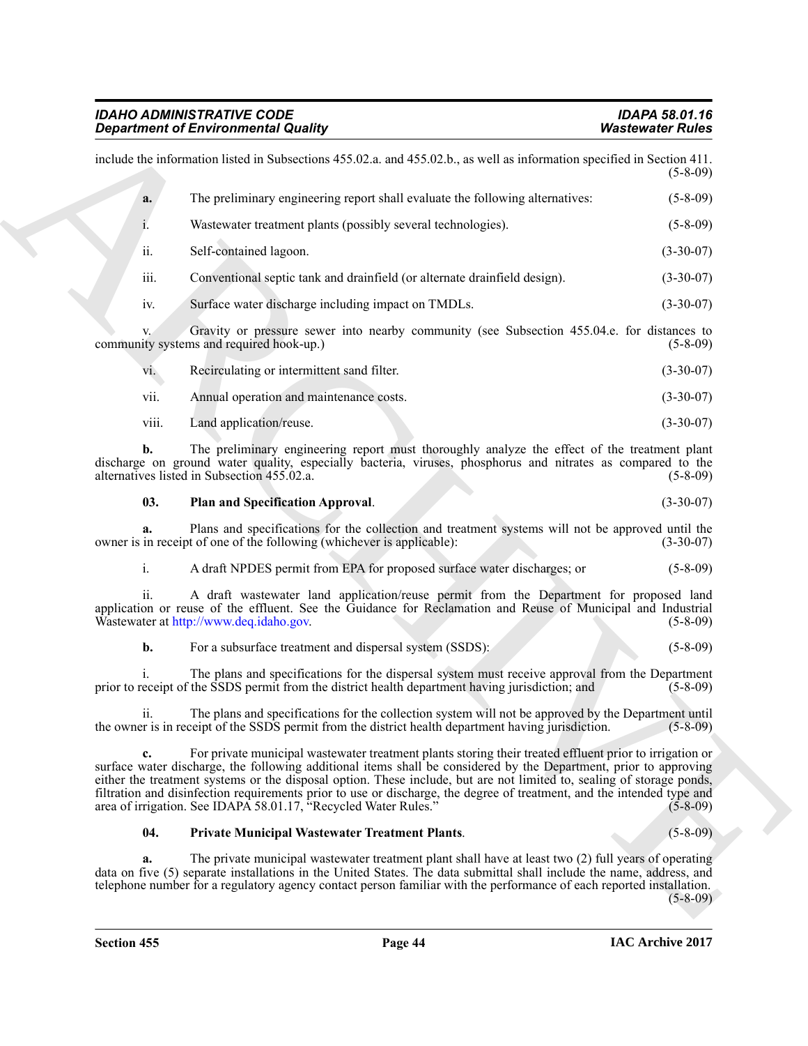include the information listed in Subsections 455.02.a. and 455.02.b., as well as information specified in Section 411. (5-8-09)

**a.** The preliminary engineering report shall evaluate the following alternatives: (5-8-09)

i. Wastewater treatment plants (possibly several technologies). (5-8-09)

ii. Self-contained lagoon. (3-30-07)

iii. Conventional septic tank and drainfield (or alternate drainfield design). (3-30-07)

iv. Surface water discharge including impact on TMDLs. (3-30-07)

v. Gravity or pressure sewer into nearby community (see Subsection 455.04.e. for distances to community systems and required hook-up.) (5-8-09)

vi. Recirculating or intermittent sand filter. (3-30-07)

vii. Annual operation and maintenance costs. (3-30-07)

viii. Land application/reuse. (3-30-07)

**b.** The preliminary engineering report must thoroughly analyze the effect of the treatment plant discharge on ground water quality, especially bacteria, viruses, phosphorus and nitrates as compared to the alternatives listed in Subsection 455.02.a. (5-8-09)

**03. Plan and Specification Approval**. (3-30-07)

**a.** Plans and specifications for the collection and treatment systems will not be approved until the owner is in receipt of one of the following (whichever is applicable): (3-30-07)

i. A draft NPDES permit from EPA for proposed surface water discharges; or (5-8-09)

ii. A draft wastewater land application/reuse permit from the Department for proposed land application or reuse of the effluent. See the Guidance for Reclamation and Reuse of Municipal and Industrial Wastewater at http://www.deq.idaho.gov. (5-8-09)

**b.** For a subsurface treatment and dispersal system (SSDS): (5-8-09)

i. The plans and specifications for the dispersal system must receive approval from the Department prior to receipt of the SSDS permit from the district health department having jurisdiction; and (5-8-09)

ii. The plans and specifications for the collection system will not be approved by the Department until the owner is in receipt of the SSDS permit from the district health department having jurisdiction. (5-8-09)

**c.** For private municipal wastewater treatment plants storing their treated effluent prior to irrigation or surface water discharge, the following additional items shall be considered by the Department, prior to approving either the treatment systems or the disposal option. These include, but are not limited to, sealing of storage ponds, filtration and disinfection requirements prior to use or discharge, the degree of treatment, and the intended type and area of irrigation. See IDAPA 58.01.17, "Recycled Water Rules." (5-8-09)

**04. Private Municipal Wastewater Treatment Plants**. (5-8-09)

**a.** The private municipal wastewater treatment plant shall have at least two (2) full years of operating data on five (5) separate installations in the United States. The data submittal shall include the name, address, and telephone number for a regulatory agency contact person familiar with the performance of each reported installation. (5-8-09)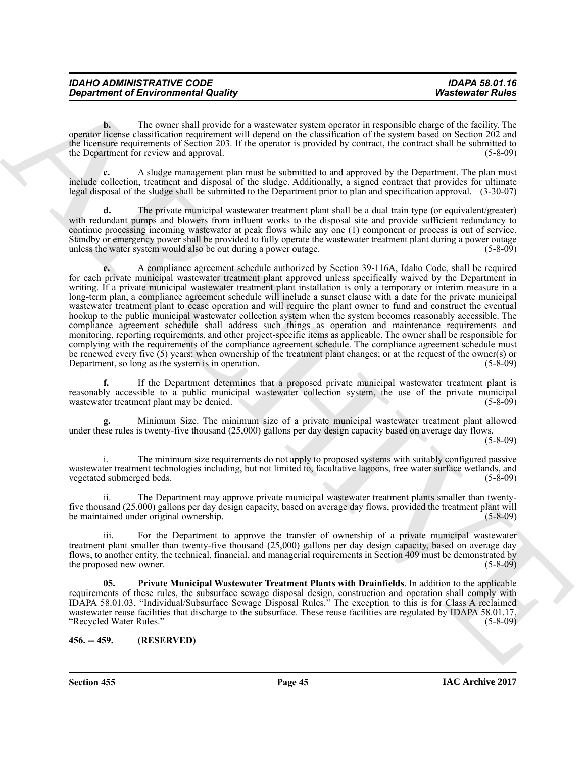**b.** The owner shall provide for a wastewater system operator in responsible charge of the facility. The operator license classification requirement will depend on the classification of the system based on Section 202 and the licensure requirements of Section 203. If the operator is provided by contract, the contract shall be submitted to the Department for review and approval. (5-8-09)

**c.** A sludge management plan must be submitted to and approved by the Department. The plan must include collection, treatment and disposal of the sludge. Additionally, a signed contract that provides for ultimate legal disposal of the sludge shall be submitted to the Department prior to plan and specification approval. (3-30-07)

**d.** The private municipal wastewater treatment plant shall be a dual train type (or equivalent/greater) with redundant pumps and blowers from influent works to the disposal site and provide sufficient redundancy to continue processing incoming wastewater at peak flows while any one (1) component or process is out of service. Standby or emergency power shall be provided to fully operate the wastewater treatment plant during a power outage unless the water system would also be out during a power outage. (5-8-09)

**e.** A compliance agreement schedule authorized by Section 39-116A, Idaho Code, shall be required for each private municipal wastewater treatment plant approved unless specifically waived by the Department in writing. If a private municipal wastewater treatment plant installation is only a temporary or interim measure in a long-term plan, a compliance agreement schedule will include a sunset clause with a date for the private municipal wastewater treatment plant to cease operation and will require the plant owner to fund and construct the eventual hookup to the public municipal wastewater collection system when the system becomes reasonably accessible. The compliance agreement schedule shall address such things as operation and maintenance requirements and monitoring, reporting requirements, and other project-specific items as applicable. The owner shall be responsible for complying with the requirements of the compliance agreement schedule. The compliance agreement schedule must be renewed every five (5) years; when ownership of the treatment plant changes; or at the request of the owner(s) or Department, so long as the system is in operation. (5-8-09)

**f.** If the Department determines that a proposed private municipal wastewater treatment plant is reasonably accessible to a public municipal wastewater collection system, the use of the private municipal wastewater treatment plant may be denied. (5-8-09)

**g.** Minimum Size. The minimum size of a private municipal wastewater treatment plant allowed under these rules is twenty-five thousand (25,000) gallons per day design capacity based on average day flows. (5-8-09)

i. The minimum size requirements do not apply to proposed systems with suitably configured passive wastewater treatment technologies including, but not limited to, facultative lagoons, free water surface wetlands, and vegetated submerged beds. (5-8-09)

ii. The Department may approve private municipal wastewater treatment plants smaller than twenty-five thousand (25,000) gallons per day design capacity, based on average day flows, provided the treatment plant will be maintained under original ownership. (5-8-09)

iii. For the Department to approve the transfer of ownership of a private municipal wastewater treatment plant smaller than twenty-five thousand (25,000) gallons per day design capacity, based on average day flows, to another entity, the technical, financial, and managerial requirements in Section 409 must be demonstrated by the proposed new owner. (5-8-09)

**05. Private Municipal Wastewater Treatment Plants with Drainfields**. In addition to the applicable requirements of these rules, the subsurface sewage disposal design, construction and operation shall comply with IDAPA 58.01.03, "Individual/Subsurface Sewage Disposal Rules." The exception to this is for Class A reclaimed wastewater reuse facilities that discharge to the subsurface. These reuse facilities are regulated by IDAPA 58.01.17, "Recycled Water Rules." (5-8-09)

## 456. -- 459. (RESERVED)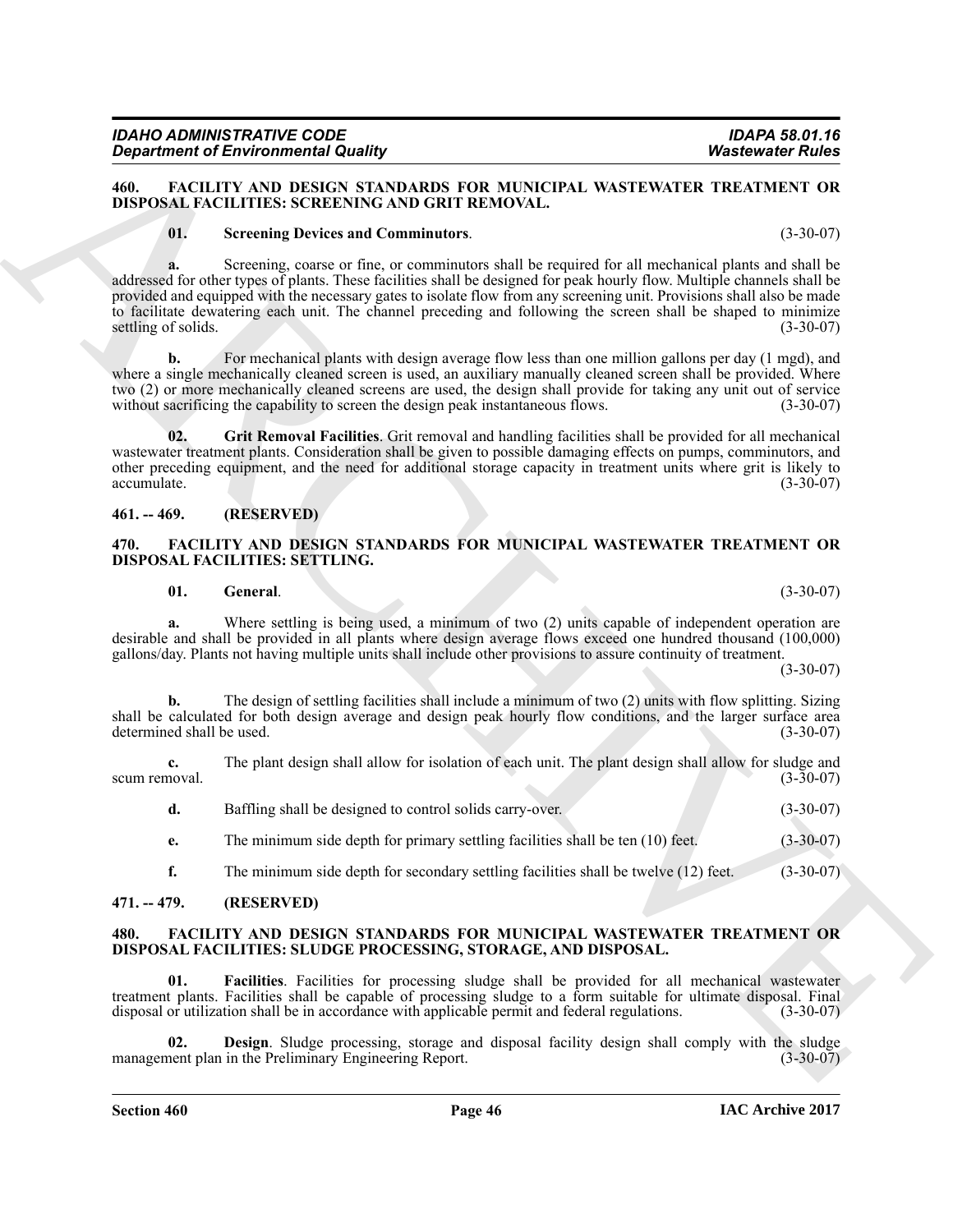## 460. FACILITY AND DESIGN STANDARDS FOR MUNICIPAL WASTEWATER TREATMENT OR DISPOSAL FACILITIES: SCREENING AND GRIT REMOVAL.

**01. Screening Devices and Comminutors**. (3-30-07)

**a.** Screening, coarse or fine, or comminutors shall be required for all mechanical plants and shall be addressed for other types of plants. These facilities shall be designed for peak hourly flow. Multiple channels shall be provided and equipped with the necessary gates to isolate flow from any screening unit. Provisions shall also be made to facilitate dewatering each unit. The channel preceding and following the screen shall be shaped to minimize settling of solids. (3-30-07)

**b.** For mechanical plants with design average flow less than one million gallons per day (1 mgd), and where a single mechanically cleaned screen is used, an auxiliary manually cleaned screen shall be provided. Where two (2) or more mechanically cleaned screens are used, the design shall provide for taking any unit out of service without sacrificing the capability to screen the design peak instantaneous flows. (3-30-07)

**02. Grit Removal Facilities**. Grit removal and handling facilities shall be provided for all mechanical wastewater treatment plants. Consideration shall be given to possible damaging effects on pumps, comminutors, and other preceding equipment, and the need for additional storage capacity in treatment units where grit is likely to accumulate. (3-30-07)

## 461. -- 469. (RESERVED)

## 470. FACILITY AND DESIGN STANDARDS FOR MUNICIPAL WASTEWATER TREATMENT OR DISPOSAL FACILITIES: SETTLING.

**01. General**. (3-30-07)

**a.** Where settling is being used, a minimum of two (2) units capable of independent operation are desirable and shall be provided in all plants where design average flows exceed one hundred thousand (100,000) gallons/day. Plants not having multiple units shall include other provisions to assure continuity of treatment. (3-30-07)

**b.** The design of settling facilities shall include a minimum of two (2) units with flow splitting. Sizing shall be calculated for both design average and design peak hourly flow conditions, and the larger surface area determined shall be used. (3-30-07)

**c.** The plant design shall allow for isolation of each unit. The plant design shall allow for sludge and scum removal. (3-30-07)

**d.** Baffling shall be designed to control solids carry-over. (3-30-07)

**e.** The minimum side depth for primary settling facilities shall be ten (10) feet. (3-30-07)

**f.** The minimum side depth for secondary settling facilities shall be twelve (12) feet. (3-30-07)

## 471. -- 479. (RESERVED)

## 480. FACILITY AND DESIGN STANDARDS FOR MUNICIPAL WASTEWATER TREATMENT OR DISPOSAL FACILITIES: SLUDGE PROCESSING, STORAGE, AND DISPOSAL.

**01. Facilities**. Facilities for processing sludge shall be provided for all mechanical wastewater treatment plants. Facilities shall be capable of processing sludge to a form suitable for ultimate disposal. Final disposal or utilization shall be in accordance with applicable permit and federal regulations. (3-30-07)

**02. Design**. Sludge processing, storage and disposal facility design shall comply with the sludge management plan in the Preliminary Engineering Report. (3-30-07)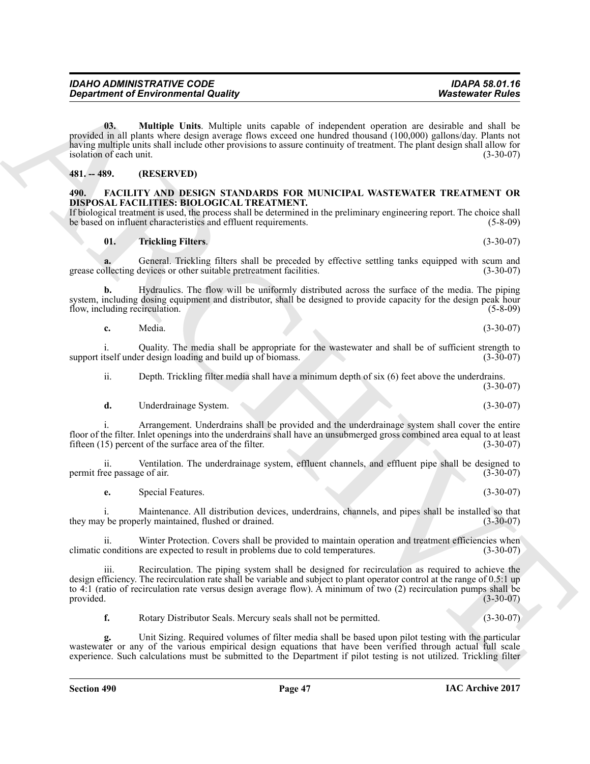**03. Multiple Units**. Multiple units capable of independent operation are desirable and shall be provided in all plants where design average flows exceed one hundred thousand (100,000) gallons/day. Plants not having multiple units shall include other provisions to assure continuity of treatment. The plant design shall allow for isolation of each unit. (3-30-07)

## 481. -- 489. (RESERVED)

## 490. FACILITY AND DESIGN STANDARDS FOR MUNICIPAL WASTEWATER TREATMENT OR DISPOSAL FACILITIES: BIOLOGICAL TREATMENT.

If biological treatment is used, the process shall be determined in the preliminary engineering report. The choice shall be based on influent characteristics and effluent requirements. (5-8-09)

**01. Trickling Filters**. (3-30-07)

**a.** General. Trickling filters shall be preceded by effective settling tanks equipped with scum and grease collecting devices or other suitable pretreatment facilities. (3-30-07)

**b.** Hydraulics. The flow will be uniformly distributed across the surface of the media. The piping system, including dosing equipment and distributor, shall be designed to provide capacity for the design peak hour flow, including recirculation. (5-8-09)

**c.** Media. (3-30-07)

i. Quality. The media shall be appropriate for the wastewater and shall be of sufficient strength to support itself under design loading and build up of biomass. (3-30-07)

ii. Depth. Trickling filter media shall have a minimum depth of six (6) feet above the underdrains. (3-30-07)

**d.** Underdrainage System. (3-30-07)

i. Arrangement. Underdrains shall be provided and the underdrainage system shall cover the entire floor of the filter. Inlet openings into the underdrains shall have an unsubmerged gross combined area equal to at least fifteen (15) percent of the surface area of the filter. (3-30-07)

ii. Ventilation. The underdrainage system, effluent channels, and effluent pipe shall be designed to permit free passage of air. (3-30-07)

**e.** Special Features. (3-30-07)

i. Maintenance. All distribution devices, underdrains, channels, and pipes shall be installed so that they may be properly maintained, flushed or drained. (3-30-07)

ii. Winter Protection. Covers shall be provided to maintain operation and treatment efficiencies when climatic conditions are expected to result in problems due to cold temperatures. (3-30-07)

iii. Recirculation. The piping system shall be designed for recirculation as required to achieve the design efficiency. The recirculation rate shall be variable and subject to plant operator control at the range of 0.5:1 up to 4:1 (ratio of recirculation rate versus design average flow). A minimum of two (2) recirculation pumps shall be provided. (3-30-07)

**f.** Rotary Distributor Seals. Mercury seals shall not be permitted. (3-30-07)

**g.** Unit Sizing. Required volumes of filter media shall be based upon pilot testing with the particular wastewater or any of the various empirical design equations that have been verified through actual full scale experience. Such calculations must be submitted to the Department if pilot testing is not utilized. Trickling filter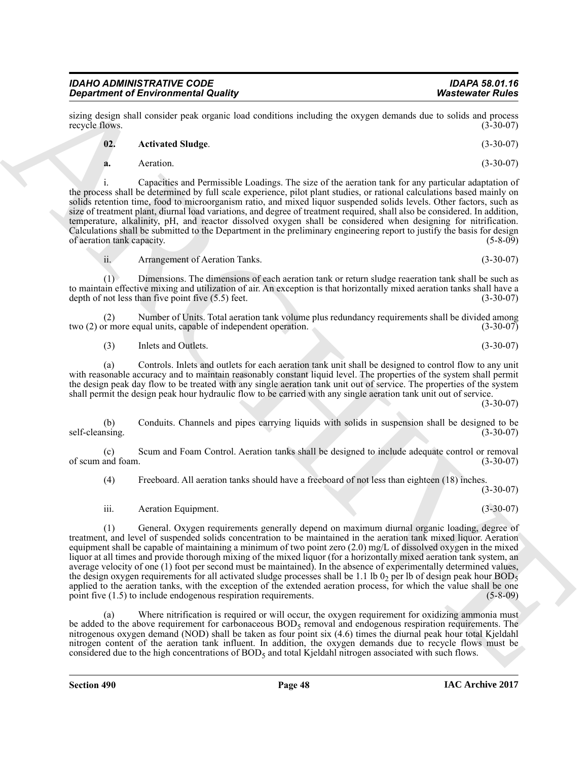sizing design shall consider peak organic load conditions including the oxygen demands due to solids and process recycle flows. (3-30-07)

**02. Activated Sludge**. (3-30-07)

**a.** Aeration. (3-30-07)

i. Capacities and Permissible Loadings. The size of the aeration tank for any particular adaptation of the process shall be determined by full scale experience, pilot plant studies, or rational calculations based mainly on solids retention time, food to microorganism ratio, and mixed liquor suspended solids levels. Other factors, such as size of treatment plant, diurnal load variations, and degree of treatment required, shall also be considered. In addition, temperature, alkalinity, pH, and reactor dissolved oxygen shall be considered when designing for nitrification. Calculations shall be submitted to the Department in the preliminary engineering report to justify the basis for design of aeration tank capacity. (5-8-09)

ii. Arrangement of Aeration Tanks. (3-30-07)

(1) Dimensions. The dimensions of each aeration tank or return sludge reaeration tank shall be such as to maintain effective mixing and utilization of air. An exception is that horizontally mixed aeration tanks shall have a depth of not less than five point five (5.5) feet. (3-30-07)

(2) Number of Units. Total aeration tank volume plus redundancy requirements shall be divided among two (2) or more equal units, capable of independent operation. (3-30-07)

(3) Inlets and Outlets. (3-30-07)

(a) Controls. Inlets and outlets for each aeration tank unit shall be designed to control flow to any unit with reasonable accuracy and to maintain reasonably constant liquid level. The properties of the system shall permit the design peak day flow to be treated with any single aeration tank unit out of service. The properties of the system shall permit the design peak hour hydraulic flow to be carried with any single aeration tank unit out of service. (3-30-07)

(b) Conduits. Channels and pipes carrying liquids with solids in suspension shall be designed to be self-cleansing. (3-30-07)

(c) Scum and Foam Control. Aeration tanks shall be designed to include adequate control or removal of scum and foam. (3-30-07)

(4) Freeboard. All aeration tanks should have a freeboard of not less than eighteen (18) inches. (3-30-07)

iii. Aeration Equipment. (3-30-07)

(1) General. Oxygen requirements generally depend on maximum diurnal organic loading, degree of treatment, and level of suspended solids concentration to be maintained in the aeration tank mixed liquor. Aeration equipment shall be capable of maintaining a minimum of two point zero (2.0) mg/L of dissolved oxygen in the mixed liquor at all times and provide thorough mixing of the mixed liquor (for a horizontally mixed aeration tank system, an average velocity of one (1) foot per second must be maintained). In the absence of experimentally determined values, the design oxygen requirements for all activated sludge processes shall be 1.1 lb $0_2$ per lb of design peak hour $BOD_5$ applied to the aeration tanks, with the exception of the extended aeration process, for which the value shall be one point five (1.5) to include endogenous respiration requirements. (5-8-09)

(a) Where nitrification is required or will occur, the oxygen requirement for oxidizing ammonia must be added to the above requirement for carbonaceous $BOD_5$ removal and endogenous respiration requirements. The nitrogenous oxygen demand (NOD) shall be taken as four point six (4.6) times the diurnal peak hour total Kjeldahl nitrogen content of the aeration tank influent. In addition, the oxygen demands due to recycle flows must be considered due to the high concentrations of $BOD_5$ and total Kjeldahl nitrogen associated with such flows.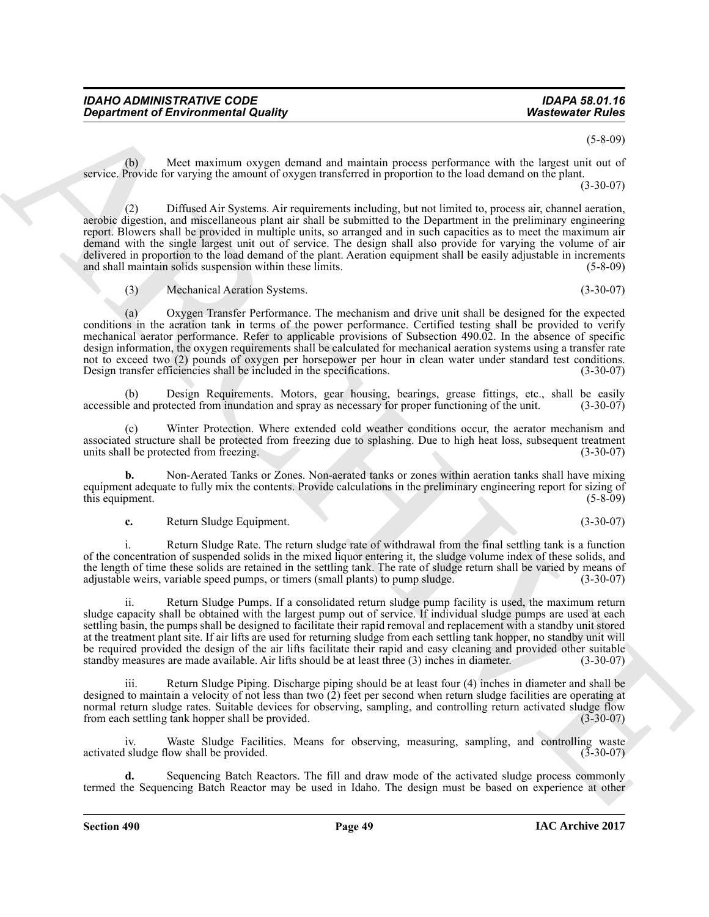(5-8-09)

(b) Meet maximum oxygen demand and maintain process performance with the largest unit out of service. Provide for varying the amount of oxygen transferred in proportion to the load demand on the plant. (3-30-07)

(2) Diffused Air Systems. Air requirements including, but not limited to, process air, channel aeration, aerobic digestion, and miscellaneous plant air shall be submitted to the Department in the preliminary engineering report. Blowers shall be provided in multiple units, so arranged and in such capacities as to meet the maximum air demand with the single largest unit out of service. The design shall also provide for varying the volume of air delivered in proportion to the load demand of the plant. Aeration equipment shall be easily adjustable in increments and shall maintain solids suspension within these limits. (5-8-09)

(3) Mechanical Aeration Systems. (3-30-07)

(a) Oxygen Transfer Performance. The mechanism and drive unit shall be designed for the expected conditions in the aeration tank in terms of the power performance. Certified testing shall be provided to verify mechanical aerator performance. Refer to applicable provisions of Subsection 490.02. In the absence of specific design information, the oxygen requirements shall be calculated for mechanical aeration systems using a transfer rate not to exceed two (2) pounds of oxygen per horsepower per hour in clean water under standard test conditions. Design transfer efficiencies shall be included in the specifications. (3-30-07)

(b) Design Requirements. Motors, gear housing, bearings, grease fittings, etc., shall be easily accessible and protected from inundation and spray as necessary for proper functioning of the unit. (3-30-07)

(c) Winter Protection. Where extended cold weather conditions occur, the aerator mechanism and associated structure shall be protected from freezing due to splashing. Due to high heat loss, subsequent treatment units shall be protected from freezing. (3-30-07)

**b.** Non-Aerated Tanks or Zones. Non-aerated tanks or zones within aeration tanks shall have mixing equipment adequate to fully mix the contents. Provide calculations in the preliminary engineering report for sizing of this equipment. (5-8-09)

**c.** Return Sludge Equipment. (3-30-07)

i. Return Sludge Rate. The return sludge rate of withdrawal from the final settling tank is a function of the concentration of suspended solids in the mixed liquor entering it, the sludge volume index of these solids, and the length of time these solids are retained in the settling tank. The rate of sludge return shall be varied by means of adjustable weirs, variable speed pumps, or timers (small plants) to pump sludge. (3-30-07)

ii. Return Sludge Pumps. If a consolidated return sludge pump facility is used, the maximum return sludge capacity shall be obtained with the largest pump out of service. If individual sludge pumps are used at each settling basin, the pumps shall be designed to facilitate their rapid removal and replacement with a standby unit stored at the treatment plant site. If air lifts are used for returning sludge from each settling tank hopper, no standby unit will be required provided the design of the air lifts facilitate their rapid and easy cleaning and provided other suitable standby measures are made available. Air lifts should be at least three (3) inches in diameter. (3-30-07)

iii. Return Sludge Piping. Discharge piping should be at least four (4) inches in diameter and shall be designed to maintain a velocity of not less than two (2) feet per second when return sludge facilities are operating at normal return sludge rates. Suitable devices for observing, sampling, and controlling return activated sludge flow from each settling tank hopper shall be provided. (3-30-07)

iv. Waste Sludge Facilities. Means for observing, measuring, sampling, and controlling waste activated sludge flow shall be provided. (3-30-07)

**d.** Sequencing Batch Reactors. The fill and draw mode of the activated sludge process commonly termed the Sequencing Batch Reactor may be used in Idaho. The design must be based on experience at other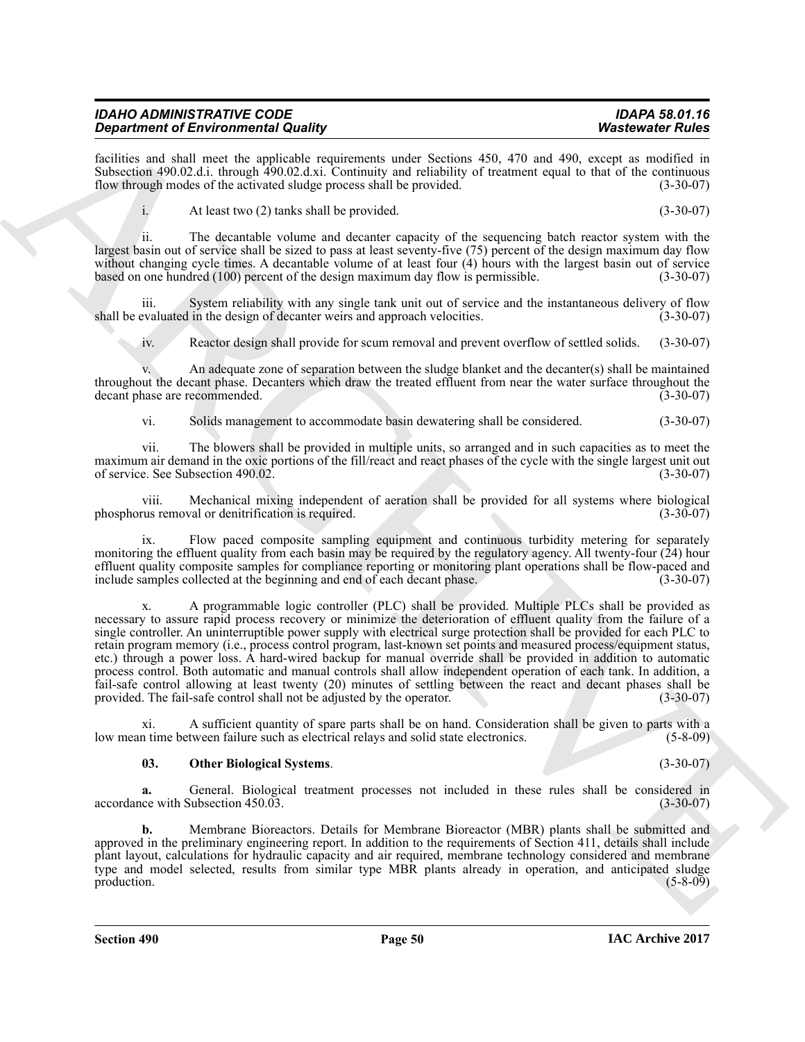facilities and shall meet the applicable requirements under Sections 450, 470 and 490, except as modified in Subsection 490.02.d.i. through 490.02.d.xi. Continuity and reliability of treatment equal to that of the continuous flow through modes of the activated sludge process shall be provided. (3-30-07)

i. At least two (2) tanks shall be provided. (3-30-07)

ii. The decantable volume and decanter capacity of the sequencing batch reactor system with the largest basin out of service shall be sized to pass at least seventy-five (75) percent of the design maximum day flow without changing cycle times. A decantable volume of at least four (4) hours with the largest basin out of service based on one hundred (100) percent of the design maximum day flow is permissible. (3-30-07)

iii. System reliability with any single tank unit out of service and the instantaneous delivery of flow shall be evaluated in the design of decanter weirs and approach velocities. (3-30-07)

iv. Reactor design shall provide for scum removal and prevent overflow of settled solids. (3-30-07)

v. An adequate zone of separation between the sludge blanket and the decanter(s) shall be maintained throughout the decant phase. Decanters which draw the treated effluent from near the water surface throughout the decant phase are recommended. (3-30-07)

vi. Solids management to accommodate basin dewatering shall be considered. (3-30-07)

vii. The blowers shall be provided in multiple units, so arranged and in such capacities as to meet the maximum air demand in the oxic portions of the fill/react and react phases of the cycle with the single largest unit out of service. See Subsection 490.02. (3-30-07)

viii. Mechanical mixing independent of aeration shall be provided for all systems where biological phosphorus removal or denitrification is required. (3-30-07)

ix. Flow paced composite sampling equipment and continuous turbidity metering for separately monitoring the effluent quality from each basin may be required by the regulatory agency. All twenty-four (24) hour effluent quality composite samples for compliance reporting or monitoring plant operations shall be flow-paced and include samples collected at the beginning and end of each decant phase. (3-30-07)

x. A programmable logic controller (PLC) shall be provided. Multiple PLCs shall be provided as necessary to assure rapid process recovery or minimize the deterioration of effluent quality from the failure of a single controller. An uninterruptible power supply with electrical surge protection shall be provided for each PLC to retain program memory (i.e., process control program, last-known set points and measured process/equipment status, etc.) through a power loss. A hard-wired backup for manual override shall be provided in addition to automatic process control. Both automatic and manual controls shall allow independent operation of each tank. In addition, a fail-safe control allowing at least twenty (20) minutes of settling between the react and decant phases shall be provided. The fail-safe control shall not be adjusted by the operator. (3-30-07)

xi. A sufficient quantity of spare parts shall be on hand. Consideration shall be given to parts with a low mean time between failure such as electrical relays and solid state electronics. (5-8-09)

**03. Other Biological Systems**. (3-30-07)

**a.** General. Biological treatment processes not included in these rules shall be considered in accordance with Subsection 450.03. (3-30-07)

**b.** Membrane Bioreactors. Details for Membrane Bioreactor (MBR) plants shall be submitted and approved in the preliminary engineering report. In addition to the requirements of Section 411, details shall include plant layout, calculations for hydraulic capacity and air required, membrane technology considered and membrane type and model selected, results from similar type MBR plants already in operation, and anticipated sludge production. (5-8-09)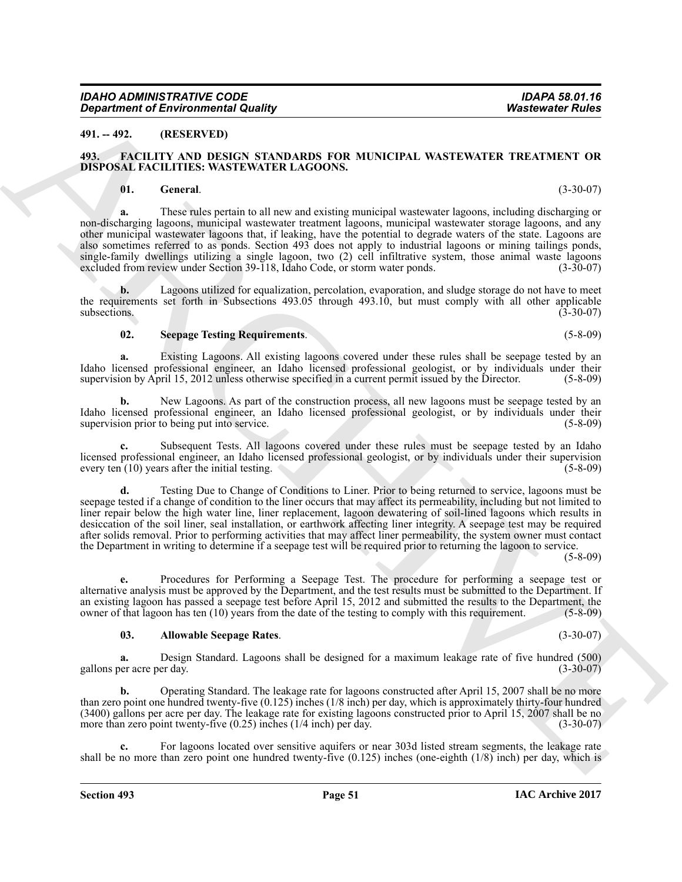**491. -- 492. (RESERVED)**

**493. FACILITY AND DESIGN STANDARDS FOR MUNICIPAL WASTEWATER TREATMENT OR DISPOSAL FACILITIES: WASTEWATER LAGOONS.**

**01. General**. (3-30-07)

**a.** These rules pertain to all new and existing municipal wastewater lagoons, including discharging or non-discharging lagoons, municipal wastewater treatment lagoons, municipal wastewater storage lagoons, and any other municipal wastewater lagoons that, if leaking, have the potential to degrade waters of the state. Lagoons are also sometimes referred to as ponds. Section 493 does not apply to industrial lagoons or mining tailings ponds, single-family dwellings utilizing a single lagoon, two (2) cell infiltrative system, those animal waste lagoons excluded from review under Section 39-118, Idaho Code, or storm water ponds. (3-30-07)

**b.** Lagoons utilized for equalization, percolation, evaporation, and sludge storage do not have to meet the requirements set forth in Subsections 493.05 through 493.10, but must comply with all other applicable subsections. (3-30-07)

**02. Seepage Testing Requirements**. (5-8-09)

**a.** Existing Lagoons. All existing lagoons covered under these rules shall be seepage tested by an Idaho licensed professional engineer, an Idaho licensed professional geologist, or by individuals under their supervision by April 15, 2012 unless otherwise specified in a current permit issued by the Director. (5-8-09)

**b.** New Lagoons. As part of the construction process, all new lagoons must be seepage tested by an Idaho licensed professional engineer, an Idaho licensed professional geologist, or by individuals under their supervision prior to being put into service. (5-8-09)

**c.** Subsequent Tests. All lagoons covered under these rules must be seepage tested by an Idaho licensed professional engineer, an Idaho licensed professional geologist, or by individuals under their supervision every ten (10) years after the initial testing. (5-8-09)

**d.** Testing Due to Change of Conditions to Liner. Prior to being returned to service, lagoons must be seepage tested if a change of condition to the liner occurs that may affect its permeability, including but not limited to liner repair below the high water line, liner replacement, lagoon dewatering of soil-lined lagoons which results in desiccation of the soil liner, seal installation, or earthwork affecting liner integrity. A seepage test may be required after solids removal. Prior to performing activities that may affect liner permeability, the system owner must contact the Department in writing to determine if a seepage test will be required prior to returning the lagoon to service. (5-8-09)

**e.** Procedures for Performing a Seepage Test. The procedure for performing a seepage test or alternative analysis must be approved by the Department, and the test results must be submitted to the Department. If an existing lagoon has passed a seepage test before April 15, 2012 and submitted the results to the Department, the owner of that lagoon has ten (10) years from the date of the testing to comply with this requirement. (5-8-09)

**03. Allowable Seepage Rates**. (3-30-07)

**a.** Design Standard. Lagoons shall be designed for a maximum leakage rate of five hundred (500) gallons per acre per day. (3-30-07)

**b.** Operating Standard. The leakage rate for lagoons constructed after April 15, 2007 shall be no more than zero point one hundred twenty-five (0.125) inches (1/8 inch) per day, which is approximately thirty-four hundred (3400) gallons per acre per day. The leakage rate for existing lagoons constructed prior to April 15, 2007 shall be no more than zero point twenty-five (0.25) inches (1/4 inch) per day. (3-30-07)

**c.** For lagoons located over sensitive aquifers or near 303d listed stream segments, the leakage rate shall be no more than zero point one hundred twenty-five (0.125) inches (one-eighth (1/8) inch) per day, which is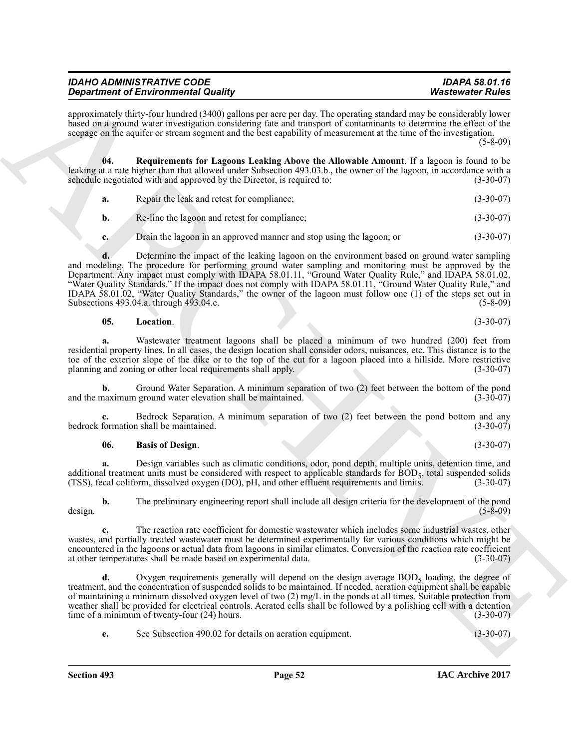approximately thirty-four hundred (3400) gallons per acre per day. The operating standard may be considerably lower based on a ground water investigation considering fate and transport of contaminants to determine the effect of the seepage on the aquifer or stream segment and the best capability of measurement at the time of the investigation. (5-8-09)

**04. Requirements for Lagoons Leaking Above the Allowable Amount**. If a lagoon is found to be leaking at a rate higher than that allowed under Subsection 493.03.b., the owner of the lagoon, in accordance with a schedule negotiated with and approved by the Director, is required to: (3-30-07)

**a.** Repair the leak and retest for compliance; (3-30-07)

**b.** Re-line the lagoon and retest for compliance; (3-30-07)

**c.** Drain the lagoon in an approved manner and stop using the lagoon; or (3-30-07)

**d.** Determine the impact of the leaking lagoon on the environment based on ground water sampling and modeling. The procedure for performing ground water sampling and monitoring must be approved by the Department. Any impact must comply with IDAPA 58.01.11, "Ground Water Quality Rule," and IDAPA 58.01.02, "Water Quality Standards." If the impact does not comply with IDAPA 58.01.11, "Ground Water Quality Rule," and IDAPA 58.01.02, "Water Quality Standards," the owner of the lagoon must follow one (1) of the steps set out in Subsections 493.04.a. through 493.04.c. (5-8-09)

**05. Location**. (3-30-07)

**a.** Wastewater treatment lagoons shall be placed a minimum of two hundred (200) feet from residential property lines. In all cases, the design location shall consider odors, nuisances, etc. This distance is to the toe of the exterior slope of the dike or to the top of the cut for a lagoon placed into a hillside. More restrictive planning and zoning or other local requirements shall apply. (3-30-07)

**b.** Ground Water Separation. A minimum separation of two (2) feet between the bottom of the pond and the maximum ground water elevation shall be maintained. (3-30-07)

**c.** Bedrock Separation. A minimum separation of two (2) feet between the pond bottom and any bedrock formation shall be maintained. (3-30-07)

**06. Basis of Design**. (3-30-07)

**a.** Design variables such as climatic conditions, odor, pond depth, multiple units, detention time, and additional treatment units must be considered with respect to applicable standards for $BOD_5$, total suspended solids (TSS), fecal coliform, dissolved oxygen (DO), pH, and other effluent requirements and limits. (3-30-07)

**b.** The preliminary engineering report shall include all design criteria for the development of the pond design. (5-8-09)

**c.** The reaction rate coefficient for domestic wastewater which includes some industrial wastes, other wastes, and partially treated wastewater must be determined experimentally for various conditions which might be encountered in the lagoons or actual data from lagoons in similar climates. Conversion of the reaction rate coefficient at other temperatures shall be made based on experimental data. (3-30-07)

**d.** Oxygen requirements generally will depend on the design average $BOD_5$ loading, the degree of treatment, and the concentration of suspended solids to be maintained. If needed, aeration equipment shall be capable of maintaining a minimum dissolved oxygen level of two (2) mg/L in the ponds at all times. Suitable protection from weather shall be provided for electrical controls. Aerated cells shall be followed by a polishing cell with a detention time of a minimum of twenty-four (24) hours. (3-30-07)

**e.** See Subsection 490.02 for details on aeration equipment. (3-30-07)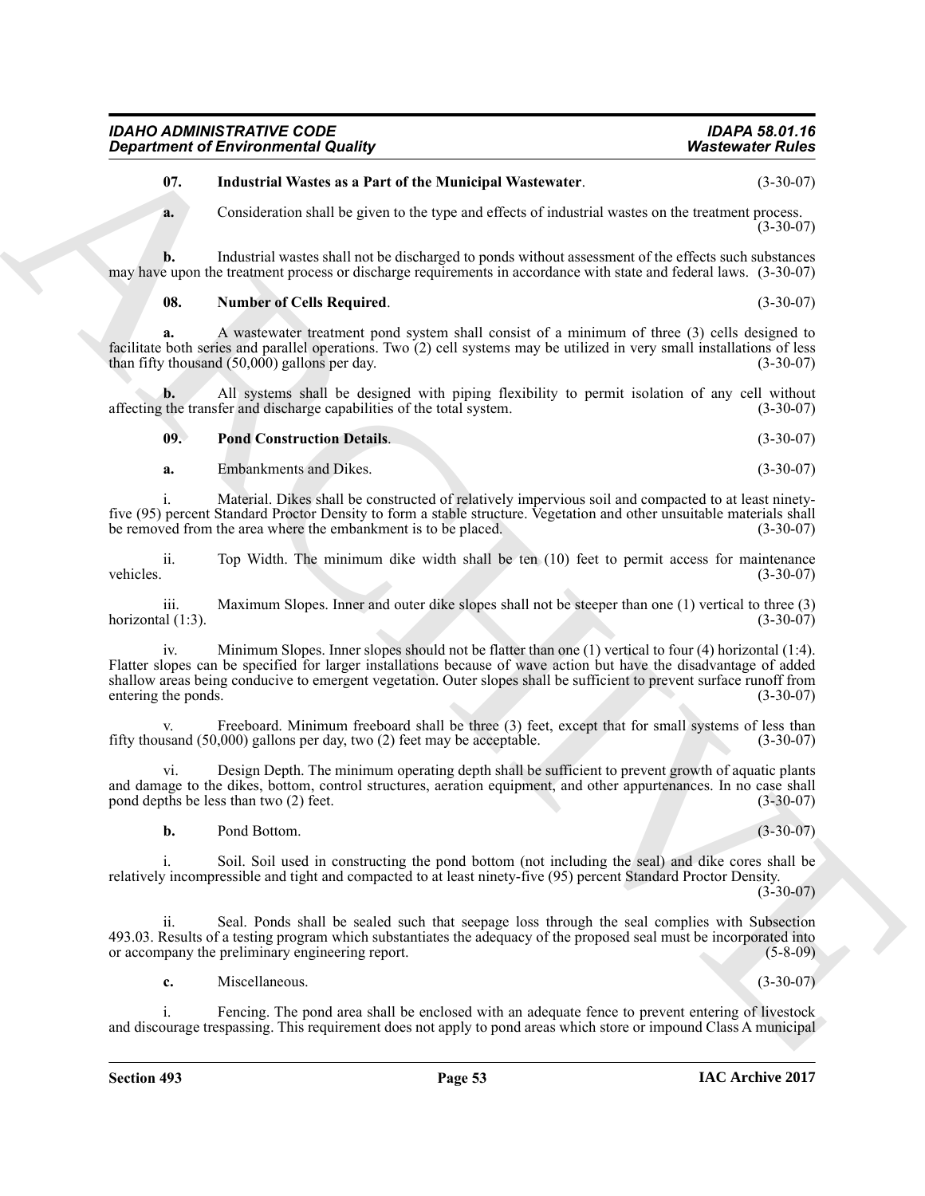**07. Industrial Wastes as a Part of the Municipal Wastewater**. (3-30-07)

**a.** Consideration shall be given to the type and effects of industrial wastes on the treatment process. (3-30-07)

**b.** Industrial wastes shall not be discharged to ponds without assessment of the effects such substances may have upon the treatment process or discharge requirements in accordance with state and federal laws. (3-30-07)

**08. Number of Cells Required**. (3-30-07)

**a.** A wastewater treatment pond system shall consist of a minimum of three (3) cells designed to facilitate both series and parallel operations. Two (2) cell systems may be utilized in very small installations of less than fifty thousand (50,000) gallons per day. (3-30-07)

**b.** All systems shall be designed with piping flexibility to permit isolation of any cell without affecting the transfer and discharge capabilities of the total system. (3-30-07)

**09. Pond Construction Details**. (3-30-07)

**a.** Embankments and Dikes. (3-30-07)

i. Material. Dikes shall be constructed of relatively impervious soil and compacted to at least ninety-five (95) percent Standard Proctor Density to form a stable structure. Vegetation and other unsuitable materials shall be removed from the area where the embankment is to be placed. (3-30-07)

ii. Top Width. The minimum dike width shall be ten (10) feet to permit access for maintenance vehicles. (3-30-07)

iii. Maximum Slopes. Inner and outer dike slopes shall not be steeper than one (1) vertical to three (3) horizontal (1:3). (3-30-07)

iv. Minimum Slopes. Inner slopes should not be flatter than one (1) vertical to four (4) horizontal (1:4). Flatter slopes can be specified for larger installations because of wave action but have the disadvantage of added shallow areas being conducive to emergent vegetation. Outer slopes shall be sufficient to prevent surface runoff from entering the ponds. (3-30-07)

v. Freeboard. Minimum freeboard shall be three (3) feet, except that for small systems of less than fifty thousand (50,000) gallons per day, two (2) feet may be acceptable. (3-30-07)

vi. Design Depth. The minimum operating depth shall be sufficient to prevent growth of aquatic plants and damage to the dikes, bottom, control structures, aeration equipment, and other appurtenances. In no case shall pond depths be less than two (2) feet. (3-30-07)

**b.** Pond Bottom. (3-30-07)

i. Soil. Soil used in constructing the pond bottom (not including the seal) and dike cores shall be relatively incompressible and tight and compacted to at least ninety-five (95) percent Standard Proctor Density. (3-30-07)

ii. Seal. Ponds shall be sealed such that seepage loss through the seal complies with Subsection 493.03. Results of a testing program which substantiates the adequacy of the proposed seal must be incorporated into or accompany the preliminary engineering report. (5-8-09)

**c.** Miscellaneous. (3-30-07)

i. Fencing. The pond area shall be enclosed with an adequate fence to prevent entering of livestock and discourage trespassing. This requirement does not apply to pond areas which store or impound Class A municipal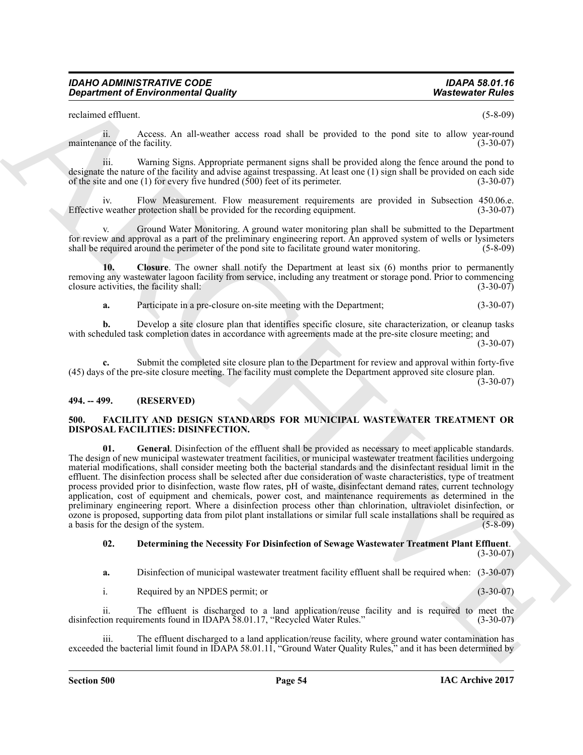reclaimed effluent. (5-8-09)

ii. Access. An all-weather access road shall be provided to the pond site to allow year-round maintenance of the facility. (3-30-07)

iii. Warning Signs. Appropriate permanent signs shall be provided along the fence around the pond to designate the nature of the facility and advise against trespassing. At least one (1) sign shall be provided on each side of the site and one (1) for every five hundred (500) feet of its perimeter. (3-30-07)

iv. Flow Measurement. Flow measurement requirements are provided in Subsection 450.06.e. Effective weather protection shall be provided for the recording equipment. (3-30-07)

v. Ground Water Monitoring. A ground water monitoring plan shall be submitted to the Department for review and approval as a part of the preliminary engineering report. An approved system of wells or lysimeters shall be required around the perimeter of the pond site to facilitate ground water monitoring. (5-8-09)

**10. Closure**. The owner shall notify the Department at least six (6) months prior to permanently removing any wastewater lagoon facility from service, including any treatment or storage pond. Prior to commencing closure activities, the facility shall: (3-30-07)

**a.** Participate in a pre-closure on-site meeting with the Department; (3-30-07)

**b.** Develop a site closure plan that identifies specific closure, site characterization, or cleanup tasks with scheduled task completion dates in accordance with agreements made at the pre-site closure meeting; and (3-30-07)

**c.** Submit the completed site closure plan to the Department for review and approval within forty-five (45) days of the pre-site closure meeting. The facility must complete the Department approved site closure plan. (3-30-07)

## 494. -- 499. (RESERVED)

## 500. FACILITY AND DESIGN STANDARDS FOR MUNICIPAL WASTEWATER TREATMENT OR DISPOSAL FACILITIES: DISINFECTION.

**01. General**. Disinfection of the effluent shall be provided as necessary to meet applicable standards. The design of new municipal wastewater treatment facilities, or municipal wastewater treatment facilities undergoing material modifications, shall consider meeting both the bacterial standards and the disinfectant residual limit in the effluent. The disinfection process shall be selected after due consideration of waste characteristics, type of treatment process provided prior to disinfection, waste flow rates, pH of waste, disinfectant demand rates, current technology application, cost of equipment and chemicals, power cost, and maintenance requirements as determined in the preliminary engineering report. Where a disinfection process other than chlorination, ultraviolet disinfection, or ozone is proposed, supporting data from pilot plant installations or similar full scale installations shall be required as a basis for the design of the system. (5-8-09)

**02. Determining the Necessity For Disinfection of Sewage Wastewater Treatment Plant Effluent**. (3-30-07)

**a.** Disinfection of municipal wastewater treatment facility effluent shall be required when: (3-30-07)

i. Required by an NPDES permit; or (3-30-07)

ii. The effluent is discharged to a land application/reuse facility and is required to meet the disinfection requirements found in IDAPA 58.01.17, "Recycled Water Rules." (3-30-07)

iii. The effluent discharged to a land application/reuse facility, where ground water contamination has exceeded the bacterial limit found in IDAPA 58.01.11, "Ground Water Quality Rules," and it has been determined by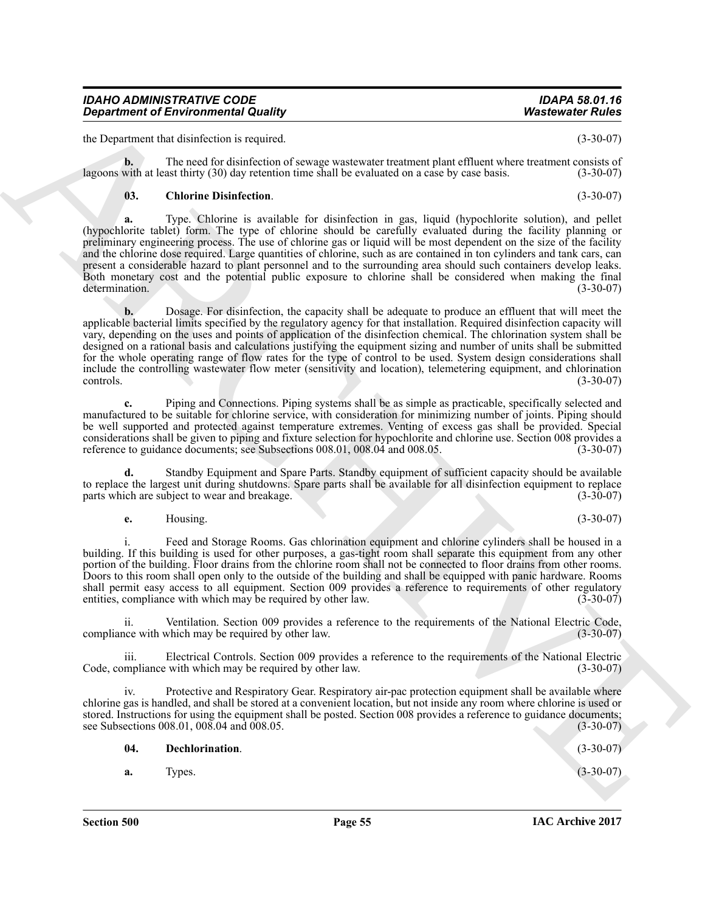the Department that disinfection is required. (3-30-07)

**b.** The need for disinfection of sewage wastewater treatment plant effluent where treatment consists of lagoons with at least thirty (30) day retention time shall be evaluated on a case by case basis. (3-30-07)

**03. Chlorine Disinfection**. (3-30-07)

**a.** Type. Chlorine is available for disinfection in gas, liquid (hypochlorite solution), and pellet (hypochlorite tablet) form. The type of chlorine should be carefully evaluated during the facility planning or preliminary engineering process. The use of chlorine gas or liquid will be most dependent on the size of the facility and the chlorine dose required. Large quantities of chlorine, such as are contained in ton cylinders and tank cars, can present a considerable hazard to plant personnel and to the surrounding area should such containers develop leaks. Both monetary cost and the potential public exposure to chlorine shall be considered when making the final determination. (3-30-07)

**b.** Dosage. For disinfection, the capacity shall be adequate to produce an effluent that will meet the applicable bacterial limits specified by the regulatory agency for that installation. Required disinfection capacity will vary, depending on the uses and points of application of the disinfection chemical. The chlorination system shall be designed on a rational basis and calculations justifying the equipment sizing and number of units shall be submitted for the whole operating range of flow rates for the type of control to be used. System design considerations shall include the controlling wastewater flow meter (sensitivity and location), telemetering equipment, and chlorination controls. (3-30-07)

**c.** Piping and Connections. Piping systems shall be as simple as practicable, specifically selected and manufactured to be suitable for chlorine service, with consideration for minimizing number of joints. Piping should be well supported and protected against temperature extremes. Venting of excess gas shall be provided. Special considerations shall be given to piping and fixture selection for hypochlorite and chlorine use. Section 008 provides a reference to guidance documents; see Subsections 008.01, 008.04 and 008.05. (3-30-07)

**d.** Standby Equipment and Spare Parts. Standby equipment of sufficient capacity should be available to replace the largest unit during shutdowns. Spare parts shall be available for all disinfection equipment to replace parts which are subject to wear and breakage. (3-30-07)

**e.** Housing. (3-30-07)

i. Feed and Storage Rooms. Gas chlorination equipment and chlorine cylinders shall be housed in a building. If this building is used for other purposes, a gas-tight room shall separate this equipment from any other portion of the building. Floor drains from the chlorine room shall not be connected to floor drains from other rooms. Doors to this room shall open only to the outside of the building and shall be equipped with panic hardware. Rooms shall permit easy access to all equipment. Section 009 provides a reference to requirements of other regulatory entities, compliance with which may be required by other law. (3-30-07)

ii. Ventilation. Section 009 provides a reference to the requirements of the National Electric Code, compliance with which may be required by other law. (3-30-07)

iii. Electrical Controls. Section 009 provides a reference to the requirements of the National Electric Code, compliance with which may be required by other law. (3-30-07)

iv. Protective and Respiratory Gear. Respiratory air-pac protection equipment shall be available where chlorine gas is handled, and shall be stored at a convenient location, but not inside any room where chlorine is used or stored. Instructions for using the equipment shall be posted. Section 008 provides a reference to guidance documents; see Subsections 008.01, 008.04 and 008.05. (3-30-07)

**04. Dechlorination**. (3-30-07)

**a.** Types. (3-30-07)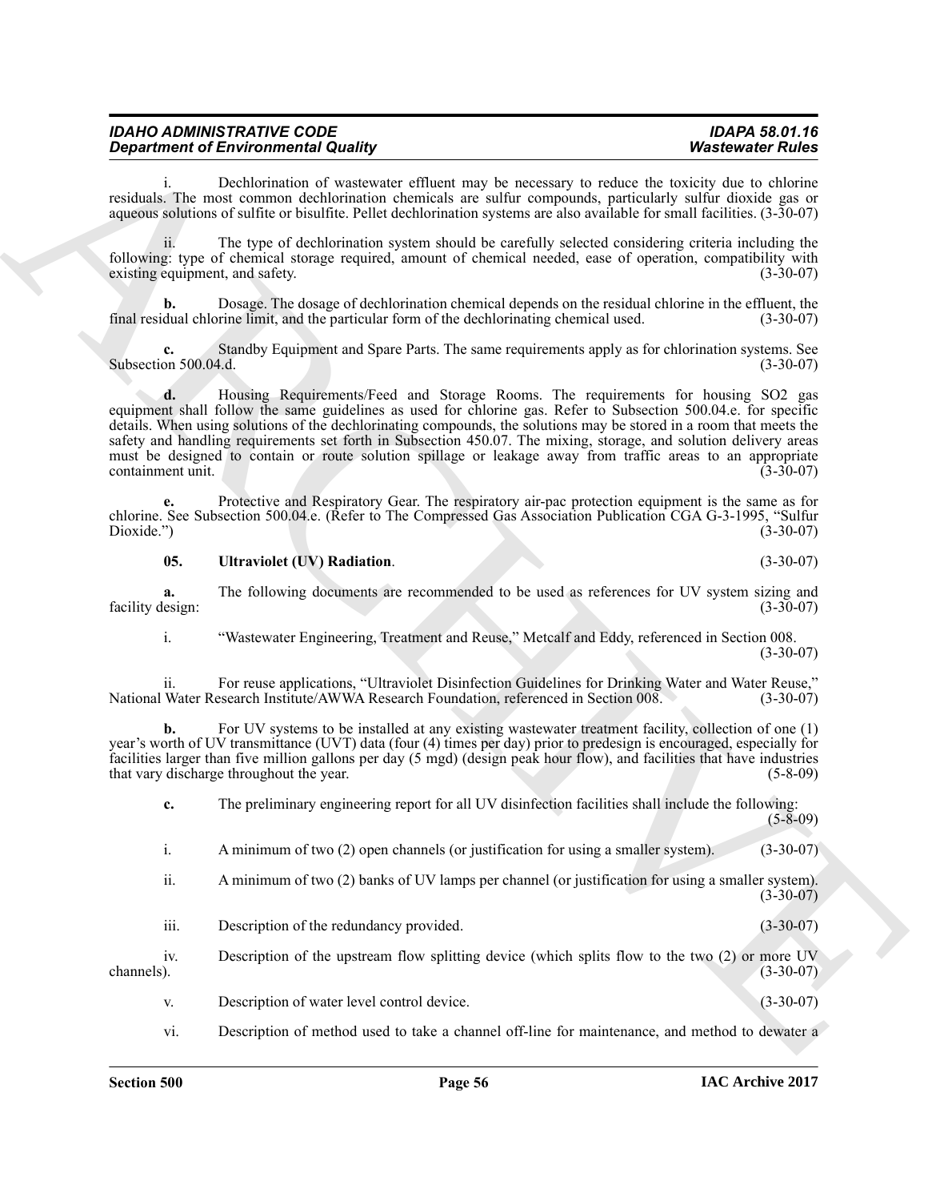i. Dechlorination of wastewater effluent may be necessary to reduce the toxicity due to chlorine residuals. The most common dechlorination chemicals are sulfur compounds, particularly sulfur dioxide gas or aqueous solutions of sulfite or bisulfite. Pellet dechlorination systems are also available for small facilities. (3-30-07)

ii. The type of dechlorination system should be carefully selected considering criteria including the following: type of chemical storage required, amount of chemical needed, ease of operation, compatibility with existing equipment, and safety. (3-30-07)

**b.** Dosage. The dosage of dechlorination chemical depends on the residual chlorine in the effluent, the final residual chlorine limit, and the particular form of the dechlorinating chemical used. (3-30-07)

**c.** Standby Equipment and Spare Parts. The same requirements apply as for chlorination systems. See Subsection 500.04.d. (3-30-07)

**d.** Housing Requirements/Feed and Storage Rooms. The requirements for housing SO2 gas equipment shall follow the same guidelines as used for chlorine gas. Refer to Subsection 500.04.e. for specific details. When using solutions of the dechlorinating compounds, the solutions may be stored in a room that meets the safety and handling requirements set forth in Subsection 450.07. The mixing, storage, and solution delivery areas must be designed to contain or route solution spillage or leakage away from traffic areas to an appropriate containment unit. (3-30-07)

**e.** Protective and Respiratory Gear. The respiratory air-pac protection equipment is the same as for chlorine. See Subsection 500.04.e. (Refer to The Compressed Gas Association Publication CGA G-3-1995, "Sulfur Dioxide.") (3-30-07)

**05. Ultraviolet (UV) Radiation**. (3-30-07)

**a.** The following documents are recommended to be used as references for UV system sizing and facility design: (3-30-07)

i. "Wastewater Engineering, Treatment and Reuse," Metcalf and Eddy, referenced in Section 008. (3-30-07)

ii. For reuse applications, "Ultraviolet Disinfection Guidelines for Drinking Water and Water Reuse," National Water Research Institute/AWWA Research Foundation, referenced in Section 008. (3-30-07)

**b.** For UV systems to be installed at any existing wastewater treatment facility, collection of one (1) year's worth of UV transmittance (UVT) data (four (4) times per day) prior to predesign is encouraged, especially for facilities larger than five million gallons per day (5 mgd) (design peak hour flow), and facilities that have industries that vary discharge throughout the year. (5-8-09)

**c.** The preliminary engineering report for all UV disinfection facilities shall include the following: (5-8-09)

i. A minimum of two (2) open channels (or justification for using a smaller system). (3-30-07)

ii. A minimum of two (2) banks of UV lamps per channel (or justification for using a smaller system). (3-30-07)

iii. Description of the redundancy provided. (3-30-07)

iv. Description of the upstream flow splitting device (which splits flow to the two (2) or more UV channels). (3-30-07)

v. Description of water level control device. (3-30-07)

vi. Description of method used to take a channel off-line for maintenance, and method to dewater a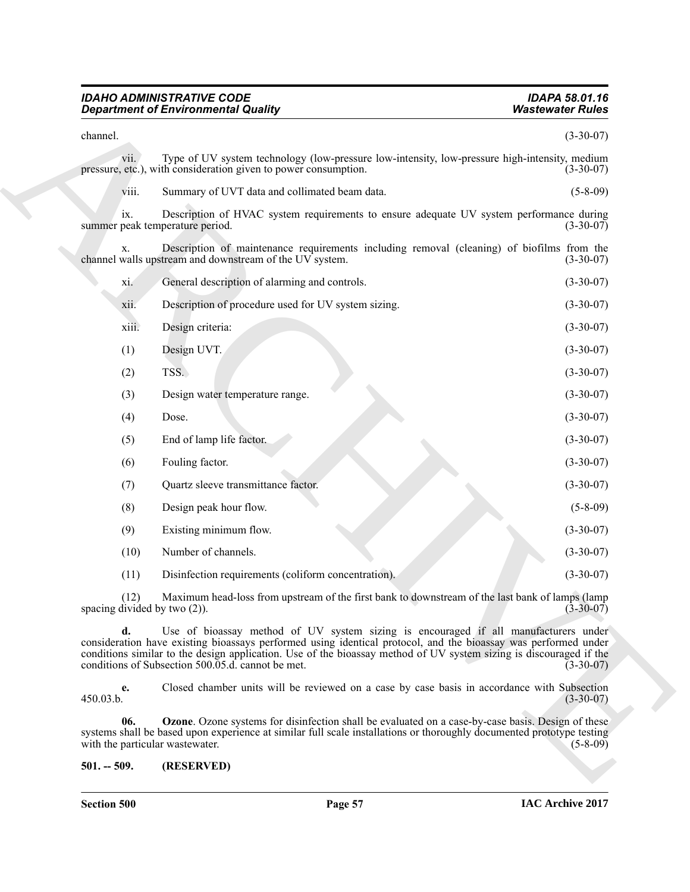channel. (3-30-07)

vii. Type of UV system technology (low-pressure low-intensity, low-pressure high-intensity, medium pressure, etc.), with consideration given to power consumption. (3-30-07)

viii. Summary of UVT data and collimated beam data. (5-8-09)

ix. Description of HVAC system requirements to ensure adequate UV system performance during summer peak temperature period. (3-30-07)

x. Description of maintenance requirements including removal (cleaning) of biofilms from the channel walls upstream and downstream of the UV system. (3-30-07)

xi. General description of alarming and controls. (3-30-07)

xii. Description of procedure used for UV system sizing. (3-30-07)

xiii. Design criteria: (3-30-07)

(1) Design UVT. (3-30-07)

(2) TSS. (3-30-07)

(3) Design water temperature range. (3-30-07)

(4) Dose. (3-30-07)

(5) End of lamp life factor. (3-30-07)

(6) Fouling factor. (3-30-07)

(7) Quartz sleeve transmittance factor. (3-30-07)

(8) Design peak hour flow. (5-8-09)

(9) Existing minimum flow. (3-30-07)

(10) Number of channels. (3-30-07)

(11) Disinfection requirements (coliform concentration). (3-30-07)

(12) Maximum head-loss from upstream of the first bank to downstream of the last bank of lamps (lamp spacing divided by two (2)). (3-30-07)

**d.** Use of bioassay method of UV system sizing is encouraged if all manufacturers under consideration have existing bioassays performed using identical protocol, and the bioassay was performed under conditions similar to the design application. Use of the bioassay method of UV system sizing is discouraged if the conditions of Subsection 500.05.d. cannot be met. (3-30-07)

**e.** Closed chamber units will be reviewed on a case by case basis in accordance with Subsection 450.03.b. (3-30-07)

**06. Ozone**. Ozone systems for disinfection shall be evaluated on a case-by-case basis. Design of these systems shall be based upon experience at similar full scale installations or thoroughly documented prototype testing with the particular wastewater. (5-8-09)

## 501. -- 509. (RESERVED)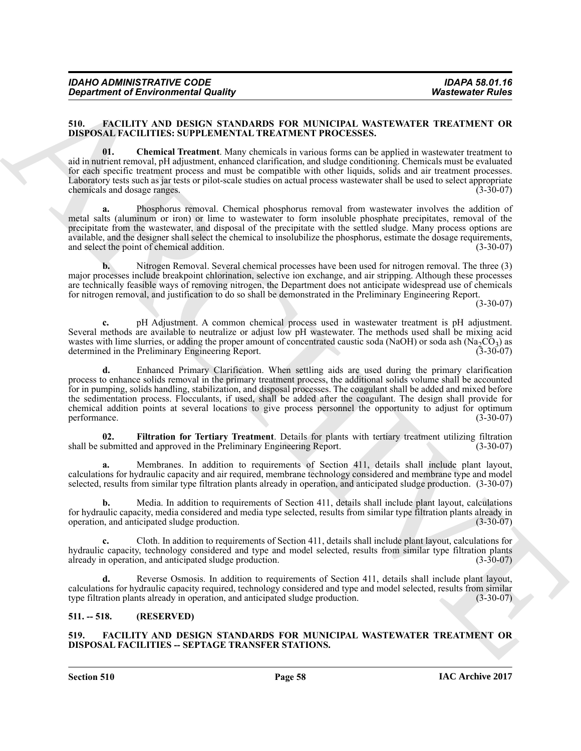## 510. FACILITY AND DESIGN STANDARDS FOR MUNICIPAL WASTEWATER TREATMENT OR DISPOSAL FACILITIES: SUPPLEMENTAL TREATMENT PROCESSES.

**01. Chemical Treatment**. Many chemicals in various forms can be applied in wastewater treatment to aid in nutrient removal, pH adjustment, enhanced clarification, and sludge conditioning. Chemicals must be evaluated for each specific treatment process and must be compatible with other liquids, solids and air treatment processes. Laboratory tests such as jar tests or pilot-scale studies on actual process wastewater shall be used to select appropriate chemicals and dosage ranges. (3-30-07)

**a.** Phosphorus removal. Chemical phosphorus removal from wastewater involves the addition of metal salts (aluminum or iron) or lime to wastewater to form insoluble phosphate precipitates, removal of the precipitate from the wastewater, and disposal of the precipitate with the settled sludge. Many process options are available, and the designer shall select the chemical to insolubilize the phosphorus, estimate the dosage requirements, and select the point of chemical addition. (3-30-07)

**b.** Nitrogen Removal. Several chemical processes have been used for nitrogen removal. The three (3) major processes include breakpoint chlorination, selective ion exchange, and air stripping. Although these processes are technically feasible ways of removing nitrogen, the Department does not anticipate widespread use of chemicals for nitrogen removal, and justification to do so shall be demonstrated in the Preliminary Engineering Report. (3-30-07)

**c.** pH Adjustment. A common chemical process used in wastewater treatment is pH adjustment. Several methods are available to neutralize or adjust low pH wastewater. The methods used shall be mixing acid wastes with lime slurries, or adding the proper amount of concentrated caustic soda (NaOH) or soda ash ($Na_2CO_3$) as determined in the Preliminary Engineering Report. (3-30-07)

**d.** Enhanced Primary Clarification. When settling aids are used during the primary clarification process to enhance solids removal in the primary treatment process, the additional solids volume shall be accounted for in pumping, solids handling, stabilization, and disposal processes. The coagulant shall be added and mixed before the sedimentation process. Flocculants, if used, shall be added after the coagulant. The design shall provide for chemical addition points at several locations to give process personnel the opportunity to adjust for optimum performance. (3-30-07)

**02. Filtration for Tertiary Treatment**. Details for plants with tertiary treatment utilizing filtration shall be submitted and approved in the Preliminary Engineering Report. (3-30-07)

**a.** Membranes. In addition to requirements of Section 411, details shall include plant layout, calculations for hydraulic capacity and air required, membrane technology considered and membrane type and model selected, results from similar type filtration plants already in operation, and anticipated sludge production. (3-30-07)

**b.** Media. In addition to requirements of Section 411, details shall include plant layout, calculations for hydraulic capacity, media considered and media type selected, results from similar type filtration plants already in operation, and anticipated sludge production. (3-30-07)

**c.** Cloth. In addition to requirements of Section 411, details shall include plant layout, calculations for hydraulic capacity, technology considered and type and model selected, results from similar type filtration plants already in operation, and anticipated sludge production. (3-30-07)

**d.** Reverse Osmosis. In addition to requirements of Section 411, details shall include plant layout, calculations for hydraulic capacity required, technology considered and type and model selected, results from similar type filtration plants already in operation, and anticipated sludge production. (3-30-07)

## 511. -- 518. (RESERVED)

## 519. FACILITY AND DESIGN STANDARDS FOR MUNICIPAL WASTEWATER TREATMENT OR DISPOSAL FACILITIES -- SEPTAGE TRANSFER STATIONS.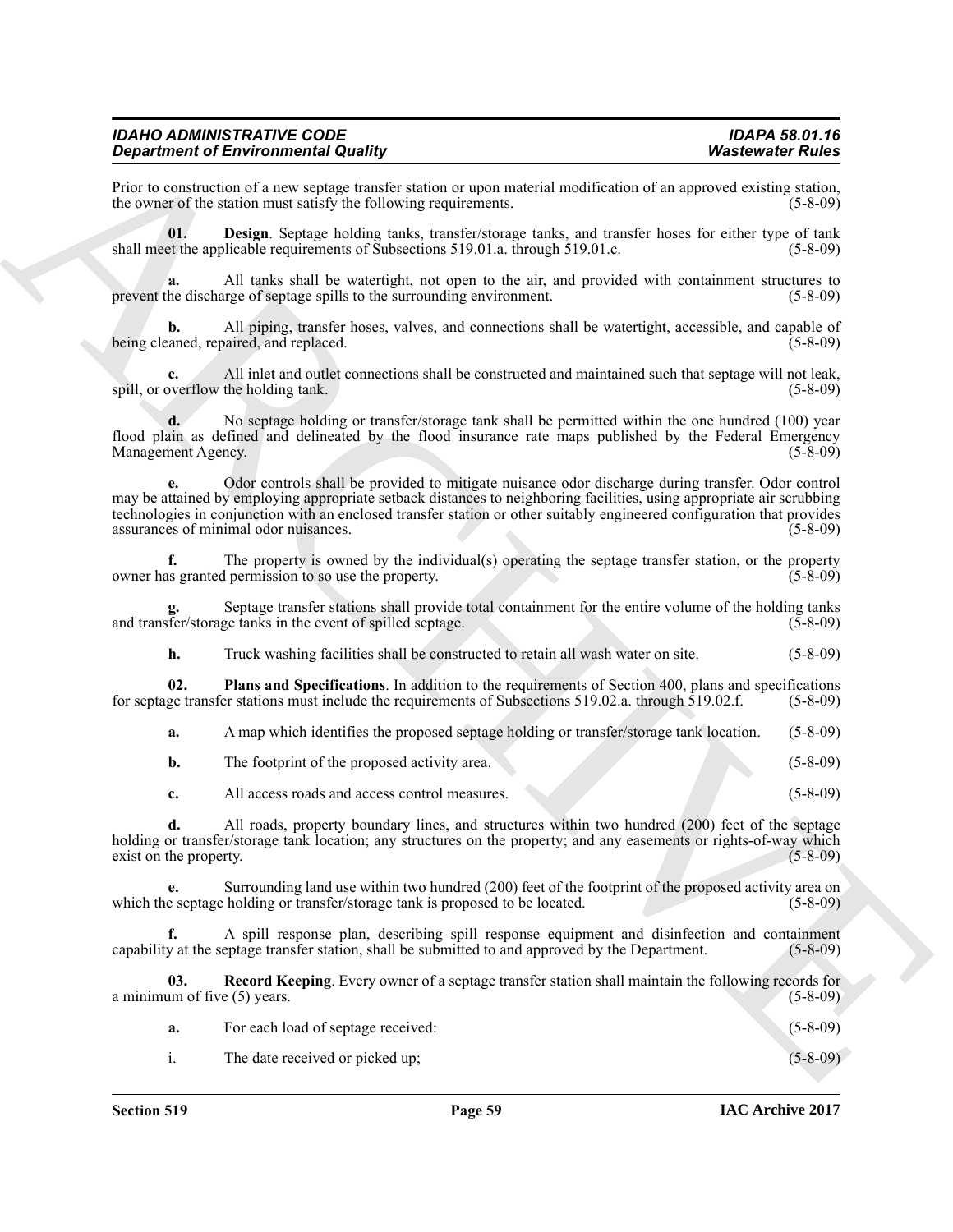Prior to construction of a new septage transfer station or upon material modification of an approved existing station, the owner of the station must satisfy the following requirements. (5-8-09)

**01. Design**. Septage holding tanks, transfer/storage tanks, and transfer hoses for either type of tank shall meet the applicable requirements of Subsections 519.01.a. through 519.01.c. (5-8-09)

**a.** All tanks shall be watertight, not open to the air, and provided with containment structures to prevent the discharge of septage spills to the surrounding environment. (5-8-09)

**b.** All piping, transfer hoses, valves, and connections shall be watertight, accessible, and capable of being cleaned, repaired, and replaced. (5-8-09)

**c.** All inlet and outlet connections shall be constructed and maintained such that septage will not leak, spill, or overflow the holding tank. (5-8-09)

**d.** No septage holding or transfer/storage tank shall be permitted within the one hundred (100) year flood plain as defined and delineated by the flood insurance rate maps published by the Federal Emergency Management Agency. (5-8-09)

**e.** Odor controls shall be provided to mitigate nuisance odor discharge during transfer. Odor control may be attained by employing appropriate setback distances to neighboring facilities, using appropriate air scrubbing technologies in conjunction with an enclosed transfer station or other suitably engineered configuration that provides assurances of minimal odor nuisances. (5-8-09)

**f.** The property is owned by the individual(s) operating the septage transfer station, or the property owner has granted permission to so use the property. (5-8-09)

**g.** Septage transfer stations shall provide total containment for the entire volume of the holding tanks and transfer/storage tanks in the event of spilled septage. (5-8-09)

**h.** Truck washing facilities shall be constructed to retain all wash water on site. (5-8-09)

**02. Plans and Specifications**. In addition to the requirements of Section 400, plans and specifications for septage transfer stations must include the requirements of Subsections 519.02.a. through 519.02.f. (5-8-09)

**a.** A map which identifies the proposed septage holding or transfer/storage tank location. (5-8-09)

**b.** The footprint of the proposed activity area. (5-8-09)

**c.** All access roads and access control measures. (5-8-09)

**d.** All roads, property boundary lines, and structures within two hundred (200) feet of the septage holding or transfer/storage tank location; any structures on the property; and any easements or rights-of-way which exist on the property. (5-8-09)

**e.** Surrounding land use within two hundred (200) feet of the footprint of the proposed activity area on which the septage holding or transfer/storage tank is proposed to be located. (5-8-09)

**f.** A spill response plan, describing spill response equipment and disinfection and containment capability at the septage transfer station, shall be submitted to and approved by the Department. (5-8-09)

**03. Record Keeping**. Every owner of a septage transfer station shall maintain the following records for a minimum of five (5) years. (5-8-09)

**a.** For each load of septage received: (5-8-09)

i. The date received or picked up; (5-8-09)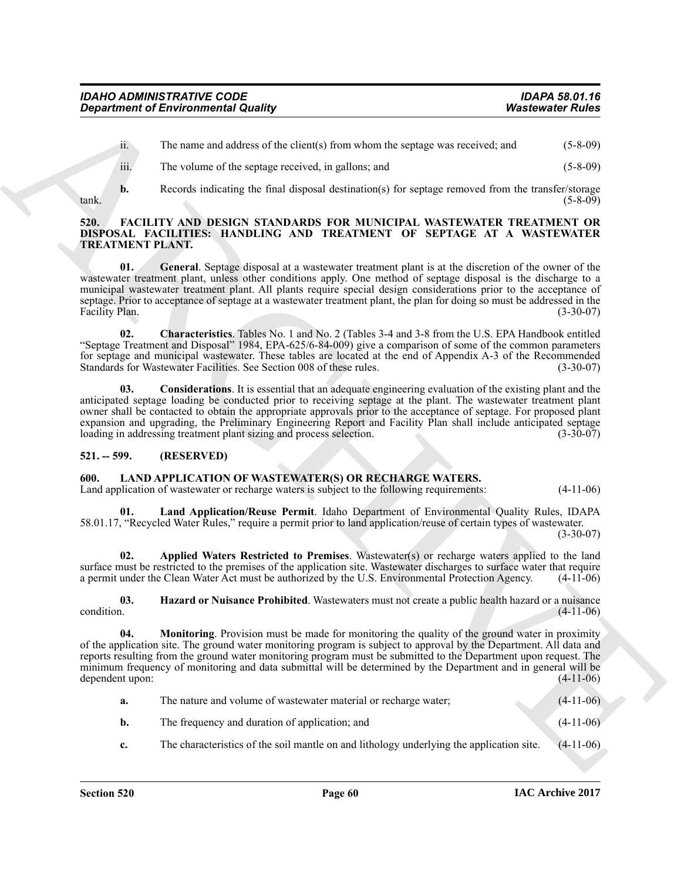ii. The name and address of the client(s) from whom the septage was received; and (5-8-09)

iii. The volume of the septage received, in gallons; and (5-8-09)

**b.** Records indicating the final disposal destination(s) for septage removed from the transfer/storage tank. (5-8-09)

### 520. FACILITY AND DESIGN STANDARDS FOR MUNICIPAL WASTEWATER TREATMENT OR DISPOSAL FACILITIES: HANDLING AND TREATMENT OF SEPTAGE AT A WASTEWATER TREATMENT PLANT.

**01. General**. Septage disposal at a wastewater treatment plant is at the discretion of the owner of the wastewater treatment plant, unless other conditions apply. One method of septage disposal is the discharge to a municipal wastewater treatment plant. All plants require special design considerations prior to the acceptance of septage. Prior to acceptance of septage at a wastewater treatment plant, the plan for doing so must be addressed in the Facility Plan. (3-30-07)

**02. Characteristics**. Tables No. 1 and No. 2 (Tables 3-4 and 3-8 from the U.S. EPA Handbook entitled "Septage Treatment and Disposal" 1984, EPA-625/6-84-009) give a comparison of some of the common parameters for septage and municipal wastewater. These tables are located at the end of Appendix A-3 of the Recommended Standards for Wastewater Facilities. See Section 008 of these rules. (3-30-07)

**03. Considerations**. It is essential that an adequate engineering evaluation of the existing plant and the anticipated septage loading be conducted prior to receiving septage at the plant. The wastewater treatment plant owner shall be contacted to obtain the appropriate approvals prior to the acceptance of septage. For proposed plant expansion and upgrading, the Preliminary Engineering Report and Facility Plan shall include anticipated septage loading in addressing treatment plant sizing and process selection. (3-30-07)

### 521. -- 599. (RESERVED)

### 600. LAND APPLICATION OF WASTEWATER(S) OR RECHARGE WATERS.

Land application of wastewater or recharge waters is subject to the following requirements: (4-11-06)

**01. Land Application/Reuse Permit**. Idaho Department of Environmental Quality Rules, IDAPA 58.01.17, "Recycled Water Rules," require a permit prior to land application/reuse of certain types of wastewater. (3-30-07)

**02. Applied Waters Restricted to Premises**. Wastewater(s) or recharge waters applied to the land surface must be restricted to the premises of the application site. Wastewater discharges to surface water that require a permit under the Clean Water Act must be authorized by the U.S. Environmental Protection Agency. (4-11-06)

**03. Hazard or Nuisance Prohibited**. Wastewaters must not create a public health hazard or a nuisance condition. (4-11-06)

**04. Monitoring**. Provision must be made for monitoring the quality of the ground water in proximity of the application site. The ground water monitoring program is subject to approval by the Department. All data and reports resulting from the ground water monitoring program must be submitted to the Department upon request. The minimum frequency of monitoring and data submittal will be determined by the Department and in general will be dependent upon: (4-11-06)

**a.** The nature and volume of wastewater material or recharge water; (4-11-06)

**b.** The frequency and duration of application; and (4-11-06)

**c.** The characteristics of the soil mantle on and lithology underlying the application site. (4-11-06)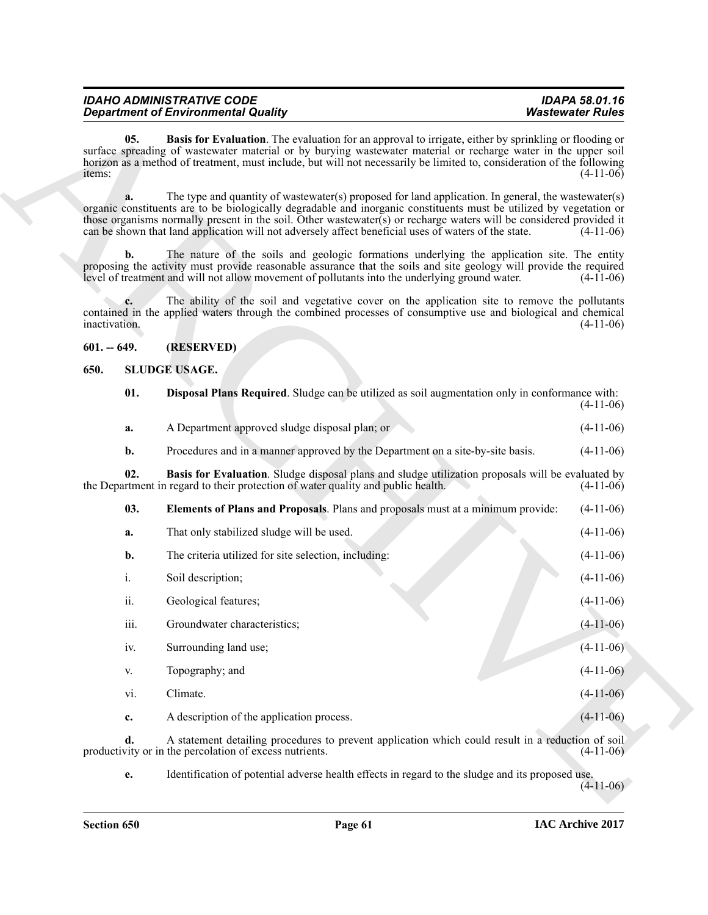**05. Basis for Evaluation**. The evaluation for an approval to irrigate, either by sprinkling or flooding or surface spreading of wastewater material or by burying wastewater material or recharge water in the upper soil horizon as a method of treatment, must include, but will not necessarily be limited to, consideration of the following items: (4-11-06)

**a.** The type and quantity of wastewater(s) proposed for land application. In general, the wastewater(s) organic constituents are to be biologically degradable and inorganic constituents must be utilized by vegetation or those organisms normally present in the soil. Other wastewater(s) or recharge waters will be considered provided it can be shown that land application will not adversely affect beneficial uses of waters of the state. (4-11-06)

**b.** The nature of the soils and geologic formations underlying the application site. The entity proposing the activity must provide reasonable assurance that the soils and site geology will provide the required level of treatment and will not allow movement of pollutants into the underlying ground water. (4-11-06)

**c.** The ability of the soil and vegetative cover on the application site to remove the pollutants contained in the applied waters through the combined processes of consumptive use and biological and chemical inactivation. (4-11-06)

## 601. -- 649. (RESERVED)

## 650. SLUDGE USAGE.

**01. Disposal Plans Required**. Sludge can be utilized as soil augmentation only in conformance with: (4-11-06)

**a.** A Department approved sludge disposal plan; or (4-11-06)

**b.** Procedures and in a manner approved by the Department on a site-by-site basis. (4-11-06)

**02. Basis for Evaluation**. Sludge disposal plans and sludge utilization proposals will be evaluated by the Department in regard to their protection of water quality and public health. (4-11-06)

**03. Elements of Plans and Proposals**. Plans and proposals must at a minimum provide: (4-11-06)

**a.** That only stabilized sludge will be used. (4-11-06)

**b.** The criteria utilized for site selection, including: (4-11-06)

i. Soil description; (4-11-06)

ii. Geological features; (4-11-06)

iii. Groundwater characteristics; (4-11-06)

iv. Surrounding land use; (4-11-06)

v. Topography; and (4-11-06)

vi. Climate. (4-11-06)

**c.** A description of the application process. (4-11-06)

**d.** A statement detailing procedures to prevent application which could result in a reduction of soil productivity or in the percolation of excess nutrients. (4-11-06)

**e.** Identification of potential adverse health effects in regard to the sludge and its proposed use. (4-11-06)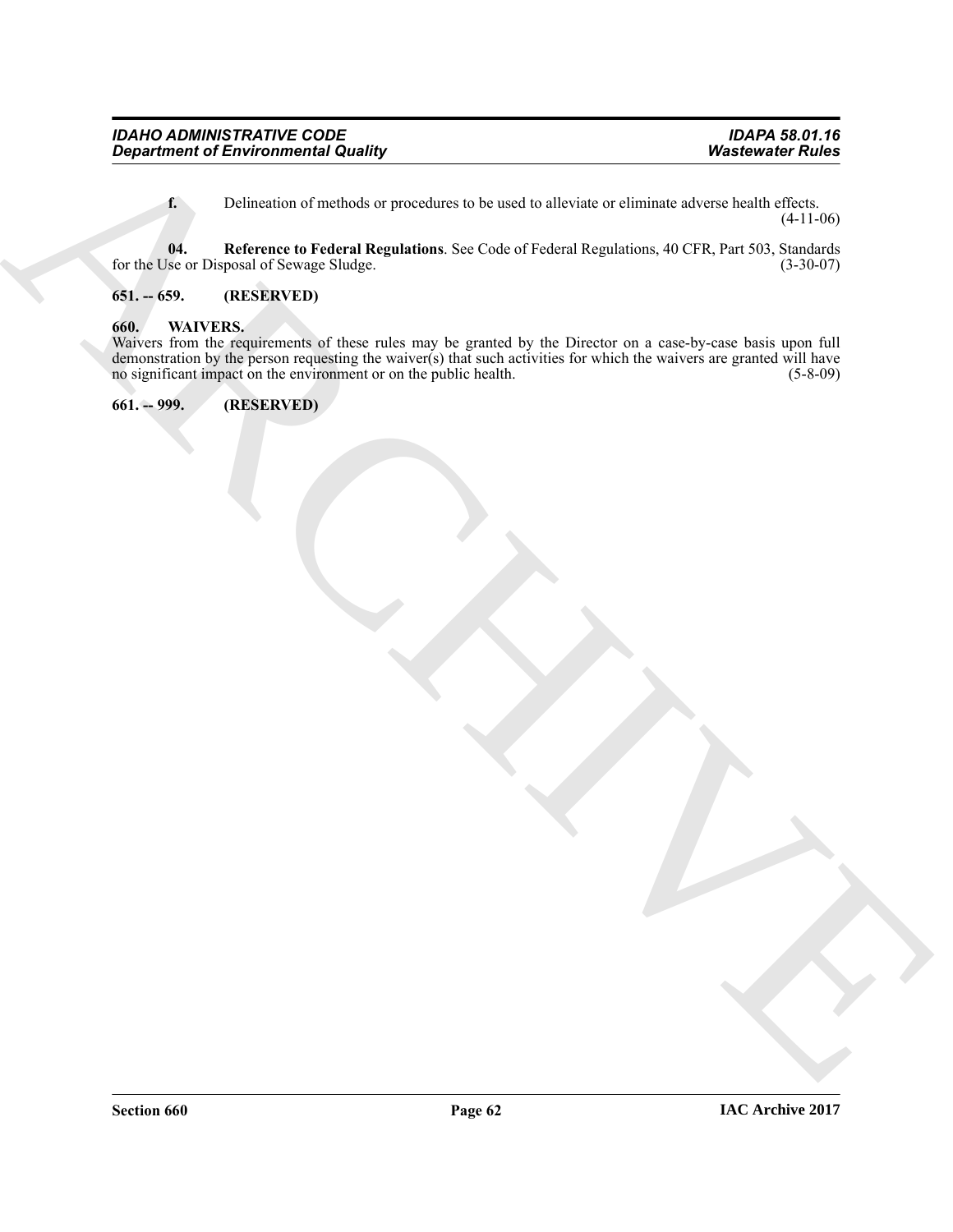**f.** Delineation of methods or procedures to be used to alleviate or eliminate adverse health effects. (4-11-06)

**04. Reference to Federal Regulations**. See Code of Federal Regulations, 40 CFR, Part 503, Standards for the Use or Disposal of Sewage Sludge. (3-30-07)

**651. -- 659. (RESERVED)**

**660. WAIVERS.**

Waivers from the requirements of these rules may be granted by the Director on a case-by-case basis upon full demonstration by the person requesting the waiver(s) that such activities for which the waivers are granted will have no significant impact on the environment or on the public health. (5-8-09)

**661. -- 999. (RESERVED)**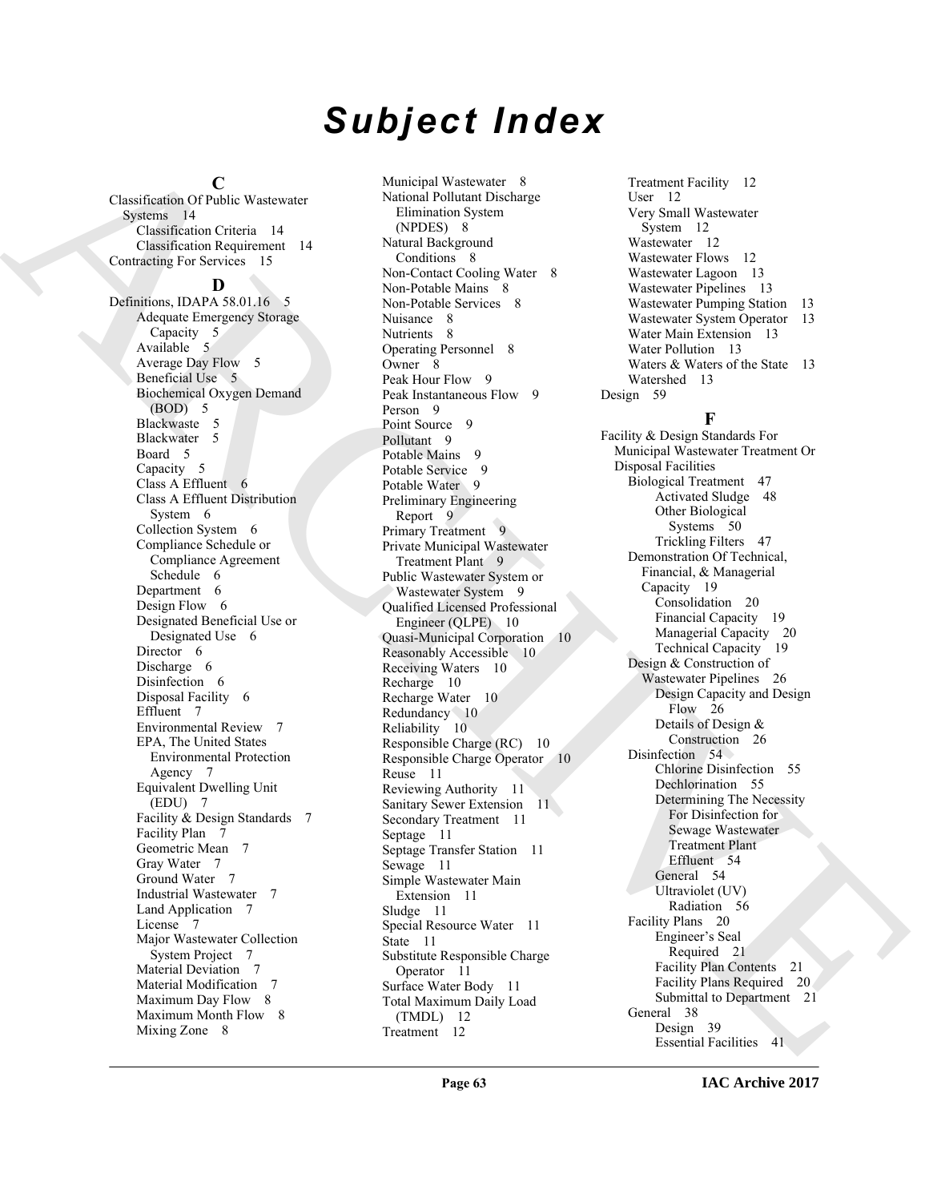# Subject Index

**C**

Classification Of Public Wastewater Systems 14
- Classification Criteria 14
- Classification Requirement 14

Contracting For Services 15

**D**

Definitions, IDAPA 58.01.16 5
- Adequate Emergency Storage Capacity 5
- Available 5
- Average Day Flow 5
- Beneficial Use 5
- Biochemical Oxygen Demand (BOD) 5
- Blackwaste 5
- Blackwater 5
- Board 5
- Capacity 5
- Class A Effluent 6
- Class A Effluent Distribution System 6
- Collection System 6
- Compliance Schedule or Compliance Agreement Schedule 6
- Department 6
- Design Flow 6
- Designated Beneficial Use or Designated Use 6
- Director 6
- Discharge 6
- Disinfection 6
- Disposal Facility 6
- Effluent 7
- Environmental Review 7
- EPA, The United States Environmental Protection Agency 7
- Equivalent Dwelling Unit (EDU) 7
- Facility & Design Standards 7
- Facility Plan 7
- Geometric Mean 7
- Gray Water 7
- Ground Water 7
- Industrial Wastewater 7
- Land Application 7
- License 7
- Major Wastewater Collection System Project 7
- Material Deviation 7
- Material Modification 7
- Maximum Day Flow 8
- Maximum Month Flow 8
- Mixing Zone 8
- Municipal Wastewater 8
- National Pollutant Discharge Elimination System (NPDES) 8
- Natural Background Conditions 8
- Non-Contact Cooling Water 8
- Non-Potable Mains 8
- Non-Potable Services 8
- Nuisance 8
- Nutrients 8
- Operating Personnel 8
- Owner 8
- Peak Hour Flow 9
- Peak Instantaneous Flow 9
- Person 9
- Point Source 9
- Pollutant 9
- Potable Mains 9
- Potable Service 9
- Potable Water 9
- Preliminary Engineering Report 9
- Primary Treatment 9
- Private Municipal Wastewater Treatment Plant 9
- Public Wastewater System or Wastewater System 9
- Qualified Licensed Professional Engineer (QLPE) 10
- Quasi-Municipal Corporation 10
- Reasonably Accessible 10
- Receiving Waters 10
- Recharge 10
- Recharge Water 10
- Redundancy 10
- Reliability 10
- Responsible Charge (RC) 10
- Responsible Charge Operator 10
- Reuse 11
- Reviewing Authority 11
- Sanitary Sewer Extension 11
- Secondary Treatment 11
- Septage 11
- Septage Transfer Station 11
- Sewage 11
- Simple Wastewater Main Extension 11
- Sludge 11
- Special Resource Water 11
- State 11
- Substitute Responsible Charge Operator 11
- Surface Water Body 11
- Total Maximum Daily Load (TMDL) 12
- Treatment 12
- Treatment Facility 12
- User 12
- Very Small Wastewater System 12
- Wastewater 12
- Wastewater Flows 12
- Wastewater Lagoon 13
- Wastewater Pipelines 13
- Wastewater Pumping Station 13
- Wastewater System Operator 13
- Water Main Extension 13
- Water Pollution 13
- Waters & Waters of the State 13
- Watershed 13

Design 59

**F**

Facility & Design Standards For Municipal Wastewater Treatment Or Disposal Facilities
- Biological Treatment 47
  - Activated Sludge 48
  - Other Biological Systems 50
  - Trickling Filters 47
- Demonstration Of Technical, Financial, & Managerial Capacity 19
  - Consolidation 20
  - Financial Capacity 19
  - Managerial Capacity 20
  - Technical Capacity 19
- Design & Construction of Wastewater Pipelines 26
  - Design Capacity and Design Flow 26
  - Details of Design & Construction 26
- Disinfection 54
  - Chlorine Disinfection 55
  - Dechlorination 55
  - Determining The Necessity For Disinfection for Sewage Wastewater Treatment Plant Effluent 54
  - General 54
  - Ultraviolet (UV) Radiation 56
- Facility Plans 20
  - Engineer's Seal Required 21
  - Facility Plan Contents 21
  - Facility Plans Required 20
  - Submittal to Department 21
- General 38
  - Design 39
  - Essential Facilities 41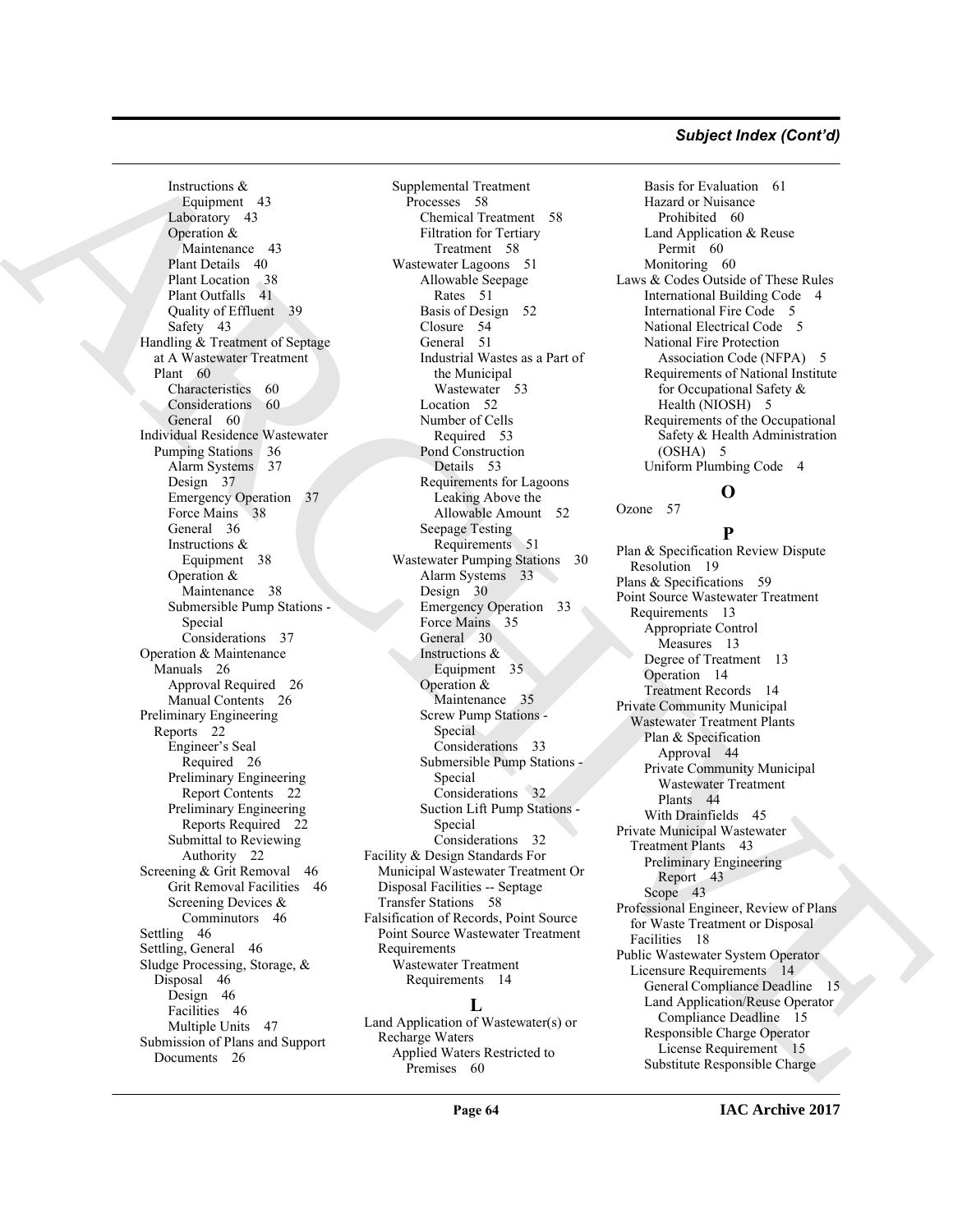Instructions & Equipment 43
Laboratory 43
Operation & Maintenance 43
Plant Details 40
Plant Location 38
Plant Outfalls 41
Quality of Effluent 39
Safety 43

Handling & Treatment of Septage at A Wastewater Treatment Plant 60
Characteristics 60
Considerations 60
General 60

Individual Residence Wastewater Pumping Stations 36
Alarm Systems 37
Design 37
Emergency Operation 37
Force Mains 38
General 36
Instructions & Equipment 38
Operation & Maintenance 38
Submersible Pump Stations - Special Considerations 37

Operation & Maintenance Manuals 26
Approval Required 26
Manual Contents 26

Preliminary Engineering Reports 22
Engineer's Seal Required 26
Preliminary Engineering Report Contents 22
Preliminary Engineering Reports Required 22
Submittal to Reviewing Authority 22

Screening & Grit Removal 46
Grit Removal Facilities 46
Screening Devices & Comminutors 46

Settling 46

Settling, General 46

Sludge Processing, Storage, & Disposal 46
Design 46
Facilities 46
Multiple Units 47

Submission of Plans and Support Documents 26

Supplemental Treatment Processes 58
Chemical Treatment 58
Filtration for Tertiary Treatment 58

Wastewater Lagoons 51
Allowable Seepage Rates 51
Basis of Design 52
Closure 54
General 51
Industrial Wastes as a Part of the Municipal Wastewater 53
Location 52
Number of Cells Required 53
Pond Construction Details 53
Requirements for Lagoons Leaking Above the Allowable Amount 52
Seepage Testing Requirements 51

Wastewater Pumping Stations 30
Alarm Systems 33
Design 30
Emergency Operation 33
Force Mains 35
General 30
Instructions & Equipment 35
Operation & Maintenance 35
Screw Pump Stations - Special Considerations 33
Submersible Pump Stations - Special Considerations 32
Suction Lift Pump Stations - Special Considerations 32

Facility & Design Standards For Municipal Wastewater Treatment Or Disposal Facilities -- Septage Transfer Stations 58

Falsification of Records, Point Source Point Source Wastewater Treatment Requirements
Wastewater Treatment Requirements 14

## L

Land Application of Wastewater(s) or Recharge Waters
Applied Waters Restricted to Premises 60
Basis for Evaluation 61
Hazard or Nuisance Prohibited 60
Land Application & Reuse Permit 60
Monitoring 60

Laws & Codes Outside of These Rules
International Building Code 4
International Fire Code 5
National Electrical Code 5
National Fire Protection Association Code (NFPA) 5
Requirements of National Institute for Occupational Safety & Health (NIOSH) 5
Requirements of the Occupational Safety & Health Administration (OSHA) 5
Uniform Plumbing Code 4

## O

Ozone 57

## P

Plan & Specification Review Dispute Resolution 19

Plans & Specifications 59

Point Source Wastewater Treatment Requirements 13
Appropriate Control Measures 13
Degree of Treatment 13
Operation 14
Treatment Records 14

Private Community Municipal Wastewater Treatment Plants
Plan & Specification Approval 44
Private Community Municipal Wastewater Treatment Plants 44
With Drainfields 45

Private Municipal Wastewater Treatment Plants 43
Preliminary Engineering Report 43
Scope 43

Professional Engineer, Review of Plans for Waste Treatment or Disposal Facilities 18

Public Wastewater System Operator Licensure Requirements 14
General Compliance Deadline 15
Land Application/Reuse Operator Compliance Deadline 15
Responsible Charge Operator License Requirement 15
Substitute Responsible Charge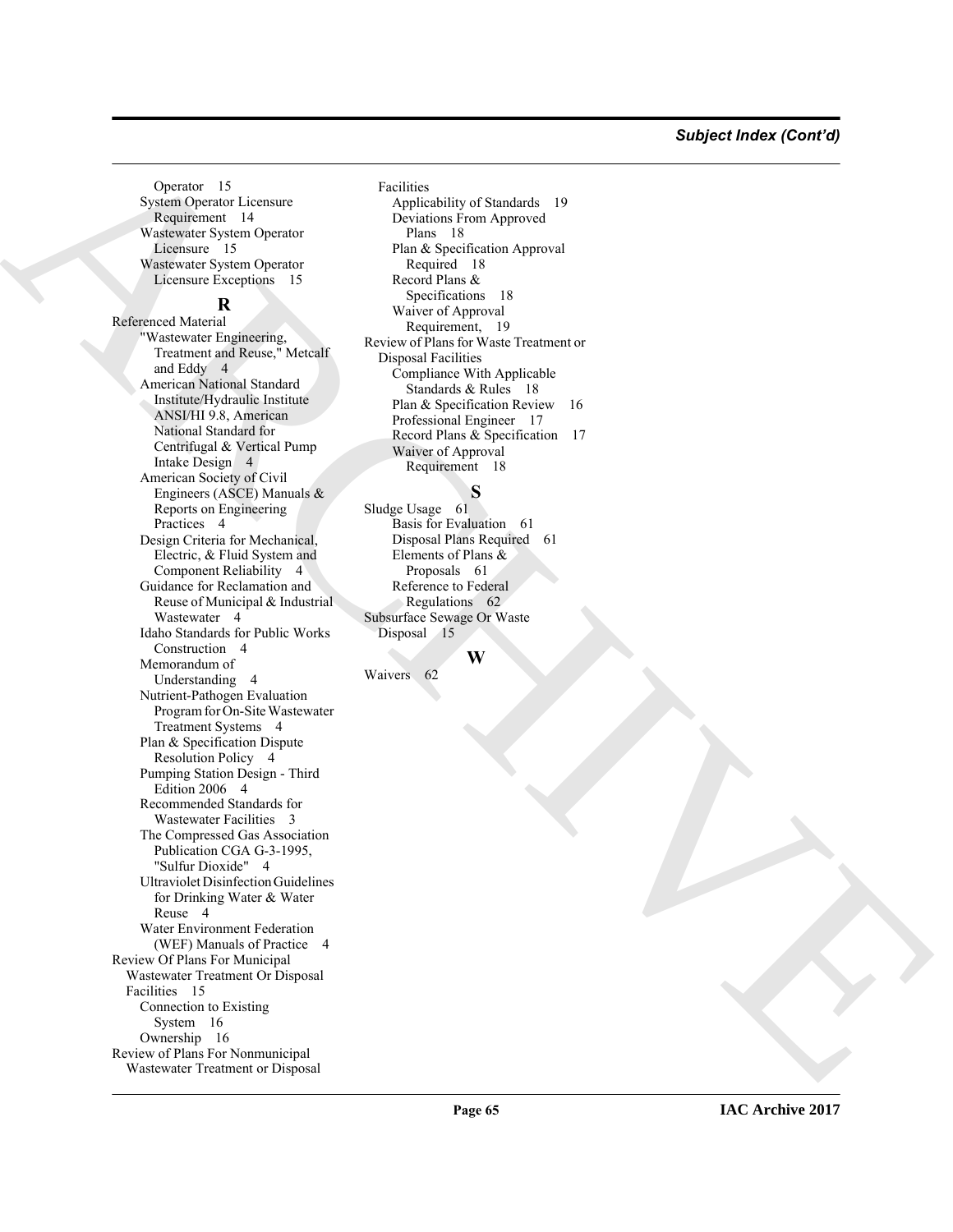Operator 15
System Operator Licensure Requirement 14
Wastewater System Operator Licensure 15
Wastewater System Operator Licensure Exceptions 15

**R**

Referenced Material
"Wastewater Engineering, Treatment and Reuse," Metcalf and Eddy 4
American National Standard Institute/Hydraulic Institute ANSI/HI 9.8, American National Standard for Centrifugal & Vertical Pump Intake Design 4
American Society of Civil Engineers (ASCE) Manuals & Reports on Engineering Practices 4
Design Criteria for Mechanical, Electric, & Fluid System and Component Reliability 4
Guidance for Reclamation and Reuse of Municipal & Industrial Wastewater 4
Idaho Standards for Public Works Construction 4
Memorandum of Understanding 4
Nutrient-Pathogen Evaluation Program for On-Site Wastewater Treatment Systems 4
Plan & Specification Dispute Resolution Policy 4
Pumping Station Design - Third Edition 2006 4
Recommended Standards for Wastewater Facilities 3
The Compressed Gas Association Publication CGA G-3-1995, "Sulfur Dioxide" 4
Ultraviolet Disinfection Guidelines for Drinking Water & Water Reuse 4
Water Environment Federation (WEF) Manuals of Practice 4
Review Of Plans For Municipal Wastewater Treatment Or Disposal Facilities 15
Connection to Existing System 16
Ownership 16
Review of Plans For Nonmunicipal Wastewater Treatment or Disposal Facilities
Applicability of Standards 19
Deviations From Approved Plans 18
Plan & Specification Approval Required 18
Record Plans & Specifications 18
Waiver of Approval Requirement, 19
Review of Plans for Waste Treatment or Disposal Facilities
Compliance With Applicable Standards & Rules 18
Plan & Specification Review 16
Professional Engineer 17
Record Plans & Specification 17
Waiver of Approval Requirement 18

**S**

Sludge Usage 61
Basis for Evaluation 61
Disposal Plans Required 61
Elements of Plans & Proposals 61
Reference to Federal Regulations 62
Subsurface Sewage Or Waste Disposal 15

**W**

Waivers 62